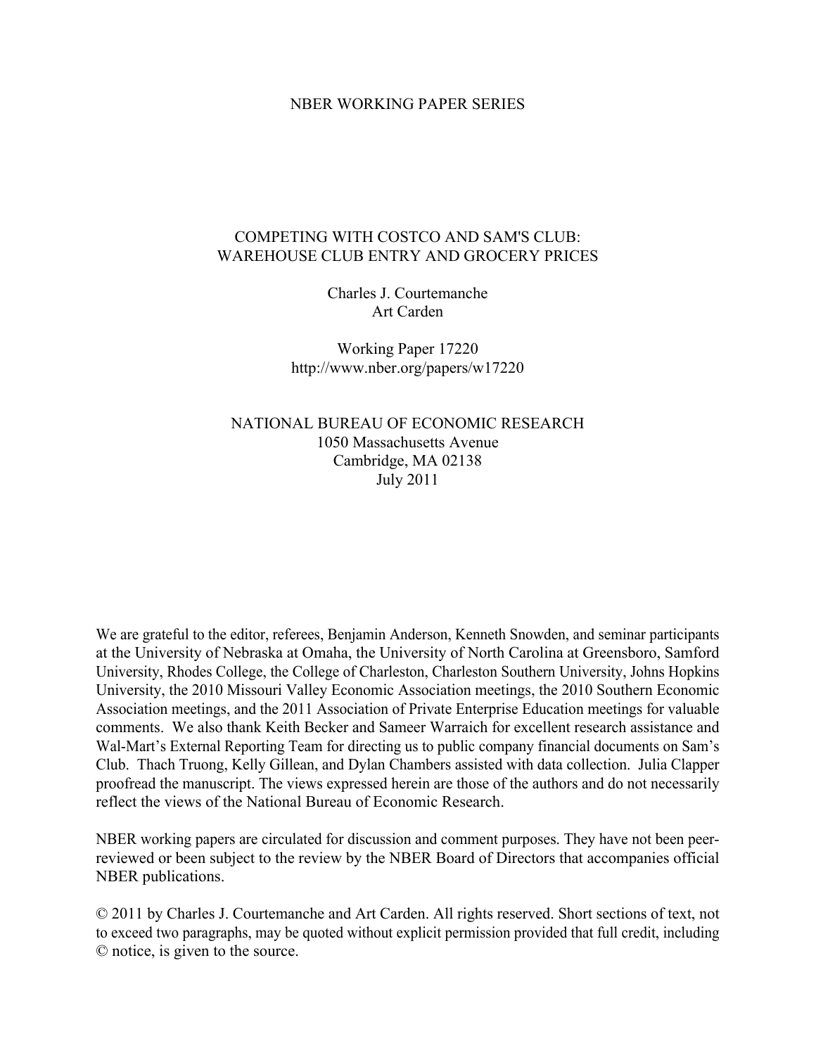NBER WORKING PAPER SERIES

# COMPETING WITH COSTCO AND SAM'S CLUB: WAREHOUSE CLUB ENTRY AND GROCERY PRICES

Charles J. Courtemanche
Art Carden

Working Paper 17220
http://www.nber.org/papers/w17220

NATIONAL BUREAU OF ECONOMIC RESEARCH
1050 Massachusetts Avenue
Cambridge, MA 02138
July 2011

We are grateful to the editor, referees, Benjamin Anderson, Kenneth Snowden, and seminar participants at the University of Nebraska at Omaha, the University of North Carolina at Greensboro, Samford University, Rhodes College, the College of Charleston, Charleston Southern University, Johns Hopkins University, the 2010 Missouri Valley Economic Association meetings, the 2010 Southern Economic Association meetings, and the 2011 Association of Private Enterprise Education meetings for valuable comments. We also thank Keith Becker and Sameer Warraich for excellent research assistance and Wal-Mart's External Reporting Team for directing us to public company financial documents on Sam's Club. Thach Truong, Kelly Gillean, and Dylan Chambers assisted with data collection. Julia Clapper proofread the manuscript. The views expressed herein are those of the authors and do not necessarily reflect the views of the National Bureau of Economic Research.

NBER working papers are circulated for discussion and comment purposes. They have not been peer-reviewed or been subject to the review by the NBER Board of Directors that accompanies official NBER publications.

© 2011 by Charles J. Courtemanche and Art Carden. All rights reserved. Short sections of text, not to exceed two paragraphs, may be quoted without explicit permission provided that full credit, including © notice, is given to the source.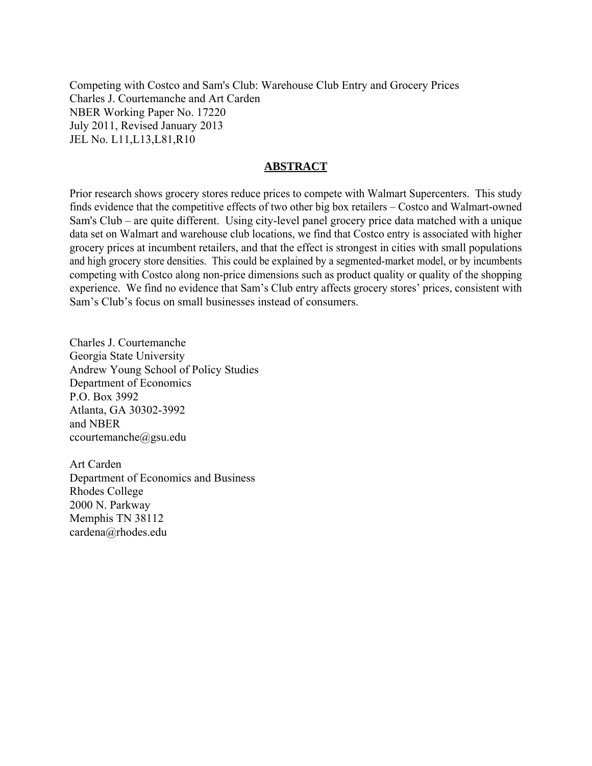Competing with Costco and Sam's Club: Warehouse Club Entry and Grocery Prices
Charles J. Courtemanche and Art Carden
NBER Working Paper No. 17220
July 2011, Revised January 2013
JEL No. L11,L13,L81,R10

## ABSTRACT

Prior research shows grocery stores reduce prices to compete with Walmart Supercenters. This study finds evidence that the competitive effects of two other big box retailers – Costco and Walmart-owned Sam's Club – are quite different. Using city-level panel grocery price data matched with a unique data set on Walmart and warehouse club locations, we find that Costco entry is associated with higher grocery prices at incumbent retailers, and that the effect is strongest in cities with small populations and high grocery store densities. This could be explained by a segmented-market model, or by incumbents competing with Costco along non-price dimensions such as product quality or quality of the shopping experience. We find no evidence that Sam's Club entry affects grocery stores' prices, consistent with Sam's Club's focus on small businesses instead of consumers.

Charles J. Courtemanche
Georgia State University
Andrew Young School of Policy Studies
Department of Economics
P.O. Box 3992
Atlanta, GA 30302-3992
and NBER
ccourtemanche@gsu.edu

Art Carden
Department of Economics and Business
Rhodes College
2000 N. Parkway
Memphis TN 38112
cardena@rhodes.edu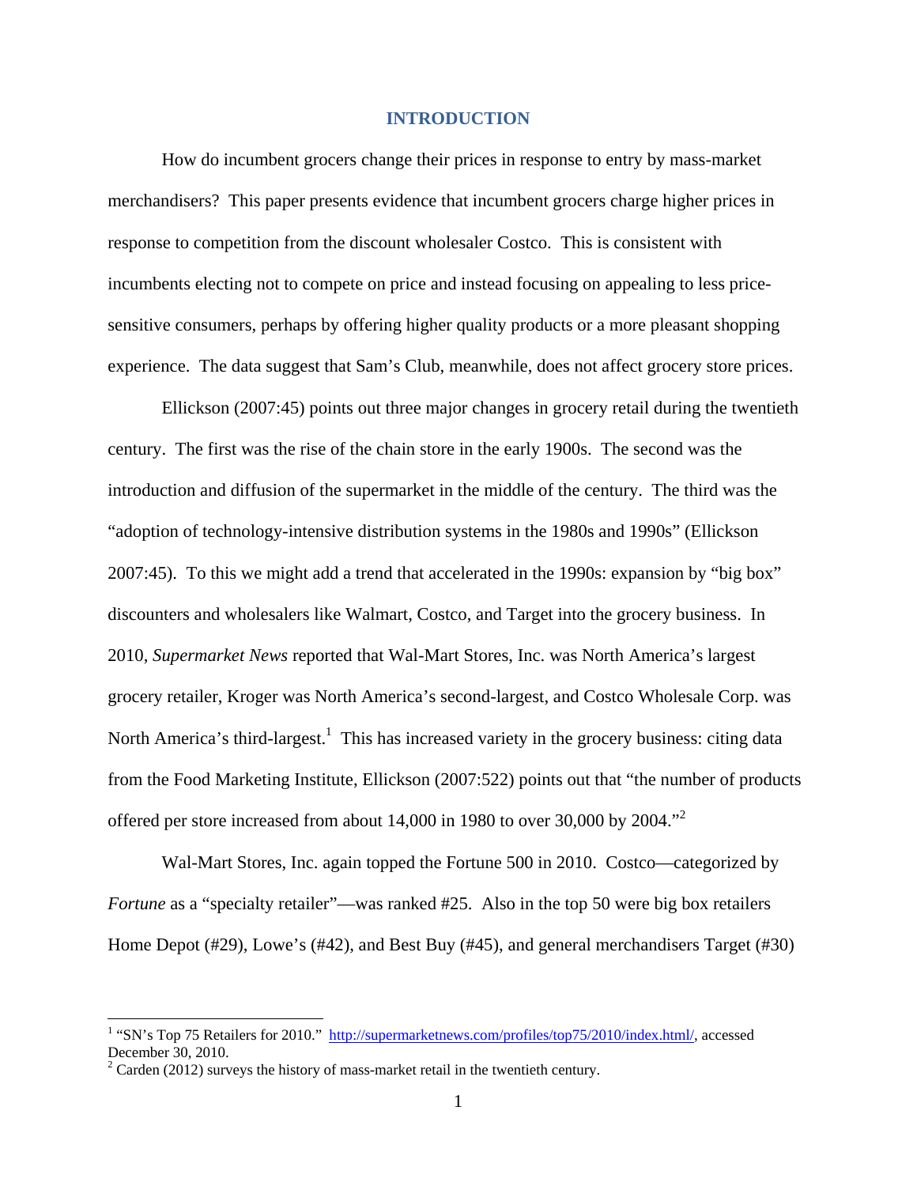# INTRODUCTION

How do incumbent grocers change their prices in response to entry by mass-market merchandisers? This paper presents evidence that incumbent grocers charge higher prices in response to competition from the discount wholesaler Costco. This is consistent with incumbents electing not to compete on price and instead focusing on appealing to less price-sensitive consumers, perhaps by offering higher quality products or a more pleasant shopping experience. The data suggest that Sam's Club, meanwhile, does not affect grocery store prices.

Ellickson (2007:45) points out three major changes in grocery retail during the twentieth century. The first was the rise of the chain store in the early 1900s. The second was the introduction and diffusion of the supermarket in the middle of the century. The third was the "adoption of technology-intensive distribution systems in the 1980s and 1990s" (Ellickson 2007:45). To this we might add a trend that accelerated in the 1990s: expansion by "big box" discounters and wholesalers like Walmart, Costco, and Target into the grocery business. In 2010, *Supermarket News* reported that Wal-Mart Stores, Inc. was North America's largest grocery retailer, Kroger was North America's second-largest, and Costco Wholesale Corp. was North America's third-largest.[1] This has increased variety in the grocery business: citing data from the Food Marketing Institute, Ellickson (2007:522) points out that "the number of products offered per store increased from about 14,000 in 1980 to over 30,000 by 2004."[2]

Wal-Mart Stores, Inc. again topped the Fortune 500 in 2010. Costco—categorized by *Fortune* as a "specialty retailer"—was ranked #25. Also in the top 50 were big box retailers Home Depot (#29), Lowe's (#42), and Best Buy (#45), and general merchandisers Target (#30)

[1] "SN's Top 75 Retailers for 2010." http://supermarketnews.com/profiles/top75/2010/index.html/, accessed December 30, 2010.

[2] Carden (2012) surveys the history of mass-market retail in the twentieth century.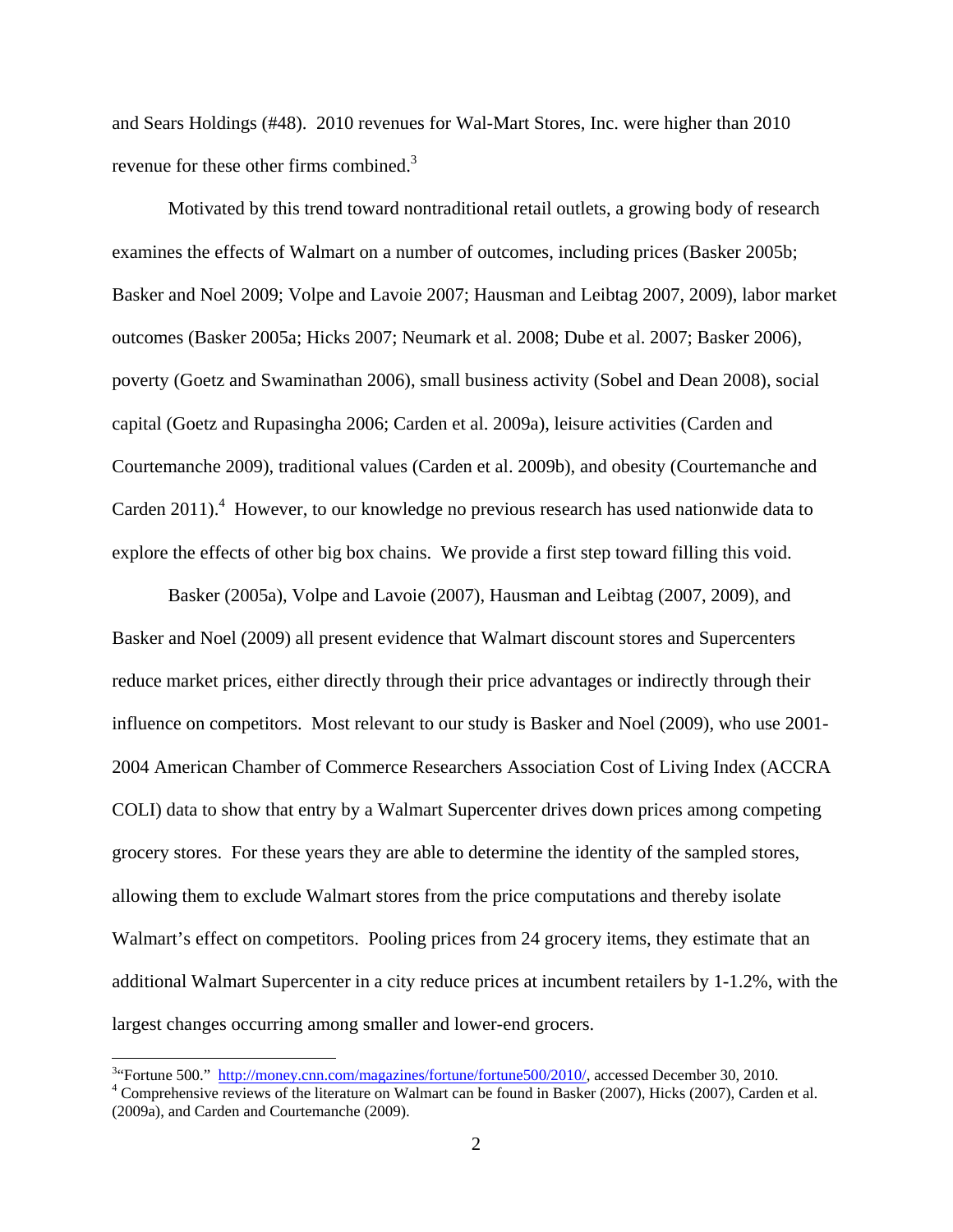and Sears Holdings (#48). 2010 revenues for Wal-Mart Stores, Inc. were higher than 2010 revenue for these other firms combined.[3]

Motivated by this trend toward nontraditional retail outlets, a growing body of research examines the effects of Walmart on a number of outcomes, including prices (Basker 2005b; Basker and Noel 2009; Volpe and Lavoie 2007; Hausman and Leibtag 2007, 2009), labor market outcomes (Basker 2005a; Hicks 2007; Neumark et al. 2008; Dube et al. 2007; Basker 2006), poverty (Goetz and Swaminathan 2006), small business activity (Sobel and Dean 2008), social capital (Goetz and Rupasingha 2006; Carden et al. 2009a), leisure activities (Carden and Courtemanche 2009), traditional values (Carden et al. 2009b), and obesity (Courtemanche and Carden 2011).[4] However, to our knowledge no previous research has used nationwide data to explore the effects of other big box chains. We provide a first step toward filling this void.

Basker (2005a), Volpe and Lavoie (2007), Hausman and Leibtag (2007, 2009), and Basker and Noel (2009) all present evidence that Walmart discount stores and Supercenters reduce market prices, either directly through their price advantages or indirectly through their influence on competitors. Most relevant to our study is Basker and Noel (2009), who use 2001-2004 American Chamber of Commerce Researchers Association Cost of Living Index (ACCRA COLI) data to show that entry by a Walmart Supercenter drives down prices among competing grocery stores. For these years they are able to determine the identity of the sampled stores, allowing them to exclude Walmart stores from the price computations and thereby isolate Walmart's effect on competitors. Pooling prices from 24 grocery items, they estimate that an additional Walmart Supercenter in a city reduce prices at incumbent retailers by 1-1.2%, with the largest changes occurring among smaller and lower-end grocers.

[3] "Fortune 500." http://money.cnn.com/magazines/fortune/fortune500/2010/, accessed December 30, 2010.

[4] Comprehensive reviews of the literature on Walmart can be found in Basker (2007), Hicks (2007), Carden et al. (2009a), and Carden and Courtemanche (2009).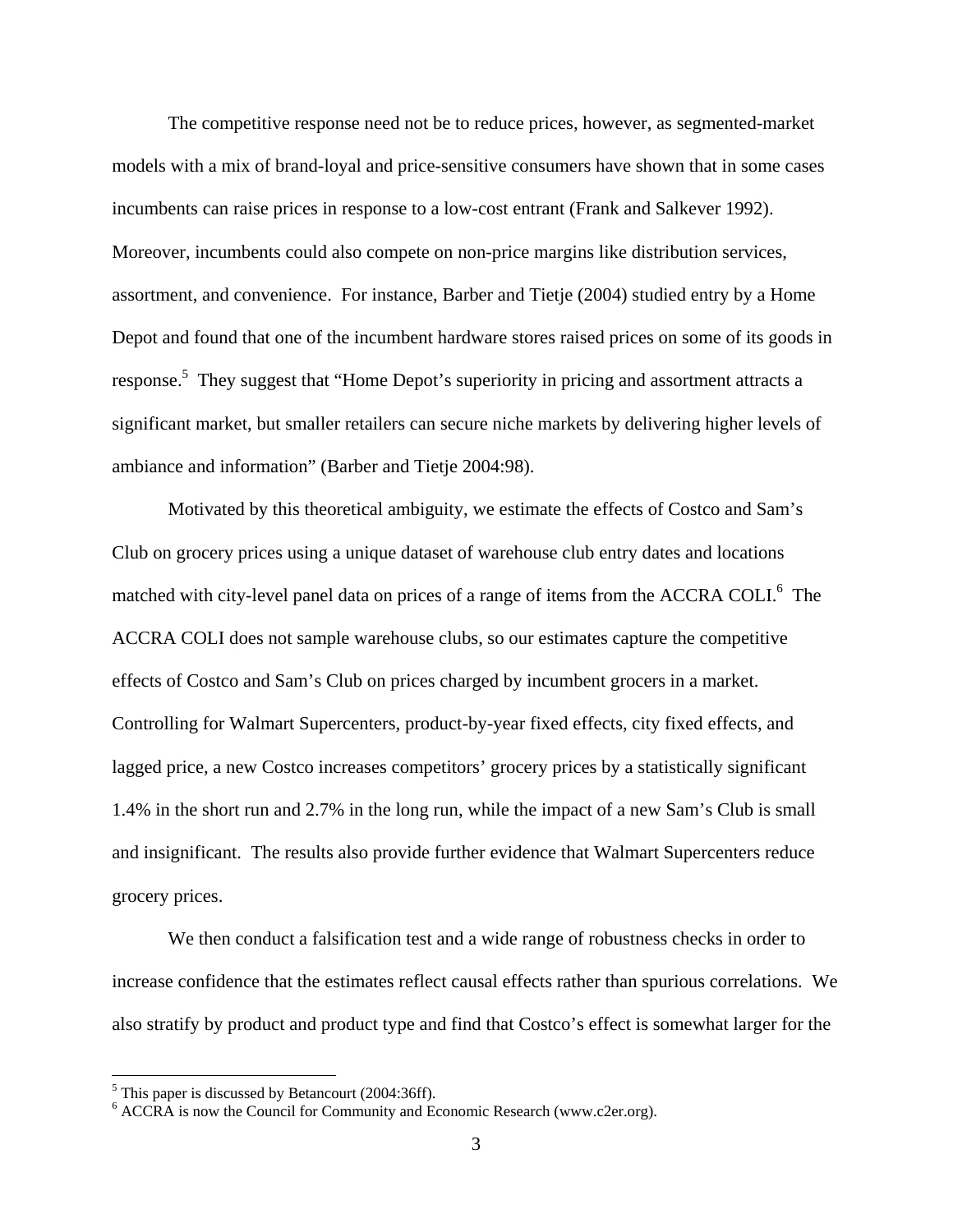The competitive response need not be to reduce prices, however, as segmented-market models with a mix of brand-loyal and price-sensitive consumers have shown that in some cases incumbents can raise prices in response to a low-cost entrant (Frank and Salkever 1992). Moreover, incumbents could also compete on non-price margins like distribution services, assortment, and convenience. For instance, Barber and Tietje (2004) studied entry by a Home Depot and found that one of the incumbent hardware stores raised prices on some of its goods in response.[5] They suggest that "Home Depot's superiority in pricing and assortment attracts a significant market, but smaller retailers can secure niche markets by delivering higher levels of ambiance and information" (Barber and Tietje 2004:98).

Motivated by this theoretical ambiguity, we estimate the effects of Costco and Sam's Club on grocery prices using a unique dataset of warehouse club entry dates and locations matched with city-level panel data on prices of a range of items from the ACCRA COLI.[6] The ACCRA COLI does not sample warehouse clubs, so our estimates capture the competitive effects of Costco and Sam's Club on prices charged by incumbent grocers in a market. Controlling for Walmart Supercenters, product-by-year fixed effects, city fixed effects, and lagged price, a new Costco increases competitors' grocery prices by a statistically significant 1.4% in the short run and 2.7% in the long run, while the impact of a new Sam's Club is small and insignificant. The results also provide further evidence that Walmart Supercenters reduce grocery prices.

We then conduct a falsification test and a wide range of robustness checks in order to increase confidence that the estimates reflect causal effects rather than spurious correlations. We also stratify by product and product type and find that Costco's effect is somewhat larger for the

[5] This paper is discussed by Betancourt (2004:36ff).

[6] ACCRA is now the Council for Community and Economic Research (www.c2er.org).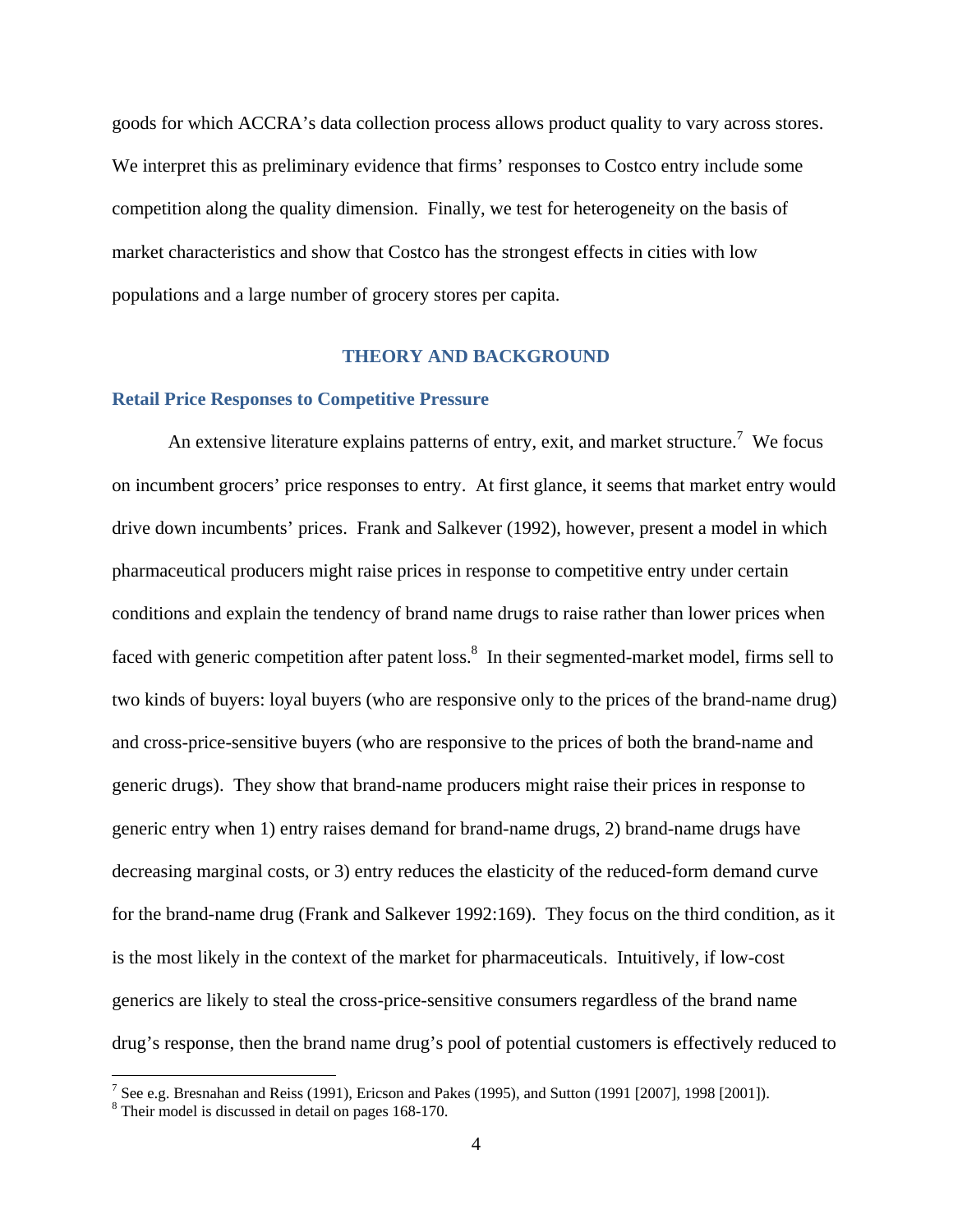goods for which ACCRA's data collection process allows product quality to vary across stores. We interpret this as preliminary evidence that firms' responses to Costco entry include some competition along the quality dimension. Finally, we test for heterogeneity on the basis of market characteristics and show that Costco has the strongest effects in cities with low populations and a large number of grocery stores per capita.

## THEORY AND BACKGROUND

### Retail Price Responses to Competitive Pressure

An extensive literature explains patterns of entry, exit, and market structure.[7] We focus on incumbent grocers' price responses to entry. At first glance, it seems that market entry would drive down incumbents' prices. Frank and Salkever (1992), however, present a model in which pharmaceutical producers might raise prices in response to competitive entry under certain conditions and explain the tendency of brand name drugs to raise rather than lower prices when faced with generic competition after patent loss.[8] In their segmented-market model, firms sell to two kinds of buyers: loyal buyers (who are responsive only to the prices of the brand-name drug) and cross-price-sensitive buyers (who are responsive to the prices of both the brand-name and generic drugs). They show that brand-name producers might raise their prices in response to generic entry when 1) entry raises demand for brand-name drugs, 2) brand-name drugs have decreasing marginal costs, or 3) entry reduces the elasticity of the reduced-form demand curve for the brand-name drug (Frank and Salkever 1992:169). They focus on the third condition, as it is the most likely in the context of the market for pharmaceuticals. Intuitively, if low-cost generics are likely to steal the cross-price-sensitive consumers regardless of the brand name drug's response, then the brand name drug's pool of potential customers is effectively reduced to

[7] See e.g. Bresnahan and Reiss (1991), Ericson and Pakes (1995), and Sutton (1991 [2007], 1998 [2001]).

[8] Their model is discussed in detail on pages 168-170.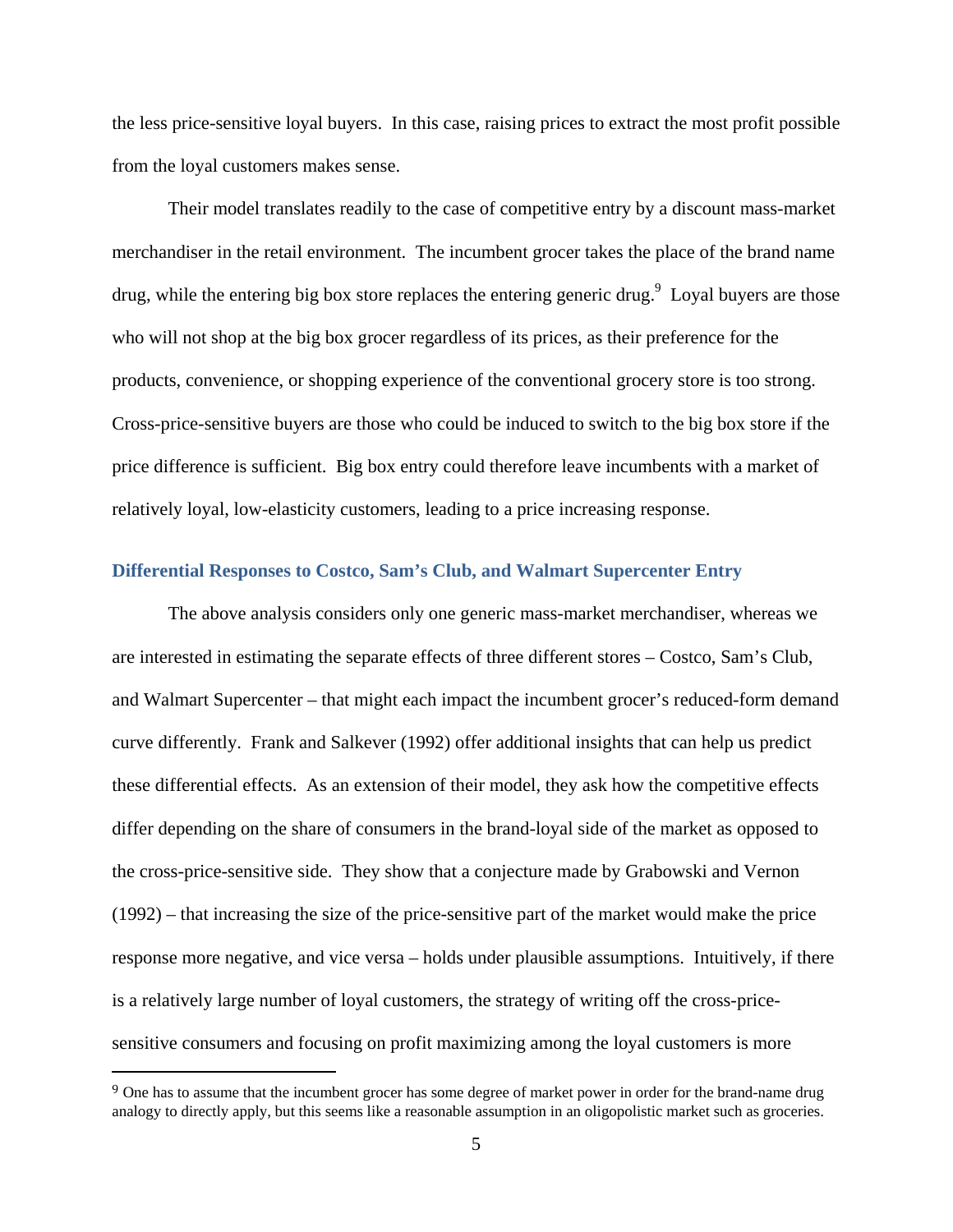the less price-sensitive loyal buyers. In this case, raising prices to extract the most profit possible from the loyal customers makes sense.

Their model translates readily to the case of competitive entry by a discount mass-market merchandiser in the retail environment. The incumbent grocer takes the place of the brand name drug, while the entering big box store replaces the entering generic drug.[9] Loyal buyers are those who will not shop at the big box grocer regardless of its prices, as their preference for the products, convenience, or shopping experience of the conventional grocery store is too strong. Cross-price-sensitive buyers are those who could be induced to switch to the big box store if the price difference is sufficient. Big box entry could therefore leave incumbents with a market of relatively loyal, low-elasticity customers, leading to a price increasing response.

### Differential Responses to Costco, Sam's Club, and Walmart Supercenter Entry

The above analysis considers only one generic mass-market merchandiser, whereas we are interested in estimating the separate effects of three different stores – Costco, Sam's Club, and Walmart Supercenter – that might each impact the incumbent grocer's reduced-form demand curve differently. Frank and Salkever (1992) offer additional insights that can help us predict these differential effects. As an extension of their model, they ask how the competitive effects differ depending on the share of consumers in the brand-loyal side of the market as opposed to the cross-price-sensitive side. They show that a conjecture made by Grabowski and Vernon (1992) – that increasing the size of the price-sensitive part of the market would make the price response more negative, and vice versa – holds under plausible assumptions. Intuitively, if there is a relatively large number of loyal customers, the strategy of writing off the cross-price-sensitive consumers and focusing on profit maximizing among the loyal customers is more

[9] One has to assume that the incumbent grocer has some degree of market power in order for the brand-name drug analogy to directly apply, but this seems like a reasonable assumption in an oligopolistic market such as groceries.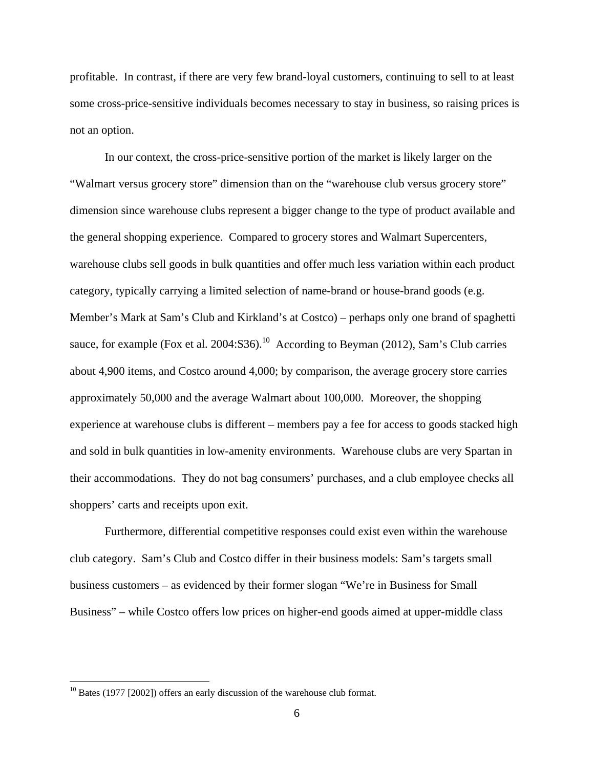profitable. In contrast, if there are very few brand-loyal customers, continuing to sell to at least some cross-price-sensitive individuals becomes necessary to stay in business, so raising prices is not an option.

In our context, the cross-price-sensitive portion of the market is likely larger on the "Walmart versus grocery store" dimension than on the "warehouse club versus grocery store" dimension since warehouse clubs represent a bigger change to the type of product available and the general shopping experience. Compared to grocery stores and Walmart Supercenters, warehouse clubs sell goods in bulk quantities and offer much less variation within each product category, typically carrying a limited selection of name-brand or house-brand goods (e.g. Member's Mark at Sam's Club and Kirkland's at Costco) – perhaps only one brand of spaghetti sauce, for example (Fox et al. 2004:S36).[10] According to Beyman (2012), Sam's Club carries about 4,900 items, and Costco around 4,000; by comparison, the average grocery store carries approximately 50,000 and the average Walmart about 100,000. Moreover, the shopping experience at warehouse clubs is different – members pay a fee for access to goods stacked high and sold in bulk quantities in low-amenity environments. Warehouse clubs are very Spartan in their accommodations. They do not bag consumers' purchases, and a club employee checks all shoppers' carts and receipts upon exit.

Furthermore, differential competitive responses could exist even within the warehouse club category. Sam's Club and Costco differ in their business models: Sam's targets small business customers – as evidenced by their former slogan "We're in Business for Small Business" – while Costco offers low prices on higher-end goods aimed at upper-middle class

[10] Bates (1977 [2002]) offers an early discussion of the warehouse club format.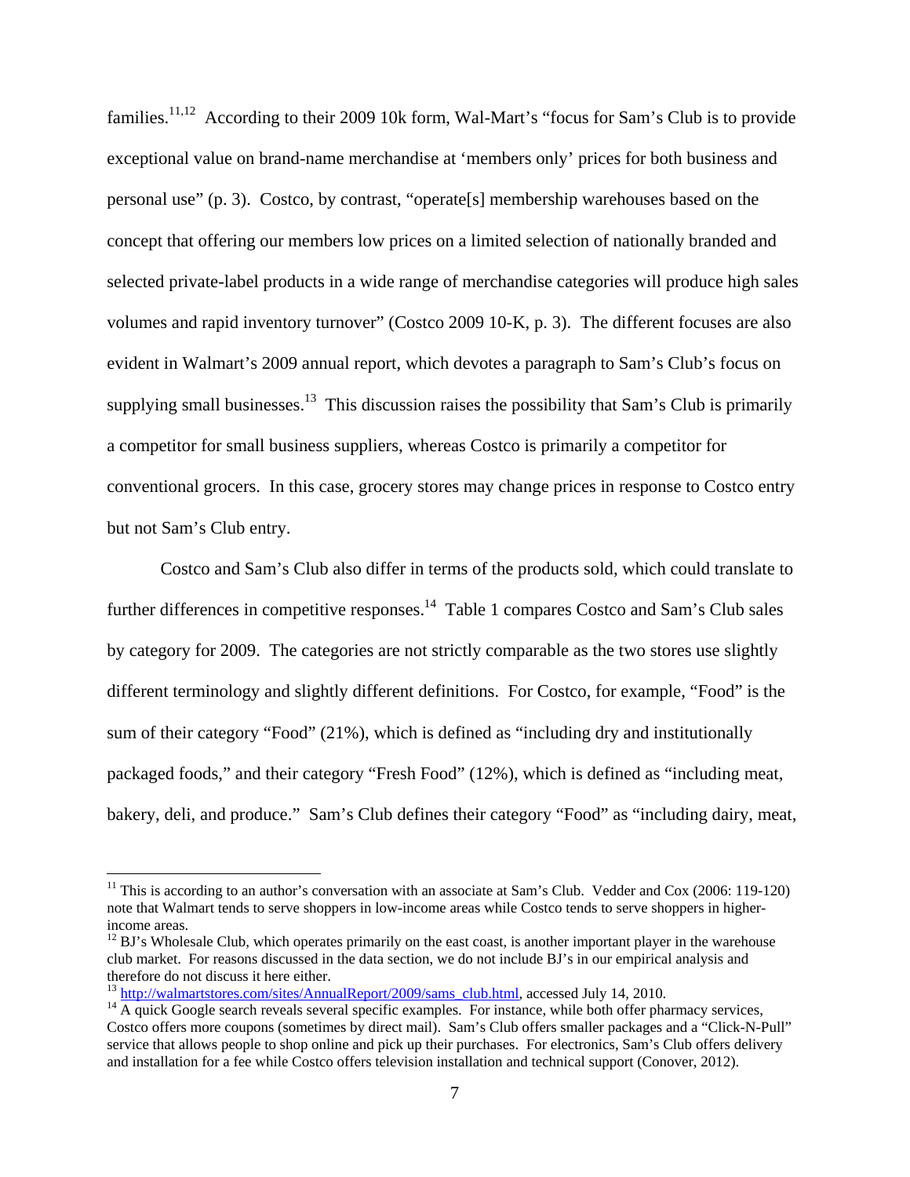families.[11,12] According to their 2009 10k form, Wal-Mart's "focus for Sam's Club is to provide exceptional value on brand-name merchandise at 'members only' prices for both business and personal use" (p. 3). Costco, by contrast, "operate[s] membership warehouses based on the concept that offering our members low prices on a limited selection of nationally branded and selected private-label products in a wide range of merchandise categories will produce high sales volumes and rapid inventory turnover" (Costco 2009 10-K, p. 3). The different focuses are also evident in Walmart's 2009 annual report, which devotes a paragraph to Sam's Club's focus on supplying small businesses.[13] This discussion raises the possibility that Sam's Club is primarily a competitor for small business suppliers, whereas Costco is primarily a competitor for conventional grocers. In this case, grocery stores may change prices in response to Costco entry but not Sam's Club entry.

Costco and Sam's Club also differ in terms of the products sold, which could translate to further differences in competitive responses.[14] Table 1 compares Costco and Sam's Club sales by category for 2009. The categories are not strictly comparable as the two stores use slightly different terminology and slightly different definitions. For Costco, for example, "Food" is the sum of their category "Food" (21%), which is defined as "including dry and institutionally packaged foods," and their category "Fresh Food" (12%), which is defined as "including meat, bakery, deli, and produce." Sam's Club defines their category "Food" as "including dairy, meat,

---

[11] This is according to an author's conversation with an associate at Sam's Club. Vedder and Cox (2006: 119-120) note that Walmart tends to serve shoppers in low-income areas while Costco tends to serve shoppers in higher-income areas.

[12] BJ's Wholesale Club, which operates primarily on the east coast, is another important player in the warehouse club market. For reasons discussed in the data section, we do not include BJ's in our empirical analysis and therefore do not discuss it here either.

[13] http://walmartstores.com/sites/AnnualReport/2009/sams_club.html, accessed July 14, 2010.

[14] A quick Google search reveals several specific examples. For instance, while both offer pharmacy services, Costco offers more coupons (sometimes by direct mail). Sam's Club offers smaller packages and a "Click-N-Pull" service that allows people to shop online and pick up their purchases. For electronics, Sam's Club offers delivery and installation for a fee while Costco offers television installation and technical support (Conover, 2012).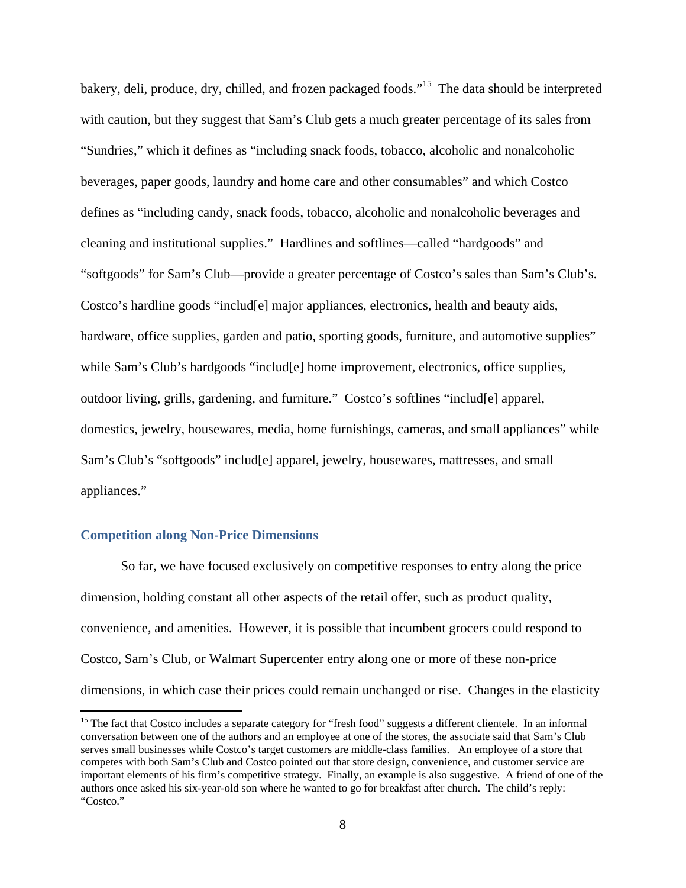bakery, deli, produce, dry, chilled, and frozen packaged foods."[15] The data should be interpreted with caution, but they suggest that Sam's Club gets a much greater percentage of its sales from "Sundries," which it defines as "including snack foods, tobacco, alcoholic and nonalcoholic beverages, paper goods, laundry and home care and other consumables" and which Costco defines as "including candy, snack foods, tobacco, alcoholic and nonalcoholic beverages and cleaning and institutional supplies." Hardlines and softlines—called "hardgoods" and "softgoods" for Sam's Club—provide a greater percentage of Costco's sales than Sam's Club's. Costco's hardline goods "includ[e] major appliances, electronics, health and beauty aids, hardware, office supplies, garden and patio, sporting goods, furniture, and automotive supplies" while Sam's Club's hardgoods "includ[e] home improvement, electronics, office supplies, outdoor living, grills, gardening, and furniture." Costco's softlines "includ[e] apparel, domestics, jewelry, housewares, media, home furnishings, cameras, and small appliances" while Sam's Club's "softgoods" includ[e] apparel, jewelry, housewares, mattresses, and small appliances."

### Competition along Non-Price Dimensions

So far, we have focused exclusively on competitive responses to entry along the price dimension, holding constant all other aspects of the retail offer, such as product quality, convenience, and amenities. However, it is possible that incumbent grocers could respond to Costco, Sam's Club, or Walmart Supercenter entry along one or more of these non-price dimensions, in which case their prices could remain unchanged or rise. Changes in the elasticity

---

[15] The fact that Costco includes a separate category for "fresh food" suggests a different clientele. In an informal conversation between one of the authors and an employee at one of the stores, the associate said that Sam's Club serves small businesses while Costco's target customers are middle-class families. An employee of a store that competes with both Sam's Club and Costco pointed out that store design, convenience, and customer service are important elements of his firm's competitive strategy. Finally, an example is also suggestive. A friend of one of the authors once asked his six-year-old son where he wanted to go for breakfast after church. The child's reply: "Costco."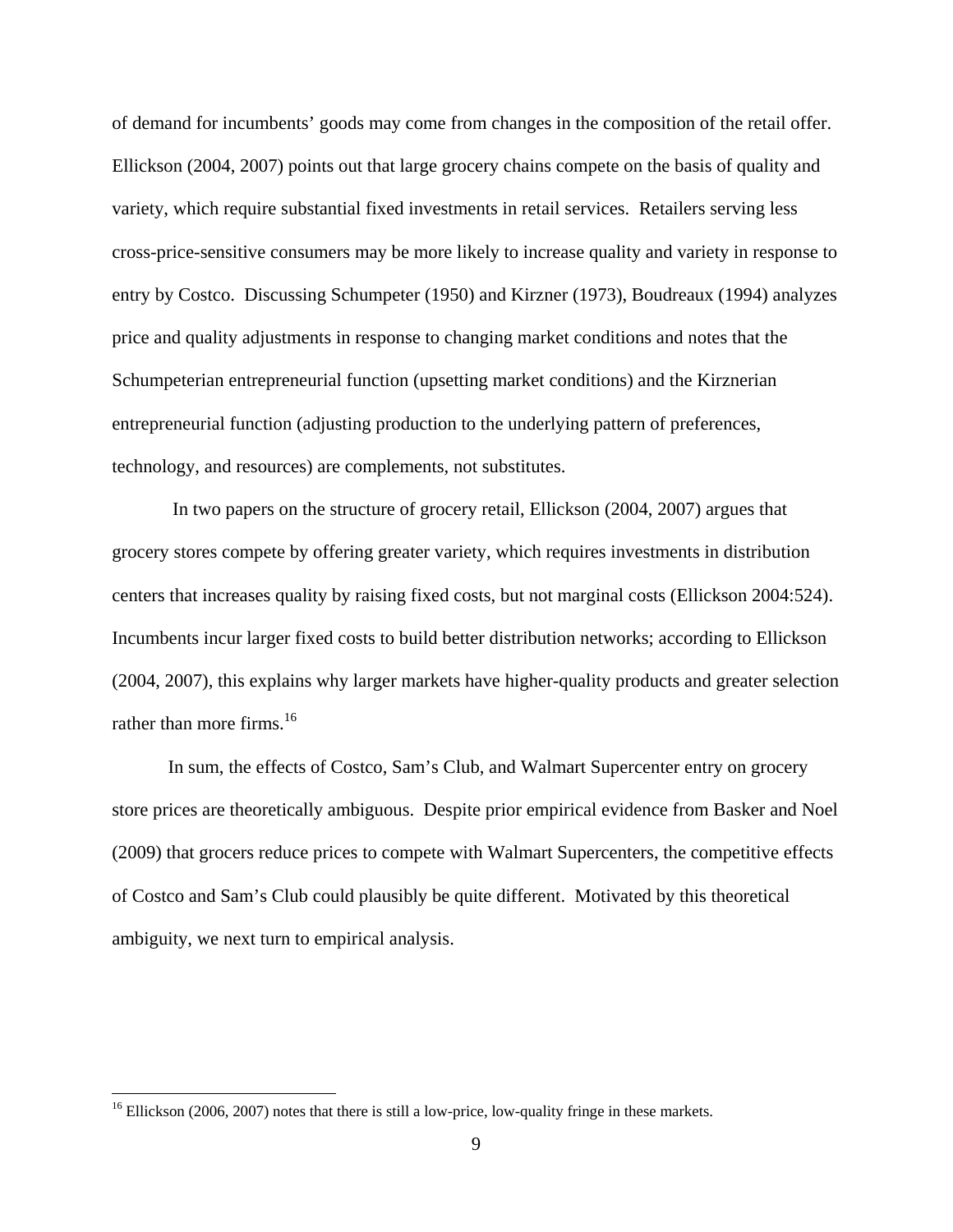of demand for incumbents' goods may come from changes in the composition of the retail offer. Ellickson (2004, 2007) points out that large grocery chains compete on the basis of quality and variety, which require substantial fixed investments in retail services. Retailers serving less cross-price-sensitive consumers may be more likely to increase quality and variety in response to entry by Costco. Discussing Schumpeter (1950) and Kirzner (1973), Boudreaux (1994) analyzes price and quality adjustments in response to changing market conditions and notes that the Schumpeterian entrepreneurial function (upsetting market conditions) and the Kirznerian entrepreneurial function (adjusting production to the underlying pattern of preferences, technology, and resources) are complements, not substitutes.

In two papers on the structure of grocery retail, Ellickson (2004, 2007) argues that grocery stores compete by offering greater variety, which requires investments in distribution centers that increases quality by raising fixed costs, but not marginal costs (Ellickson 2004:524). Incumbents incur larger fixed costs to build better distribution networks; according to Ellickson (2004, 2007), this explains why larger markets have higher-quality products and greater selection rather than more firms.[16]

In sum, the effects of Costco, Sam's Club, and Walmart Supercenter entry on grocery store prices are theoretically ambiguous. Despite prior empirical evidence from Basker and Noel (2009) that grocers reduce prices to compete with Walmart Supercenters, the competitive effects of Costco and Sam's Club could plausibly be quite different. Motivated by this theoretical ambiguity, we next turn to empirical analysis.

[16] Ellickson (2006, 2007) notes that there is still a low-price, low-quality fringe in these markets.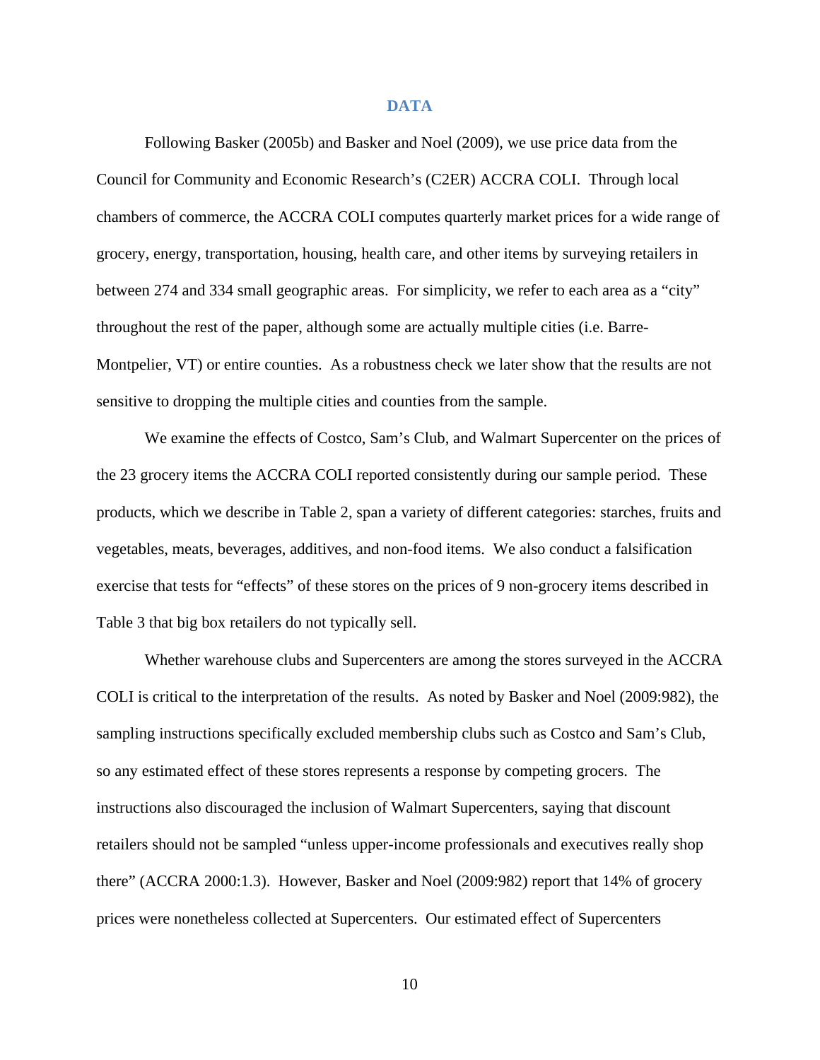## DATA

Following Basker (2005b) and Basker and Noel (2009), we use price data from the Council for Community and Economic Research's (C2ER) ACCRA COLI. Through local chambers of commerce, the ACCRA COLI computes quarterly market prices for a wide range of grocery, energy, transportation, housing, health care, and other items by surveying retailers in between 274 and 334 small geographic areas. For simplicity, we refer to each area as a "city" throughout the rest of the paper, although some are actually multiple cities (i.e. Barre-Montpelier, VT) or entire counties. As a robustness check we later show that the results are not sensitive to dropping the multiple cities and counties from the sample.

We examine the effects of Costco, Sam's Club, and Walmart Supercenter on the prices of the 23 grocery items the ACCRA COLI reported consistently during our sample period. These products, which we describe in Table 2, span a variety of different categories: starches, fruits and vegetables, meats, beverages, additives, and non-food items. We also conduct a falsification exercise that tests for "effects" of these stores on the prices of 9 non-grocery items described in Table 3 that big box retailers do not typically sell.

Whether warehouse clubs and Supercenters are among the stores surveyed in the ACCRA COLI is critical to the interpretation of the results. As noted by Basker and Noel (2009:982), the sampling instructions specifically excluded membership clubs such as Costco and Sam's Club, so any estimated effect of these stores represents a response by competing grocers. The instructions also discouraged the inclusion of Walmart Supercenters, saying that discount retailers should not be sampled "unless upper-income professionals and executives really shop there" (ACCRA 2000:1.3). However, Basker and Noel (2009:982) report that 14% of grocery prices were nonetheless collected at Supercenters. Our estimated effect of Supercenters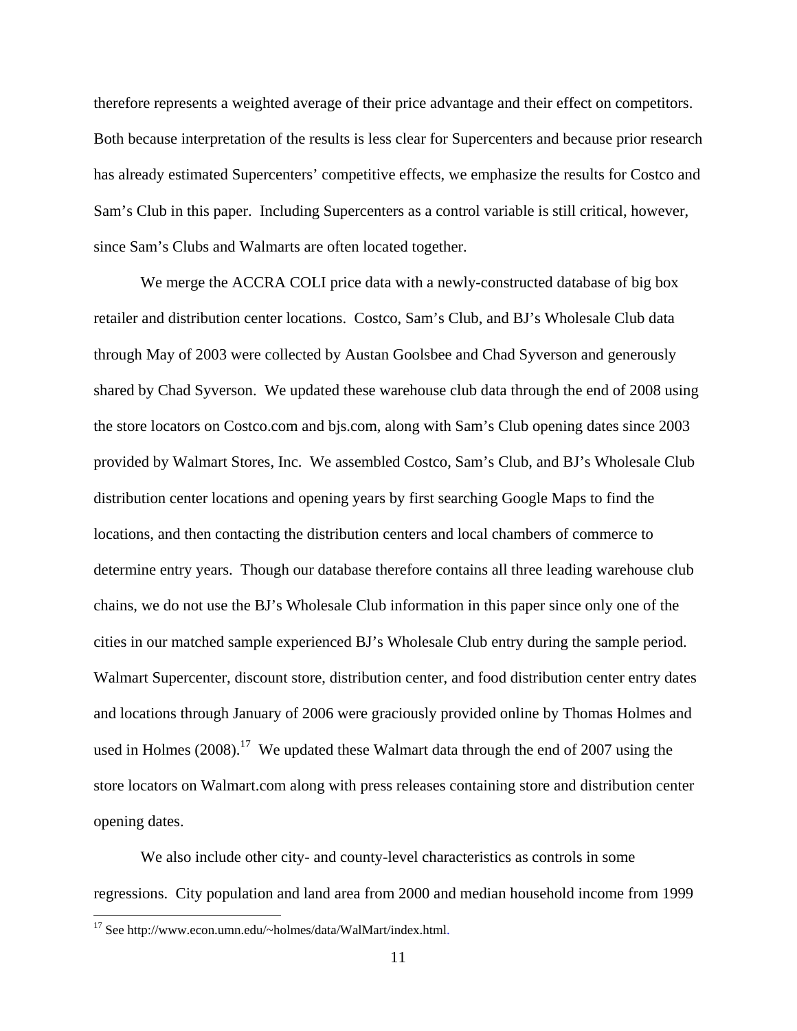therefore represents a weighted average of their price advantage and their effect on competitors. Both because interpretation of the results is less clear for Supercenters and because prior research has already estimated Supercenters' competitive effects, we emphasize the results for Costco and Sam's Club in this paper. Including Supercenters as a control variable is still critical, however, since Sam's Clubs and Walmarts are often located together.

We merge the ACCRA COLI price data with a newly-constructed database of big box retailer and distribution center locations. Costco, Sam's Club, and BJ's Wholesale Club data through May of 2003 were collected by Austan Goolsbee and Chad Syverson and generously shared by Chad Syverson. We updated these warehouse club data through the end of 2008 using the store locators on Costco.com and bjs.com, along with Sam's Club opening dates since 2003 provided by Walmart Stores, Inc. We assembled Costco, Sam's Club, and BJ's Wholesale Club distribution center locations and opening years by first searching Google Maps to find the locations, and then contacting the distribution centers and local chambers of commerce to determine entry years. Though our database therefore contains all three leading warehouse club chains, we do not use the BJ's Wholesale Club information in this paper since only one of the cities in our matched sample experienced BJ's Wholesale Club entry during the sample period. Walmart Supercenter, discount store, distribution center, and food distribution center entry dates and locations through January of 2006 were graciously provided online by Thomas Holmes and used in Holmes (2008).[17] We updated these Walmart data through the end of 2007 using the store locators on Walmart.com along with press releases containing store and distribution center opening dates.

We also include other city- and county-level characteristics as controls in some regressions. City population and land area from 2000 and median household income from 1999

[17] See http://www.econ.umn.edu/~holmes/data/WalMart/index.html.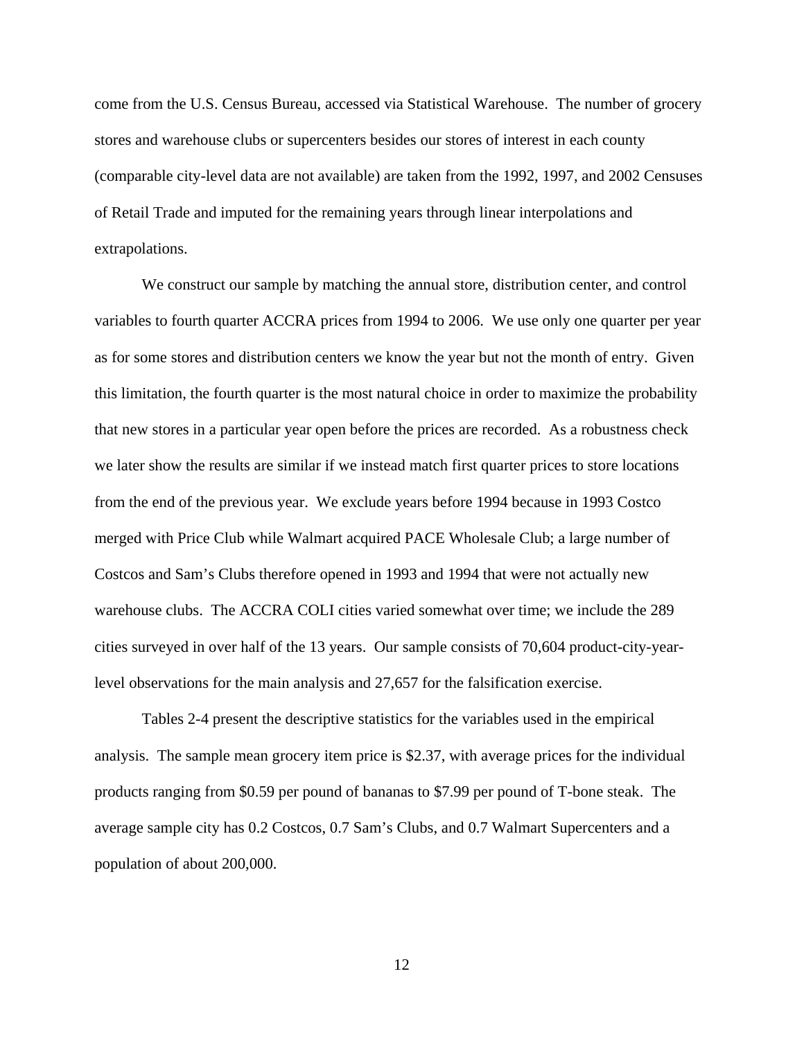come from the U.S. Census Bureau, accessed via Statistical Warehouse. The number of grocery stores and warehouse clubs or supercenters besides our stores of interest in each county (comparable city-level data are not available) are taken from the 1992, 1997, and 2002 Censuses of Retail Trade and imputed for the remaining years through linear interpolations and extrapolations.

We construct our sample by matching the annual store, distribution center, and control variables to fourth quarter ACCRA prices from 1994 to 2006. We use only one quarter per year as for some stores and distribution centers we know the year but not the month of entry. Given this limitation, the fourth quarter is the most natural choice in order to maximize the probability that new stores in a particular year open before the prices are recorded. As a robustness check we later show the results are similar if we instead match first quarter prices to store locations from the end of the previous year. We exclude years before 1994 because in 1993 Costco merged with Price Club while Walmart acquired PACE Wholesale Club; a large number of Costcos and Sam's Clubs therefore opened in 1993 and 1994 that were not actually new warehouse clubs. The ACCRA COLI cities varied somewhat over time; we include the 289 cities surveyed in over half of the 13 years. Our sample consists of 70,604 product-city-year-level observations for the main analysis and 27,657 for the falsification exercise.

Tables 2-4 present the descriptive statistics for the variables used in the empirical analysis. The sample mean grocery item price is \$2.37, with average prices for the individual products ranging from \$0.59 per pound of bananas to \$7.99 per pound of T-bone steak. The average sample city has 0.2 Costcos, 0.7 Sam's Clubs, and 0.7 Walmart Supercenters and a population of about 200,000.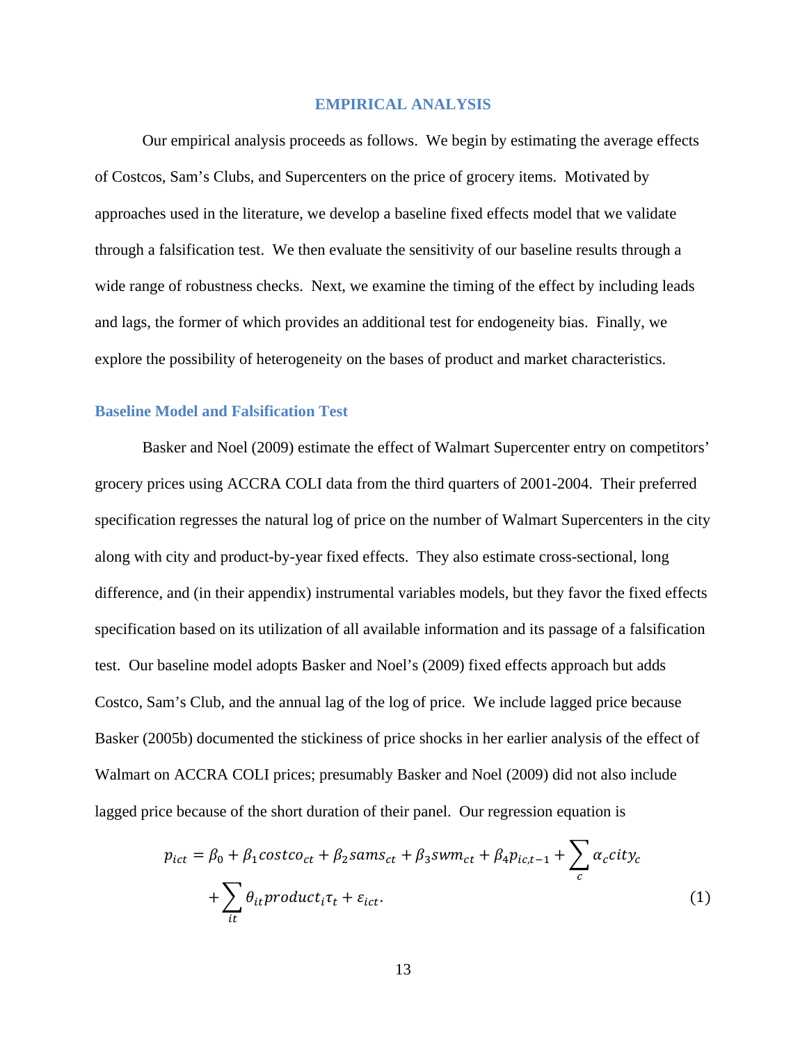## EMPIRICAL ANALYSIS

Our empirical analysis proceeds as follows. We begin by estimating the average effects of Costcos, Sam's Clubs, and Supercenters on the price of grocery items. Motivated by approaches used in the literature, we develop a baseline fixed effects model that we validate through a falsification test. We then evaluate the sensitivity of our baseline results through a wide range of robustness checks. Next, we examine the timing of the effect by including leads and lags, the former of which provides an additional test for endogeneity bias. Finally, we explore the possibility of heterogeneity on the bases of product and market characteristics.

### Baseline Model and Falsification Test

Basker and Noel (2009) estimate the effect of Walmart Supercenter entry on competitors' grocery prices using ACCRA COLI data from the third quarters of 2001-2004. Their preferred specification regresses the natural log of price on the number of Walmart Supercenters in the city along with city and product-by-year fixed effects. They also estimate cross-sectional, long difference, and (in their appendix) instrumental variables models, but they favor the fixed effects specification based on its utilization of all available information and its passage of a falsification test. Our baseline model adopts Basker and Noel's (2009) fixed effects approach but adds Costco, Sam's Club, and the annual lag of the log of price. We include lagged price because Basker (2005b) documented the stickiness of price shocks in her earlier analysis of the effect of Walmart on ACCRA COLI prices; presumably Basker and Noel (2009) did not also include lagged price because of the short duration of their panel. Our regression equation is

$$p_{ict} = \beta_0 + \beta_1 costco_{ct} + \beta_2 sams_{ct} + \beta_3 swm_{ct} + \beta_4 p_{ic,t-1} + \sum_{c} \alpha_c city_c + \sum_{it} \theta_{it} product_i \tau_t + \varepsilon_{ict}. \tag{1}$$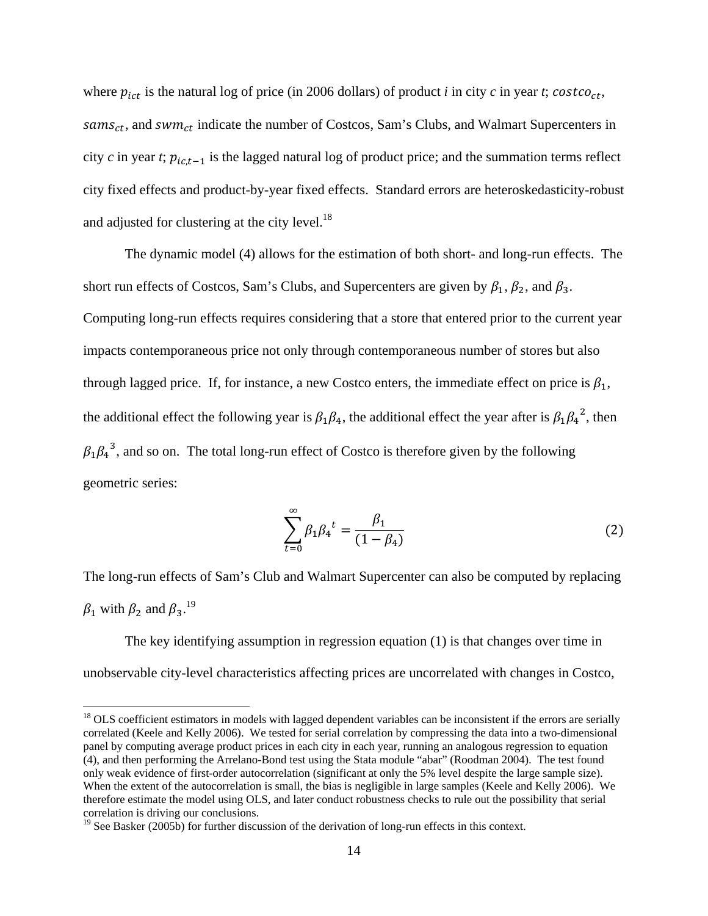where $p_{ict}$ is the natural log of price (in 2006 dollars) of product *i* in city *c* in year *t*; $costco_{ct}$, $sams_{ct}$, and $swm_{ct}$ indicate the number of Costcos, Sam's Clubs, and Walmart Supercenters in city *c* in year *t*; $p_{ic,t-1}$ is the lagged natural log of product price; and the summation terms reflect city fixed effects and product-by-year fixed effects. Standard errors are heteroskedasticity-robust and adjusted for clustering at the city level.[18]

The dynamic model (4) allows for the estimation of both short- and long-run effects. The short run effects of Costcos, Sam's Clubs, and Supercenters are given by $\beta_1$, $\beta_2$, and $\beta_3$. Computing long-run effects requires considering that a store that entered prior to the current year impacts contemporaneous price not only through contemporaneous number of stores but also through lagged price. If, for instance, a new Costco enters, the immediate effect on price is $\beta_1$, the additional effect the following year is $\beta_1\beta_4$, the additional effect the year after is $\beta_1{\beta_4}^2$, then $\beta_1{\beta_4}^3$, and so on. The total long-run effect of Costco is therefore given by the following geometric series:

$$\sum_{t=0}^{\infty} \beta_1{\beta_4}^t = \frac{\beta_1}{(1-\beta_4)} \tag{2}$$

The long-run effects of Sam's Club and Walmart Supercenter can also be computed by replacing $\beta_1$ with $\beta_2$ and $\beta_3$.[19]

The key identifying assumption in regression equation (1) is that changes over time in unobservable city-level characteristics affecting prices are uncorrelated with changes in Costco,

---

[18] OLS coefficient estimators in models with lagged dependent variables can be inconsistent if the errors are serially correlated (Keele and Kelly 2006). We tested for serial correlation by compressing the data into a two-dimensional panel by computing average product prices in each city in each year, running an analogous regression to equation (4), and then performing the Arrelano-Bond test using the Stata module "abar" (Roodman 2004). The test found only weak evidence of first-order autocorrelation (significant at only the 5% level despite the large sample size). When the extent of the autocorrelation is small, the bias is negligible in large samples (Keele and Kelly 2006). We therefore estimate the model using OLS, and later conduct robustness checks to rule out the possibility that serial correlation is driving our conclusions.

[19] See Basker (2005b) for further discussion of the derivation of long-run effects in this context.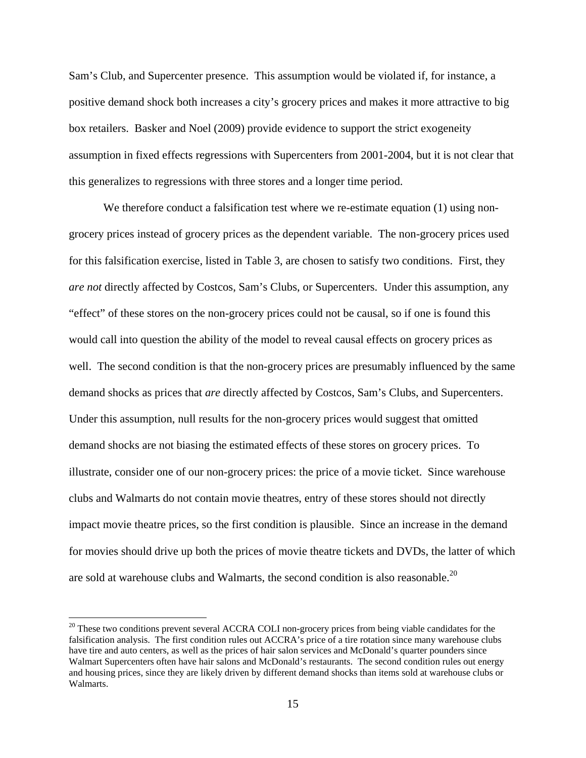Sam's Club, and Supercenter presence. This assumption would be violated if, for instance, a positive demand shock both increases a city's grocery prices and makes it more attractive to big box retailers. Basker and Noel (2009) provide evidence to support the strict exogeneity assumption in fixed effects regressions with Supercenters from 2001-2004, but it is not clear that this generalizes to regressions with three stores and a longer time period.

We therefore conduct a falsification test where we re-estimate equation (1) using non-grocery prices instead of grocery prices as the dependent variable. The non-grocery prices used for this falsification exercise, listed in Table 3, are chosen to satisfy two conditions. First, they *are not* directly affected by Costcos, Sam's Clubs, or Supercenters. Under this assumption, any "effect" of these stores on the non-grocery prices could not be causal, so if one is found this would call into question the ability of the model to reveal causal effects on grocery prices as well. The second condition is that the non-grocery prices are presumably influenced by the same demand shocks as prices that *are* directly affected by Costcos, Sam's Clubs, and Supercenters. Under this assumption, null results for the non-grocery prices would suggest that omitted demand shocks are not biasing the estimated effects of these stores on grocery prices. To illustrate, consider one of our non-grocery prices: the price of a movie ticket. Since warehouse clubs and Walmarts do not contain movie theatres, entry of these stores should not directly impact movie theatre prices, so the first condition is plausible. Since an increase in the demand for movies should drive up both the prices of movie theatre tickets and DVDs, the latter of which are sold at warehouse clubs and Walmarts, the second condition is also reasonable.[20]

[20] These two conditions prevent several ACCRA COLI non-grocery prices from being viable candidates for the falsification analysis. The first condition rules out ACCRA's price of a tire rotation since many warehouse clubs have tire and auto centers, as well as the prices of hair salon services and McDonald's quarter pounders since Walmart Supercenters often have hair salons and McDonald's restaurants. The second condition rules out energy and housing prices, since they are likely driven by different demand shocks than items sold at warehouse clubs or Walmarts.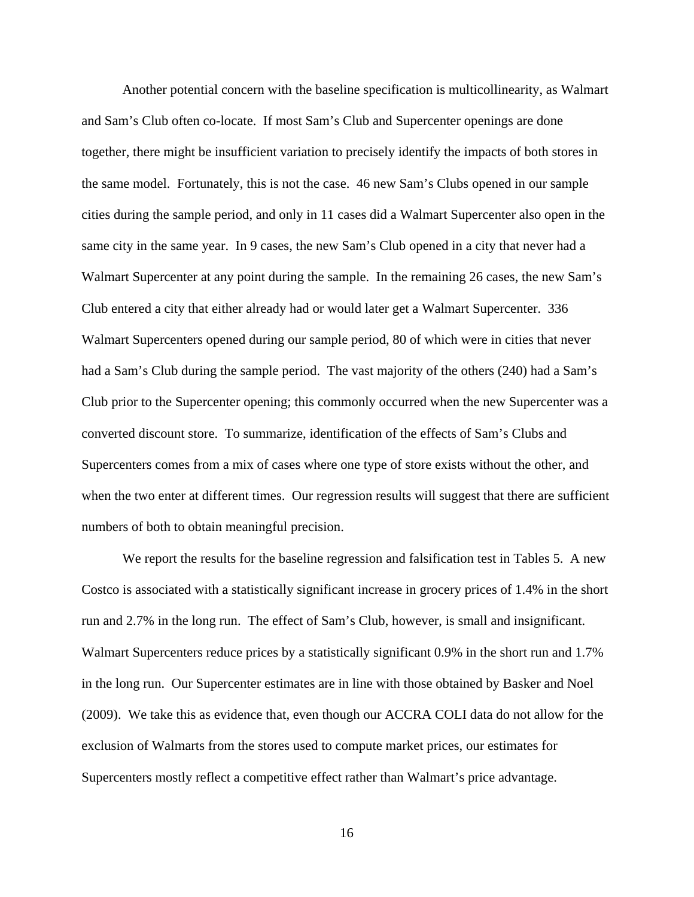Another potential concern with the baseline specification is multicollinearity, as Walmart and Sam's Club often co-locate. If most Sam's Club and Supercenter openings are done together, there might be insufficient variation to precisely identify the impacts of both stores in the same model. Fortunately, this is not the case. 46 new Sam's Clubs opened in our sample cities during the sample period, and only in 11 cases did a Walmart Supercenter also open in the same city in the same year. In 9 cases, the new Sam's Club opened in a city that never had a Walmart Supercenter at any point during the sample. In the remaining 26 cases, the new Sam's Club entered a city that either already had or would later get a Walmart Supercenter. 336 Walmart Supercenters opened during our sample period, 80 of which were in cities that never had a Sam's Club during the sample period. The vast majority of the others (240) had a Sam's Club prior to the Supercenter opening; this commonly occurred when the new Supercenter was a converted discount store. To summarize, identification of the effects of Sam's Clubs and Supercenters comes from a mix of cases where one type of store exists without the other, and when the two enter at different times. Our regression results will suggest that there are sufficient numbers of both to obtain meaningful precision.

We report the results for the baseline regression and falsification test in Tables 5. A new Costco is associated with a statistically significant increase in grocery prices of 1.4% in the short run and 2.7% in the long run. The effect of Sam's Club, however, is small and insignificant. Walmart Supercenters reduce prices by a statistically significant 0.9% in the short run and 1.7% in the long run. Our Supercenter estimates are in line with those obtained by Basker and Noel (2009). We take this as evidence that, even though our ACCRA COLI data do not allow for the exclusion of Walmarts from the stores used to compute market prices, our estimates for Supercenters mostly reflect a competitive effect rather than Walmart's price advantage.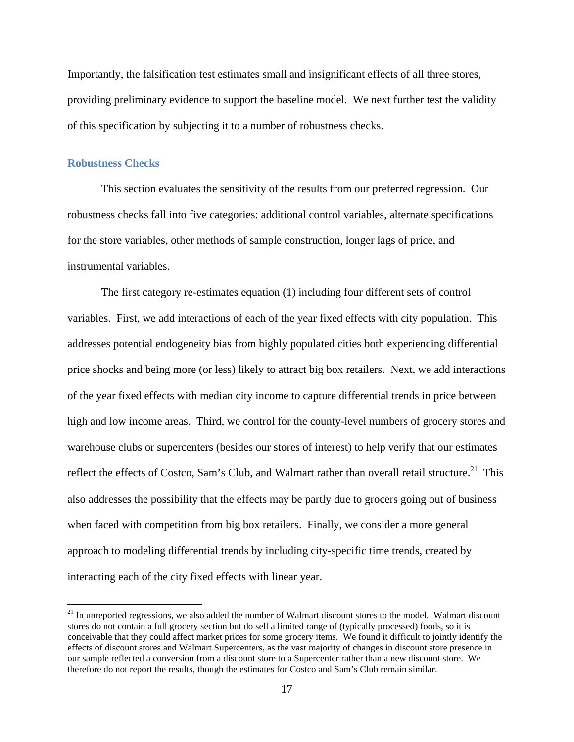Importantly, the falsification test estimates small and insignificant effects of all three stores, providing preliminary evidence to support the baseline model. We next further test the validity of this specification by subjecting it to a number of robustness checks.

### Robustness Checks

This section evaluates the sensitivity of the results from our preferred regression. Our robustness checks fall into five categories: additional control variables, alternate specifications for the store variables, other methods of sample construction, longer lags of price, and instrumental variables.

The first category re-estimates equation (1) including four different sets of control variables. First, we add interactions of each of the year fixed effects with city population. This addresses potential endogeneity bias from highly populated cities both experiencing differential price shocks and being more (or less) likely to attract big box retailers. Next, we add interactions of the year fixed effects with median city income to capture differential trends in price between high and low income areas. Third, we control for the county-level numbers of grocery stores and warehouse clubs or supercenters (besides our stores of interest) to help verify that our estimates reflect the effects of Costco, Sam's Club, and Walmart rather than overall retail structure.[21] This also addresses the possibility that the effects may be partly due to grocers going out of business when faced with competition from big box retailers. Finally, we consider a more general approach to modeling differential trends by including city-specific time trends, created by interacting each of the city fixed effects with linear year.

[21] In unreported regressions, we also added the number of Walmart discount stores to the model. Walmart discount stores do not contain a full grocery section but do sell a limited range of (typically processed) foods, so it is conceivable that they could affect market prices for some grocery items. We found it difficult to jointly identify the effects of discount stores and Walmart Supercenters, as the vast majority of changes in discount store presence in our sample reflected a conversion from a discount store to a Supercenter rather than a new discount store. We therefore do not report the results, though the estimates for Costco and Sam's Club remain similar.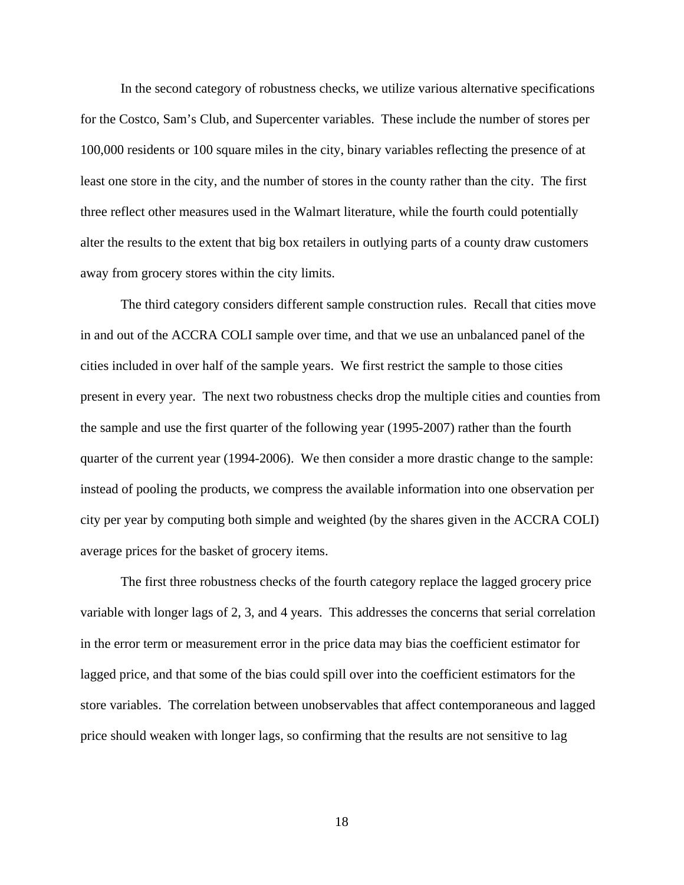In the second category of robustness checks, we utilize various alternative specifications for the Costco, Sam's Club, and Supercenter variables. These include the number of stores per 100,000 residents or 100 square miles in the city, binary variables reflecting the presence of at least one store in the city, and the number of stores in the county rather than the city. The first three reflect other measures used in the Walmart literature, while the fourth could potentially alter the results to the extent that big box retailers in outlying parts of a county draw customers away from grocery stores within the city limits.

The third category considers different sample construction rules. Recall that cities move in and out of the ACCRA COLI sample over time, and that we use an unbalanced panel of the cities included in over half of the sample years. We first restrict the sample to those cities present in every year. The next two robustness checks drop the multiple cities and counties from the sample and use the first quarter of the following year (1995-2007) rather than the fourth quarter of the current year (1994-2006). We then consider a more drastic change to the sample: instead of pooling the products, we compress the available information into one observation per city per year by computing both simple and weighted (by the shares given in the ACCRA COLI) average prices for the basket of grocery items.

The first three robustness checks of the fourth category replace the lagged grocery price variable with longer lags of 2, 3, and 4 years. This addresses the concerns that serial correlation in the error term or measurement error in the price data may bias the coefficient estimator for lagged price, and that some of the bias could spill over into the coefficient estimators for the store variables. The correlation between unobservables that affect contemporaneous and lagged price should weaken with longer lags, so confirming that the results are not sensitive to lag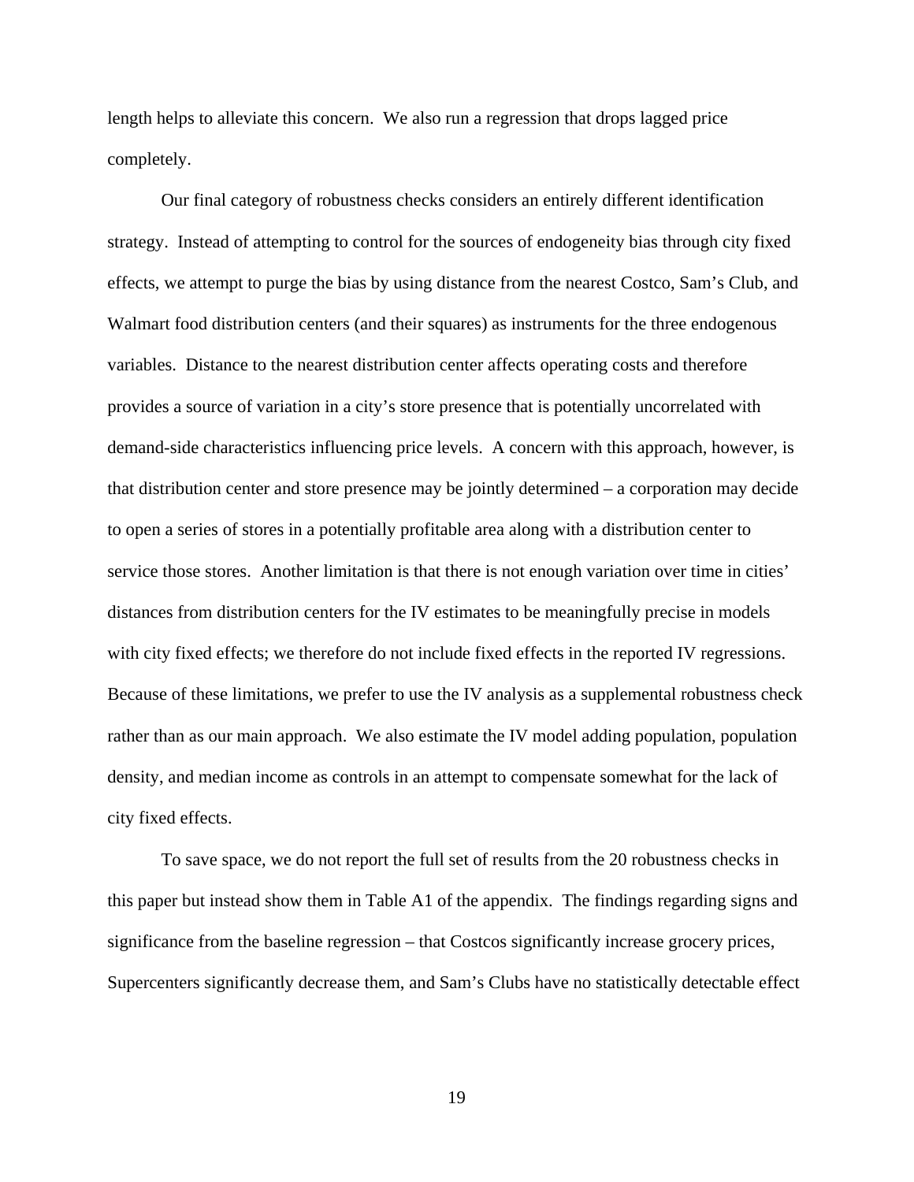length helps to alleviate this concern. We also run a regression that drops lagged price completely.

Our final category of robustness checks considers an entirely different identification strategy. Instead of attempting to control for the sources of endogeneity bias through city fixed effects, we attempt to purge the bias by using distance from the nearest Costco, Sam's Club, and Walmart food distribution centers (and their squares) as instruments for the three endogenous variables. Distance to the nearest distribution center affects operating costs and therefore provides a source of variation in a city's store presence that is potentially uncorrelated with demand-side characteristics influencing price levels. A concern with this approach, however, is that distribution center and store presence may be jointly determined – a corporation may decide to open a series of stores in a potentially profitable area along with a distribution center to service those stores. Another limitation is that there is not enough variation over time in cities' distances from distribution centers for the IV estimates to be meaningfully precise in models with city fixed effects; we therefore do not include fixed effects in the reported IV regressions. Because of these limitations, we prefer to use the IV analysis as a supplemental robustness check rather than as our main approach. We also estimate the IV model adding population, population density, and median income as controls in an attempt to compensate somewhat for the lack of city fixed effects.

To save space, we do not report the full set of results from the 20 robustness checks in this paper but instead show them in Table A1 of the appendix. The findings regarding signs and significance from the baseline regression – that Costcos significantly increase grocery prices, Supercenters significantly decrease them, and Sam's Clubs have no statistically detectable effect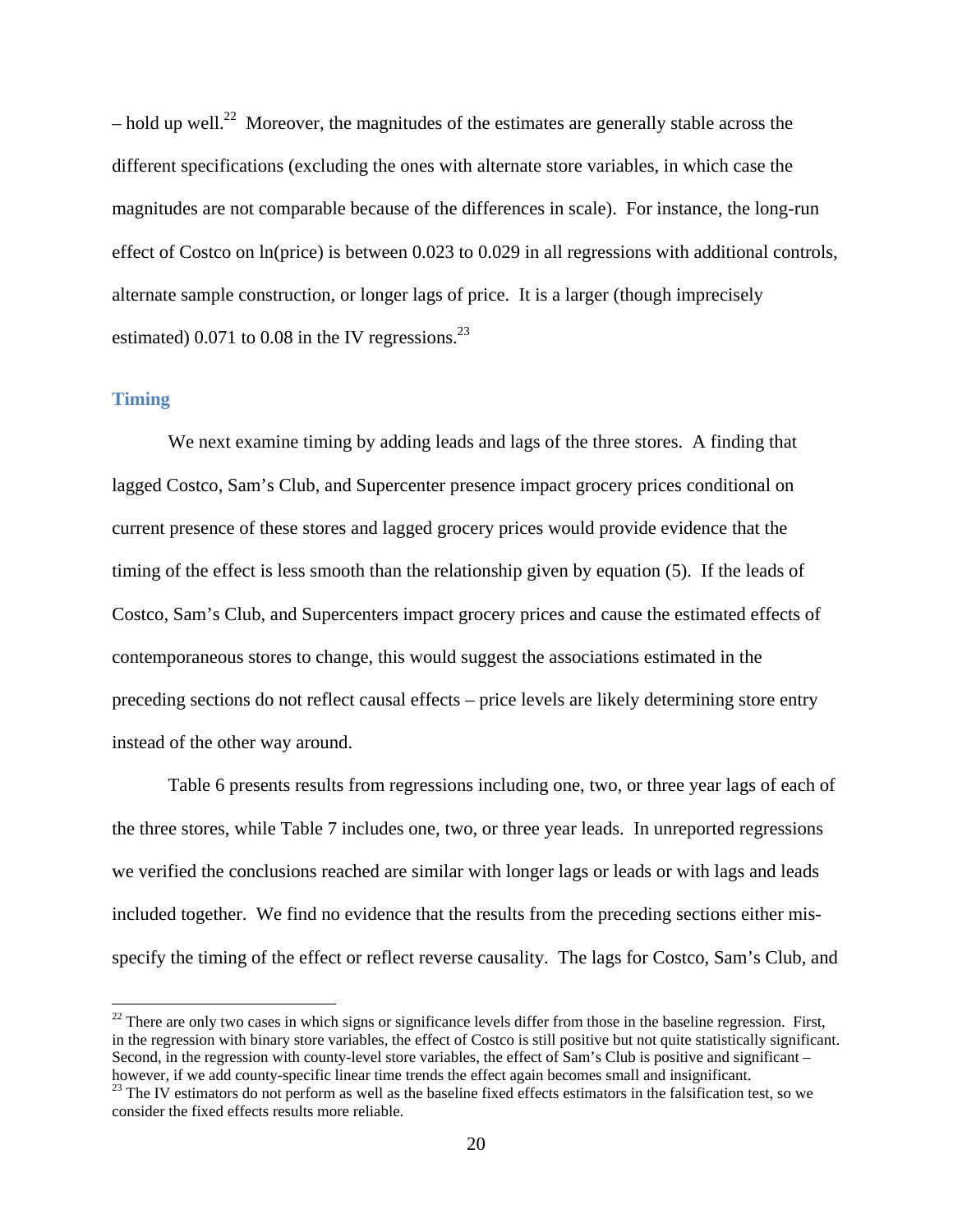– hold up well.[22] Moreover, the magnitudes of the estimates are generally stable across the different specifications (excluding the ones with alternate store variables, in which case the magnitudes are not comparable because of the differences in scale). For instance, the long-run effect of Costco on ln(price) is between 0.023 to 0.029 in all regressions with additional controls, alternate sample construction, or longer lags of price. It is a larger (though imprecisely estimated) 0.071 to 0.08 in the IV regressions.[23]

### Timing

We next examine timing by adding leads and lags of the three stores. A finding that lagged Costco, Sam's Club, and Supercenter presence impact grocery prices conditional on current presence of these stores and lagged grocery prices would provide evidence that the timing of the effect is less smooth than the relationship given by equation (5). If the leads of Costco, Sam's Club, and Supercenters impact grocery prices and cause the estimated effects of contemporaneous stores to change, this would suggest the associations estimated in the preceding sections do not reflect causal effects – price levels are likely determining store entry instead of the other way around.

Table 6 presents results from regressions including one, two, or three year lags of each of the three stores, while Table 7 includes one, two, or three year leads. In unreported regressions we verified the conclusions reached are similar with longer lags or leads or with lags and leads included together. We find no evidence that the results from the preceding sections either mis-specify the timing of the effect or reflect reverse causality. The lags for Costco, Sam's Club, and

[22] There are only two cases in which signs or significance levels differ from those in the baseline regression. First, in the regression with binary store variables, the effect of Costco is still positive but not quite statistically significant. Second, in the regression with county-level store variables, the effect of Sam's Club is positive and significant – however, if we add county-specific linear time trends the effect again becomes small and insignificant.

[23] The IV estimators do not perform as well as the baseline fixed effects estimators in the falsification test, so we consider the fixed effects results more reliable.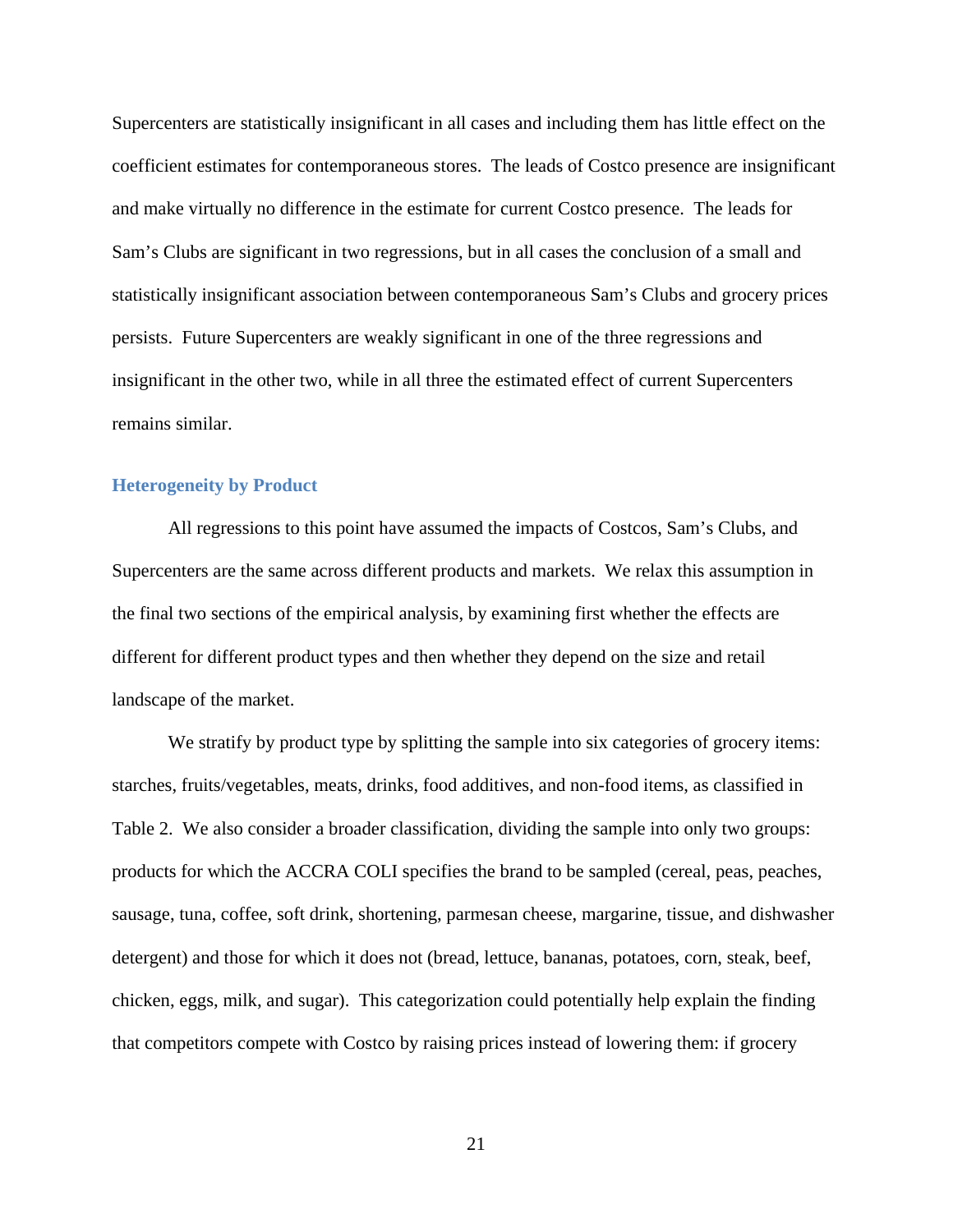Supercenters are statistically insignificant in all cases and including them has little effect on the coefficient estimates for contemporaneous stores. The leads of Costco presence are insignificant and make virtually no difference in the estimate for current Costco presence. The leads for Sam's Clubs are significant in two regressions, but in all cases the conclusion of a small and statistically insignificant association between contemporaneous Sam's Clubs and grocery prices persists. Future Supercenters are weakly significant in one of the three regressions and insignificant in the other two, while in all three the estimated effect of current Supercenters remains similar.

### Heterogeneity by Product

All regressions to this point have assumed the impacts of Costcos, Sam's Clubs, and Supercenters are the same across different products and markets. We relax this assumption in the final two sections of the empirical analysis, by examining first whether the effects are different for different product types and then whether they depend on the size and retail landscape of the market.

We stratify by product type by splitting the sample into six categories of grocery items: starches, fruits/vegetables, meats, drinks, food additives, and non-food items, as classified in Table 2. We also consider a broader classification, dividing the sample into only two groups: products for which the ACCRA COLI specifies the brand to be sampled (cereal, peas, peaches, sausage, tuna, coffee, soft drink, shortening, parmesan cheese, margarine, tissue, and dishwasher detergent) and those for which it does not (bread, lettuce, bananas, potatoes, corn, steak, beef, chicken, eggs, milk, and sugar). This categorization could potentially help explain the finding that competitors compete with Costco by raising prices instead of lowering them: if grocery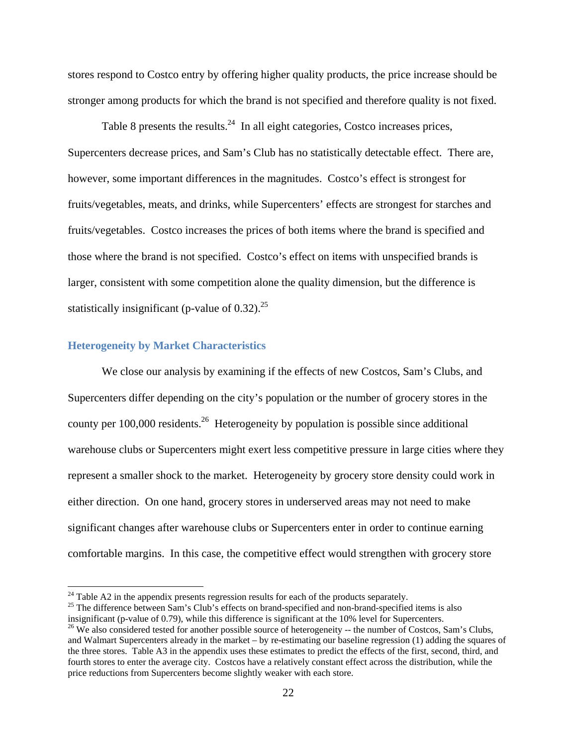stores respond to Costco entry by offering higher quality products, the price increase should be stronger among products for which the brand is not specified and therefore quality is not fixed.

Table 8 presents the results.[24] In all eight categories, Costco increases prices, Supercenters decrease prices, and Sam's Club has no statistically detectable effect. There are, however, some important differences in the magnitudes. Costco's effect is strongest for fruits/vegetables, meats, and drinks, while Supercenters' effects are strongest for starches and fruits/vegetables. Costco increases the prices of both items where the brand is specified and those where the brand is not specified. Costco's effect on items with unspecified brands is larger, consistent with some competition alone the quality dimension, but the difference is statistically insignificant (p-value of 0.32).[25]

### Heterogeneity by Market Characteristics

We close our analysis by examining if the effects of new Costcos, Sam's Clubs, and Supercenters differ depending on the city's population or the number of grocery stores in the county per 100,000 residents.[26] Heterogeneity by population is possible since additional warehouse clubs or Supercenters might exert less competitive pressure in large cities where they represent a smaller shock to the market. Heterogeneity by grocery store density could work in either direction. On one hand, grocery stores in underserved areas may not need to make significant changes after warehouse clubs or Supercenters enter in order to continue earning comfortable margins. In this case, the competitive effect would strengthen with grocery store

[24] Table A2 in the appendix presents regression results for each of the products separately.

[25] The difference between Sam's Club's effects on brand-specified and non-brand-specified items is also insignificant (p-value of 0.79), while this difference is significant at the 10% level for Supercenters.

[26] We also considered tested for another possible source of heterogeneity -- the number of Costcos, Sam's Clubs, and Walmart Supercenters already in the market – by re-estimating our baseline regression (1) adding the squares of the three stores. Table A3 in the appendix uses these estimates to predict the effects of the first, second, third, and fourth stores to enter the average city. Costcos have a relatively constant effect across the distribution, while the price reductions from Supercenters become slightly weaker with each store.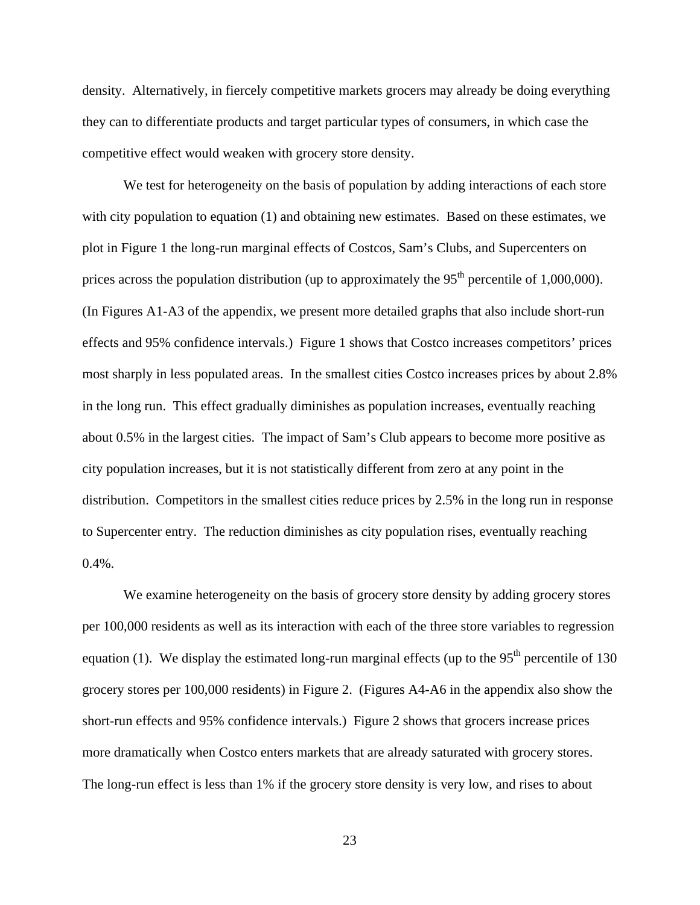density. Alternatively, in fiercely competitive markets grocers may already be doing everything they can to differentiate products and target particular types of consumers, in which case the competitive effect would weaken with grocery store density.

We test for heterogeneity on the basis of population by adding interactions of each store with city population to equation (1) and obtaining new estimates. Based on these estimates, we plot in Figure 1 the long-run marginal effects of Costcos, Sam's Clubs, and Supercenters on prices across the population distribution (up to approximately the 95$^{th}$ percentile of 1,000,000). (In Figures A1-A3 of the appendix, we present more detailed graphs that also include short-run effects and 95% confidence intervals.) Figure 1 shows that Costco increases competitors' prices most sharply in less populated areas. In the smallest cities Costco increases prices by about 2.8% in the long run. This effect gradually diminishes as population increases, eventually reaching about 0.5% in the largest cities. The impact of Sam's Club appears to become more positive as city population increases, but it is not statistically different from zero at any point in the distribution. Competitors in the smallest cities reduce prices by 2.5% in the long run in response to Supercenter entry. The reduction diminishes as city population rises, eventually reaching 0.4%.

We examine heterogeneity on the basis of grocery store density by adding grocery stores per 100,000 residents as well as its interaction with each of the three store variables to regression equation (1). We display the estimated long-run marginal effects (up to the 95$^{th}$ percentile of 130 grocery stores per 100,000 residents) in Figure 2. (Figures A4-A6 in the appendix also show the short-run effects and 95% confidence intervals.) Figure 2 shows that grocers increase prices more dramatically when Costco enters markets that are already saturated with grocery stores. The long-run effect is less than 1% if the grocery store density is very low, and rises to about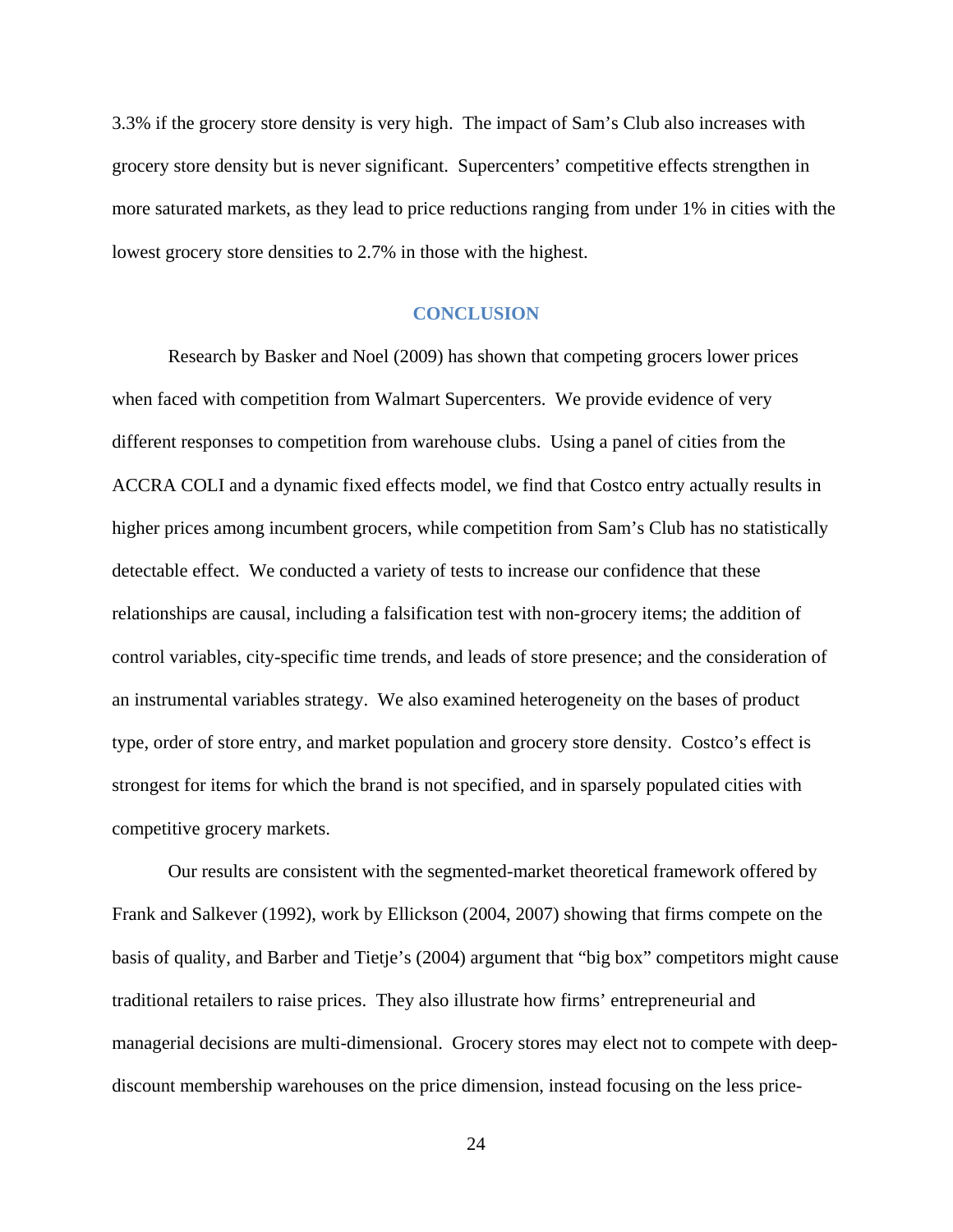3.3% if the grocery store density is very high. The impact of Sam's Club also increases with grocery store density but is never significant. Supercenters' competitive effects strengthen in more saturated markets, as they lead to price reductions ranging from under 1% in cities with the lowest grocery store densities to 2.7% in those with the highest.

## CONCLUSION

Research by Basker and Noel (2009) has shown that competing grocers lower prices when faced with competition from Walmart Supercenters. We provide evidence of very different responses to competition from warehouse clubs. Using a panel of cities from the ACCRA COLI and a dynamic fixed effects model, we find that Costco entry actually results in higher prices among incumbent grocers, while competition from Sam's Club has no statistically detectable effect. We conducted a variety of tests to increase our confidence that these relationships are causal, including a falsification test with non-grocery items; the addition of control variables, city-specific time trends, and leads of store presence; and the consideration of an instrumental variables strategy. We also examined heterogeneity on the bases of product type, order of store entry, and market population and grocery store density. Costco's effect is strongest for items for which the brand is not specified, and in sparsely populated cities with competitive grocery markets.

Our results are consistent with the segmented-market theoretical framework offered by Frank and Salkever (1992), work by Ellickson (2004, 2007) showing that firms compete on the basis of quality, and Barber and Tietje's (2004) argument that "big box" competitors might cause traditional retailers to raise prices. They also illustrate how firms' entrepreneurial and managerial decisions are multi-dimensional. Grocery stores may elect not to compete with deep-discount membership warehouses on the price dimension, instead focusing on the less price-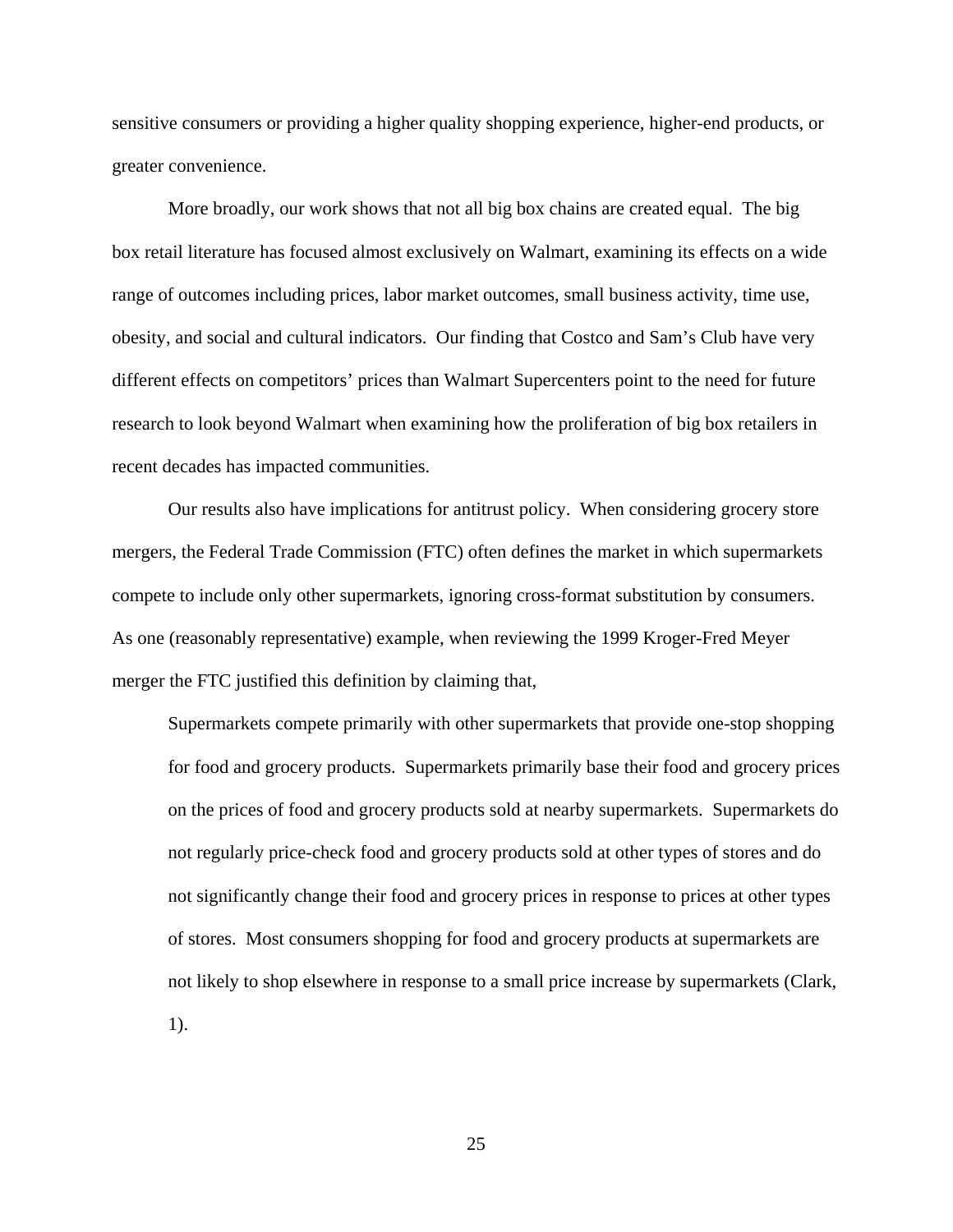sensitive consumers or providing a higher quality shopping experience, higher-end products, or greater convenience.

More broadly, our work shows that not all big box chains are created equal. The big box retail literature has focused almost exclusively on Walmart, examining its effects on a wide range of outcomes including prices, labor market outcomes, small business activity, time use, obesity, and social and cultural indicators. Our finding that Costco and Sam's Club have very different effects on competitors' prices than Walmart Supercenters point to the need for future research to look beyond Walmart when examining how the proliferation of big box retailers in recent decades has impacted communities.

Our results also have implications for antitrust policy. When considering grocery store mergers, the Federal Trade Commission (FTC) often defines the market in which supermarkets compete to include only other supermarkets, ignoring cross-format substitution by consumers. As one (reasonably representative) example, when reviewing the 1999 Kroger-Fred Meyer merger the FTC justified this definition by claiming that,

> Supermarkets compete primarily with other supermarkets that provide one-stop shopping for food and grocery products. Supermarkets primarily base their food and grocery prices on the prices of food and grocery products sold at nearby supermarkets. Supermarkets do not regularly price-check food and grocery products sold at other types of stores and do not significantly change their food and grocery prices in response to prices at other types of stores. Most consumers shopping for food and grocery products at supermarkets are not likely to shop elsewhere in response to a small price increase by supermarkets (Clark, 1).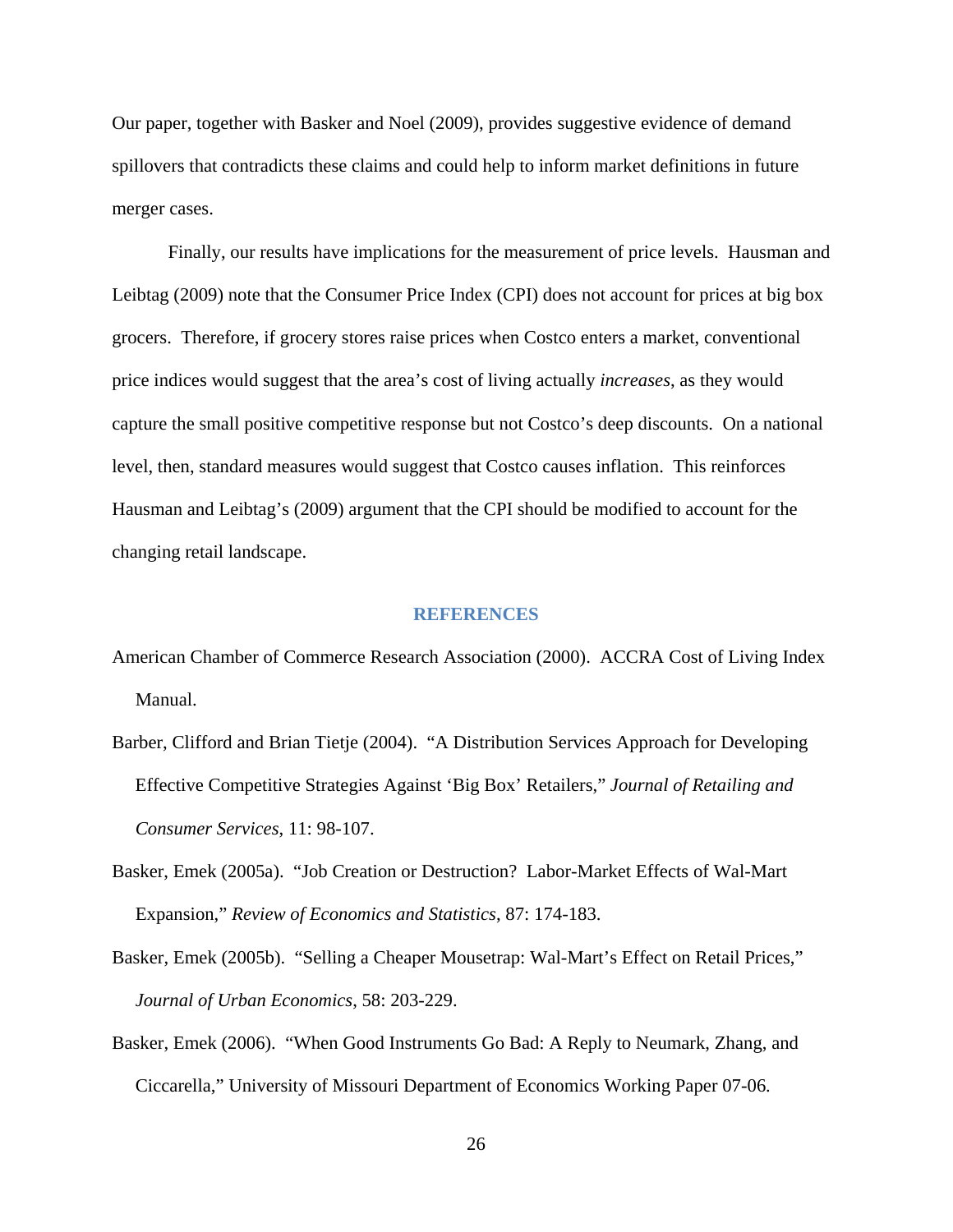Our paper, together with Basker and Noel (2009), provides suggestive evidence of demand spillovers that contradicts these claims and could help to inform market definitions in future merger cases.

Finally, our results have implications for the measurement of price levels. Hausman and Leibtag (2009) note that the Consumer Price Index (CPI) does not account for prices at big box grocers. Therefore, if grocery stores raise prices when Costco enters a market, conventional price indices would suggest that the area's cost of living actually *increases*, as they would capture the small positive competitive response but not Costco's deep discounts. On a national level, then, standard measures would suggest that Costco causes inflation. This reinforces Hausman and Leibtag's (2009) argument that the CPI should be modified to account for the changing retail landscape.

## REFERENCES

American Chamber of Commerce Research Association (2000). ACCRA Cost of Living Index Manual.

Barber, Clifford and Brian Tietje (2004). "A Distribution Services Approach for Developing Effective Competitive Strategies Against 'Big Box' Retailers," *Journal of Retailing and Consumer Services*, 11: 98-107.

Basker, Emek (2005a). "Job Creation or Destruction? Labor-Market Effects of Wal-Mart Expansion," *Review of Economics and Statistics*, 87: 174-183.

Basker, Emek (2005b). "Selling a Cheaper Mousetrap: Wal-Mart's Effect on Retail Prices," *Journal of Urban Economics*, 58: 203-229.

Basker, Emek (2006). "When Good Instruments Go Bad: A Reply to Neumark, Zhang, and Ciccarella," University of Missouri Department of Economics Working Paper 07-06.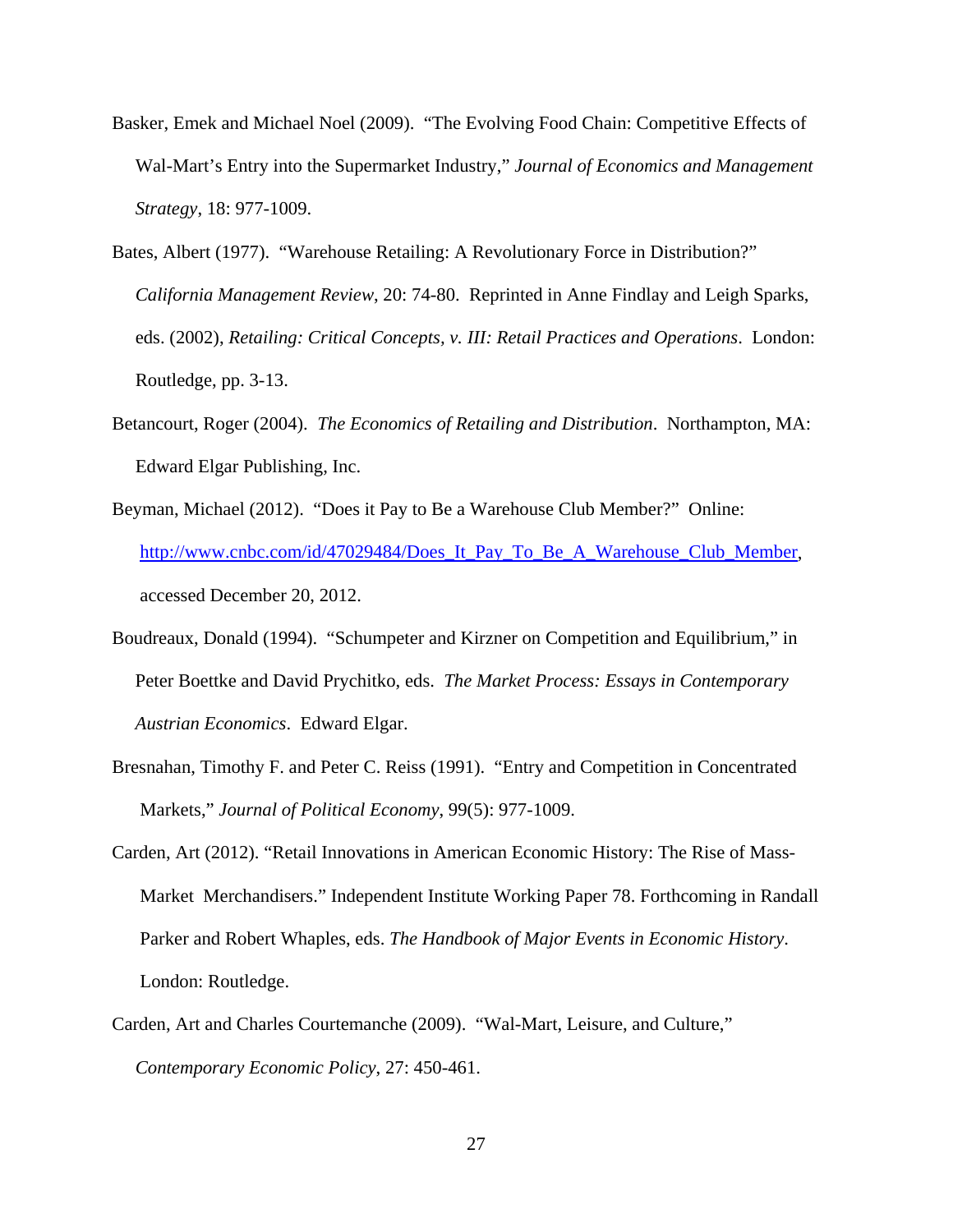Basker, Emek and Michael Noel (2009). "The Evolving Food Chain: Competitive Effects of Wal-Mart's Entry into the Supermarket Industry," *Journal of Economics and Management Strategy*, 18: 977-1009.

Bates, Albert (1977). "Warehouse Retailing: A Revolutionary Force in Distribution?" *California Management Review*, 20: 74-80. Reprinted in Anne Findlay and Leigh Sparks, eds. (2002), *Retailing: Critical Concepts, v. III: Retail Practices and Operations*. London: Routledge, pp. 3-13.

Betancourt, Roger (2004). *The Economics of Retailing and Distribution*. Northampton, MA: Edward Elgar Publishing, Inc.

Beyman, Michael (2012). "Does it Pay to Be a Warehouse Club Member?" Online: http://www.cnbc.com/id/47029484/Does_It_Pay_To_Be_A_Warehouse_Club_Member, accessed December 20, 2012.

Boudreaux, Donald (1994). "Schumpeter and Kirzner on Competition and Equilibrium," in Peter Boettke and David Prychitko, eds. *The Market Process: Essays in Contemporary Austrian Economics*. Edward Elgar.

Bresnahan, Timothy F. and Peter C. Reiss (1991). "Entry and Competition in Concentrated Markets," *Journal of Political Economy*, 99(5): 977-1009.

Carden, Art (2012). "Retail Innovations in American Economic History: The Rise of Mass-Market Merchandisers." Independent Institute Working Paper 78. Forthcoming in Randall Parker and Robert Whaples, eds. *The Handbook of Major Events in Economic History*. London: Routledge.

Carden, Art and Charles Courtemanche (2009). "Wal-Mart, Leisure, and Culture," *Contemporary Economic Policy*, 27: 450-461.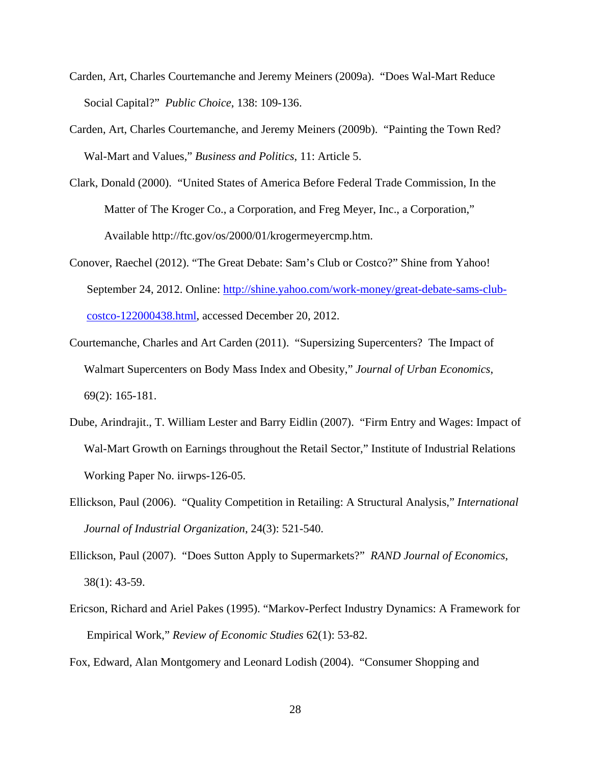Carden, Art, Charles Courtemanche and Jeremy Meiners (2009a). "Does Wal-Mart Reduce Social Capital?" *Public Choice*, 138: 109-136.

Carden, Art, Charles Courtemanche, and Jeremy Meiners (2009b). "Painting the Town Red? Wal-Mart and Values," *Business and Politics*, 11: Article 5.

Clark, Donald (2000). "United States of America Before Federal Trade Commission, In the Matter of The Kroger Co., a Corporation, and Freg Meyer, Inc., a Corporation," Available http://ftc.gov/os/2000/01/krogermeyercmp.htm.

Conover, Raechel (2012). "The Great Debate: Sam's Club or Costco?" Shine from Yahoo! September 24, 2012. Online: [http://shine.yahoo.com/work-money/great-debate-sams-club-costco-122000438.html](http://shine.yahoo.com/work-money/great-debate-sams-club-costco-122000438.html), accessed December 20, 2012.

Courtemanche, Charles and Art Carden (2011). "Supersizing Supercenters? The Impact of Walmart Supercenters on Body Mass Index and Obesity," *Journal of Urban Economics*, 69(2): 165-181.

Dube, Arindrajit., T. William Lester and Barry Eidlin (2007). "Firm Entry and Wages: Impact of Wal-Mart Growth on Earnings throughout the Retail Sector," Institute of Industrial Relations Working Paper No. iirwps-126-05.

Ellickson, Paul (2006). "Quality Competition in Retailing: A Structural Analysis," *International Journal of Industrial Organization*, 24(3): 521-540.

Ellickson, Paul (2007). "Does Sutton Apply to Supermarkets?" *RAND Journal of Economics*, 38(1): 43-59.

Ericson, Richard and Ariel Pakes (1995). "Markov-Perfect Industry Dynamics: A Framework for Empirical Work," *Review of Economic Studies* 62(1): 53-82.

Fox, Edward, Alan Montgomery and Leonard Lodish (2004). "Consumer Shopping and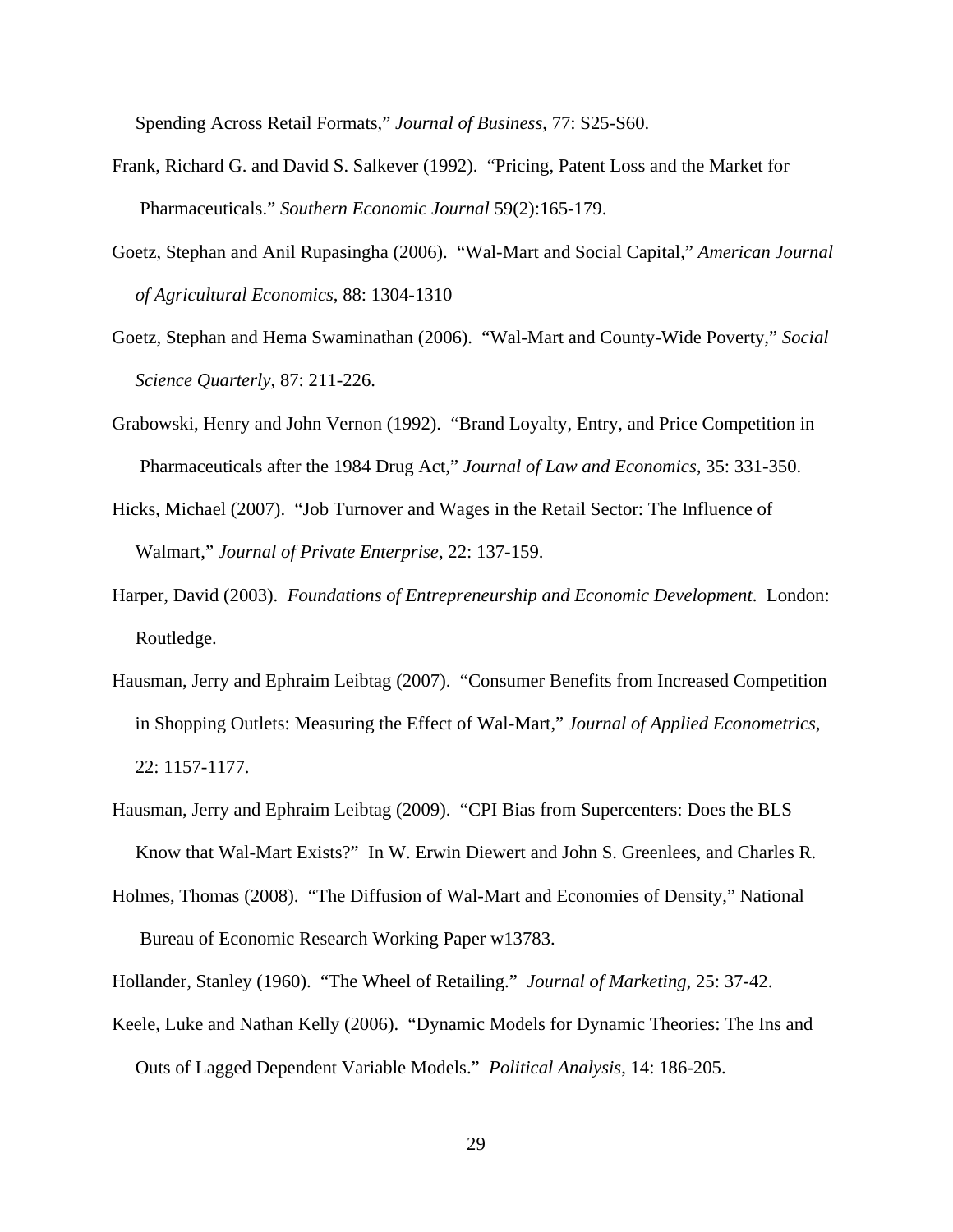Spending Across Retail Formats," *Journal of Business*, 77: S25-S60.

Frank, Richard G. and David S. Salkever (1992). "Pricing, Patent Loss and the Market for Pharmaceuticals." *Southern Economic Journal* 59(2):165-179.

Goetz, Stephan and Anil Rupasingha (2006). "Wal-Mart and Social Capital," *American Journal of Agricultural Economics*, 88: 1304-1310

Goetz, Stephan and Hema Swaminathan (2006). "Wal-Mart and County-Wide Poverty," *Social Science Quarterly*, 87: 211-226.

Grabowski, Henry and John Vernon (1992). "Brand Loyalty, Entry, and Price Competition in Pharmaceuticals after the 1984 Drug Act," *Journal of Law and Economics*, 35: 331-350.

Hicks, Michael (2007). "Job Turnover and Wages in the Retail Sector: The Influence of Walmart," *Journal of Private Enterprise*, 22: 137-159.

Harper, David (2003). *Foundations of Entrepreneurship and Economic Development*. London: Routledge.

Hausman, Jerry and Ephraim Leibtag (2007). "Consumer Benefits from Increased Competition in Shopping Outlets: Measuring the Effect of Wal-Mart," *Journal of Applied Econometrics*, 22: 1157-1177.

Hausman, Jerry and Ephraim Leibtag (2009). "CPI Bias from Supercenters: Does the BLS Know that Wal-Mart Exists?" In W. Erwin Diewert and John S. Greenlees, and Charles R.

Holmes, Thomas (2008). "The Diffusion of Wal-Mart and Economies of Density," National Bureau of Economic Research Working Paper w13783.

Hollander, Stanley (1960). "The Wheel of Retailing." *Journal of Marketing*, 25: 37-42.

Keele, Luke and Nathan Kelly (2006). "Dynamic Models for Dynamic Theories: The Ins and Outs of Lagged Dependent Variable Models." *Political Analysis*, 14: 186-205.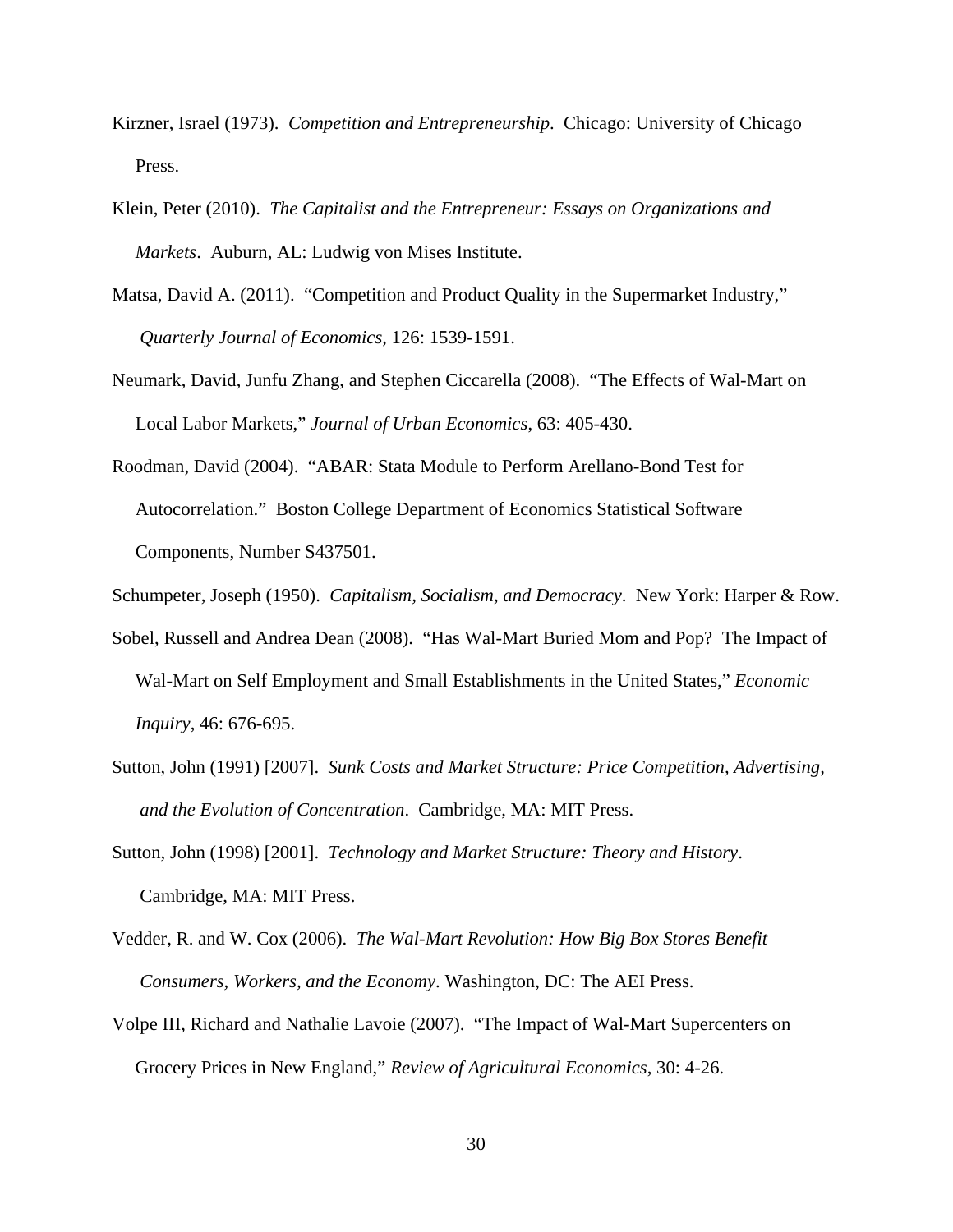Kirzner, Israel (1973). *Competition and Entrepreneurship*. Chicago: University of Chicago Press.

Klein, Peter (2010). *The Capitalist and the Entrepreneur: Essays on Organizations and Markets*. Auburn, AL: Ludwig von Mises Institute.

Matsa, David A. (2011). "Competition and Product Quality in the Supermarket Industry," *Quarterly Journal of Economics*, 126: 1539-1591.

Neumark, David, Junfu Zhang, and Stephen Ciccarella (2008). "The Effects of Wal-Mart on Local Labor Markets," *Journal of Urban Economics*, 63: 405-430.

Roodman, David (2004). "ABAR: Stata Module to Perform Arellano-Bond Test for Autocorrelation." Boston College Department of Economics Statistical Software Components, Number S437501.

Schumpeter, Joseph (1950). *Capitalism, Socialism, and Democracy*. New York: Harper & Row.

Sobel, Russell and Andrea Dean (2008). "Has Wal-Mart Buried Mom and Pop? The Impact of Wal-Mart on Self Employment and Small Establishments in the United States," *Economic Inquiry*, 46: 676-695.

Sutton, John (1991) [2007]. *Sunk Costs and Market Structure: Price Competition, Advertising, and the Evolution of Concentration*. Cambridge, MA: MIT Press.

Sutton, John (1998) [2001]. *Technology and Market Structure: Theory and History*. Cambridge, MA: MIT Press.

Vedder, R. and W. Cox (2006). *The Wal-Mart Revolution: How Big Box Stores Benefit Consumers, Workers, and the Economy*. Washington, DC: The AEI Press.

Volpe III, Richard and Nathalie Lavoie (2007). "The Impact of Wal-Mart Supercenters on Grocery Prices in New England," *Review of Agricultural Economics*, 30: 4-26.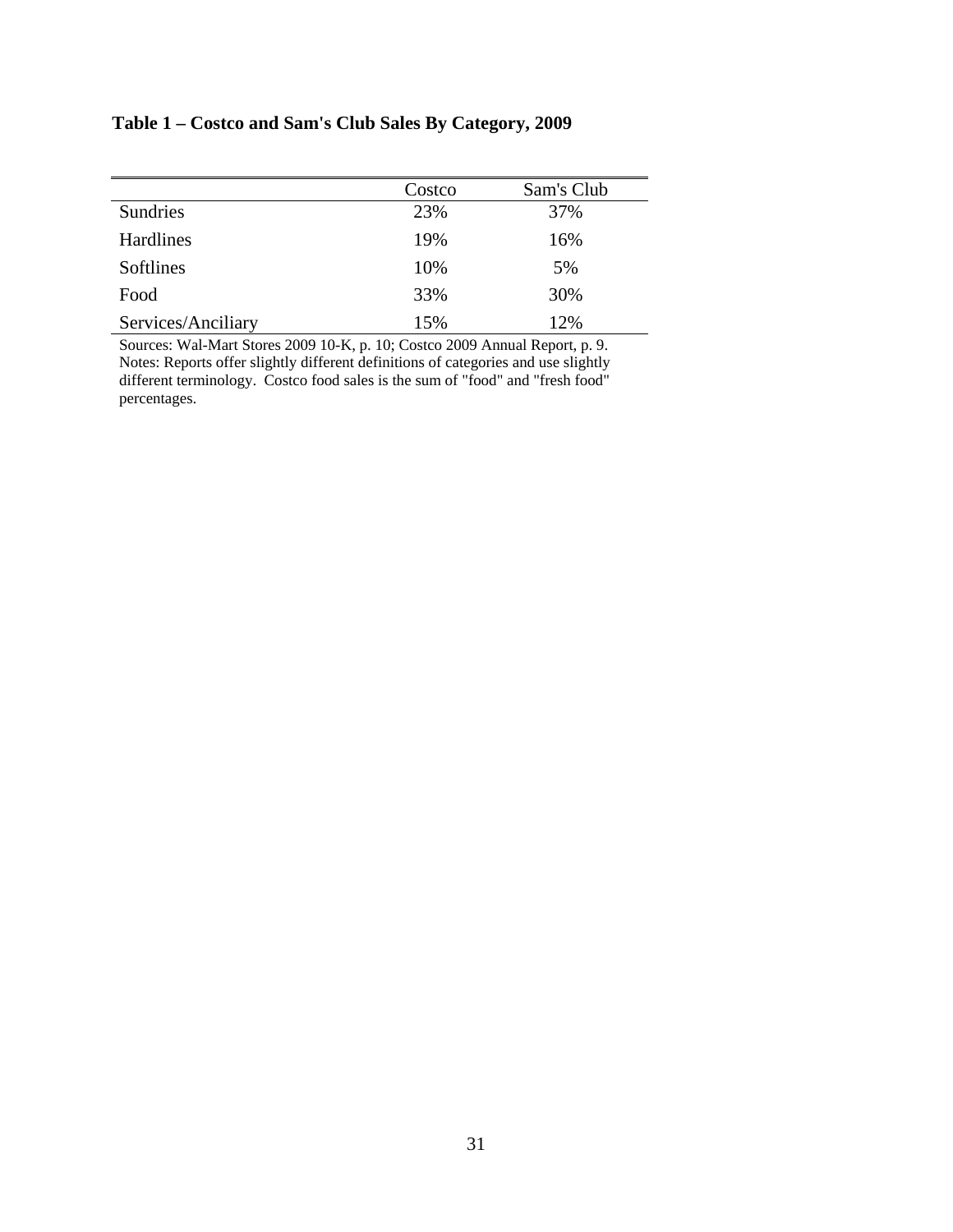**Table 1 – Costco and Sam's Club Sales By Category, 2009**

| | Costco | Sam's Club |
|---|---|---|
| Sundries | 23% | 37% |
| Hardlines | 19% | 16% |
| Softlines | 10% | 5% |
| Food | 33% | 30% |
| Services/Anciliary | 15% | 12% |

Sources: Wal-Mart Stores 2009 10-K, p. 10; Costco 2009 Annual Report, p. 9.
Notes: Reports offer slightly different definitions of categories and use slightly different terminology. Costco food sales is the sum of "food" and "fresh food" percentages.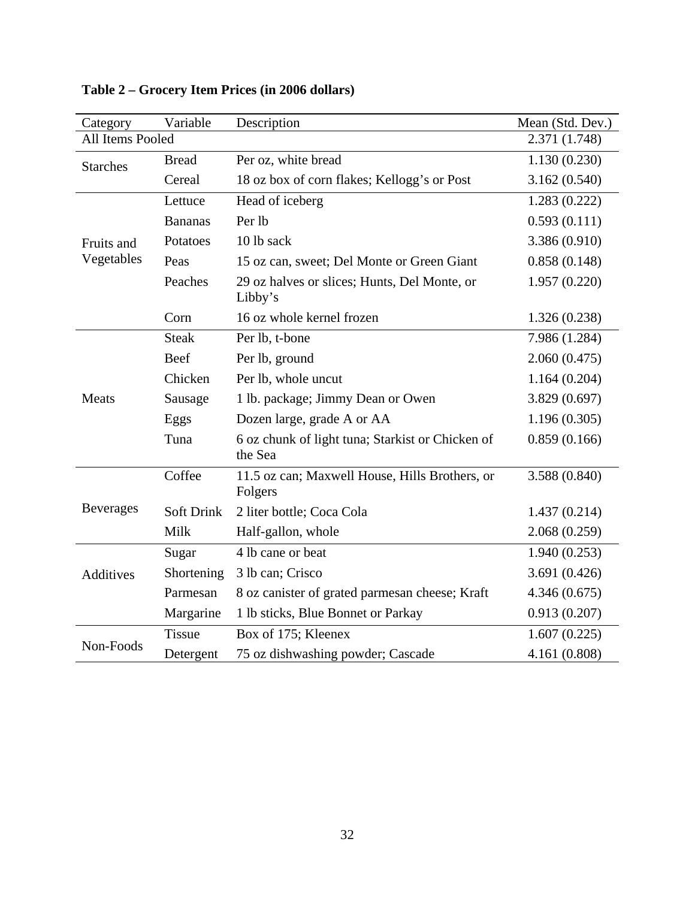**Table 2 – Grocery Item Prices (in 2006 dollars)**

| Category | Variable | Description | Mean (Std. Dev.) |
|---|---|---|---|
| All Items Pooled | | | 2.371 (1.748) |
| Starches | Bread | Per oz, white bread | 1.130 (0.230) |
| | Cereal | 18 oz box of corn flakes; Kellogg's or Post | 3.162 (0.540) |
| Fruits and Vegetables | Lettuce | Head of iceberg | 1.283 (0.222) |
| | Bananas | Per lb | 0.593 (0.111) |
| | Potatoes | 10 lb sack | 3.386 (0.910) |
| | Peas | 15 oz can, sweet; Del Monte or Green Giant | 0.858 (0.148) |
| | Peaches | 29 oz halves or slices; Hunts, Del Monte, or Libby's | 1.957 (0.220) |
| | Corn | 16 oz whole kernel frozen | 1.326 (0.238) |
| Meats | Steak | Per lb, t-bone | 7.986 (1.284) |
| | Beef | Per lb, ground | 2.060 (0.475) |
| | Chicken | Per lb, whole uncut | 1.164 (0.204) |
| | Sausage | 1 lb. package; Jimmy Dean or Owen | 3.829 (0.697) |
| | Eggs | Dozen large, grade A or AA | 1.196 (0.305) |
| | Tuna | 6 oz chunk of light tuna; Starkist or Chicken of the Sea | 0.859 (0.166) |
| Beverages | Coffee | 11.5 oz can; Maxwell House, Hills Brothers, or Folgers | 3.588 (0.840) |
| | Soft Drink | 2 liter bottle; Coca Cola | 1.437 (0.214) |
| | Milk | Half-gallon, whole | 2.068 (0.259) |
| Additives | Sugar | 4 lb cane or beat | 1.940 (0.253) |
| | Shortening | 3 lb can; Crisco | 3.691 (0.426) |
| | Parmesan | 8 oz canister of grated parmesan cheese; Kraft | 4.346 (0.675) |
| | Margarine | 1 lb sticks, Blue Bonnet or Parkay | 0.913 (0.207) |
| Non-Foods | Tissue | Box of 175; Kleenex | 1.607 (0.225) |
| | Detergent | 75 oz dishwashing powder; Cascade | 4.161 (0.808) |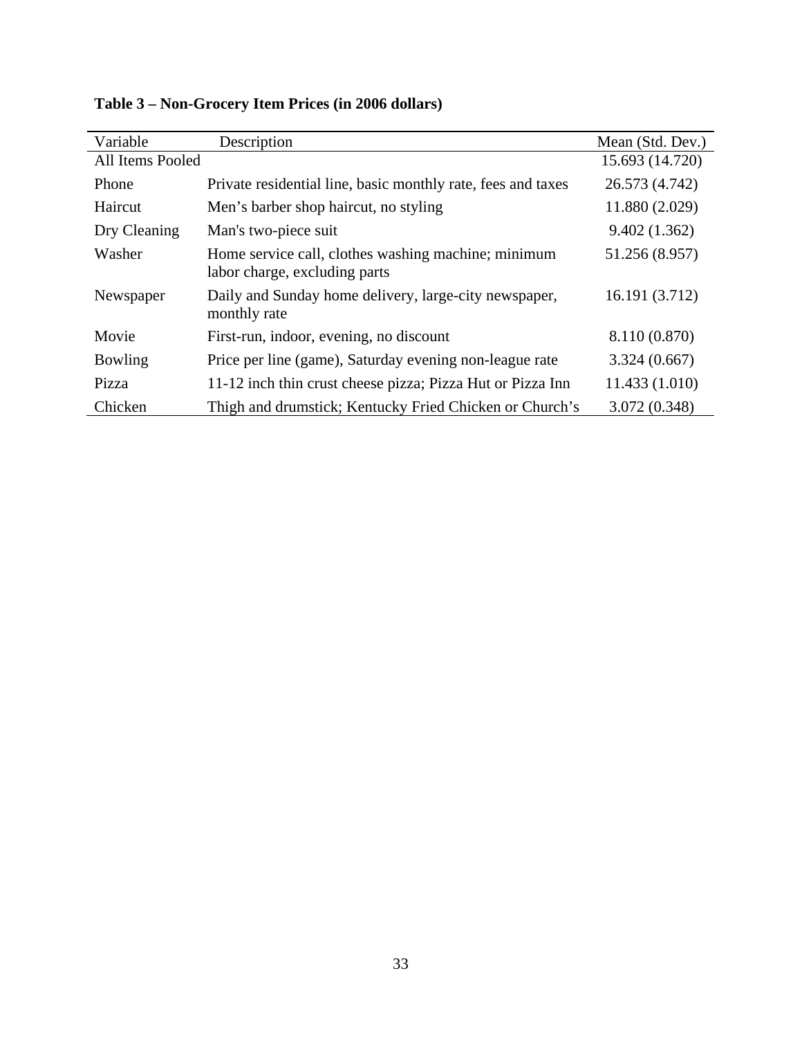**Table 3 – Non-Grocery Item Prices (in 2006 dollars)**

| Variable | Description | Mean (Std. Dev.) |
|---|---|---|
| All Items Pooled | | 15.693 (14.720) |
| Phone | Private residential line, basic monthly rate, fees and taxes | 26.573 (4.742) |
| Haircut | Men's barber shop haircut, no styling | 11.880 (2.029) |
| Dry Cleaning | Man's two-piece suit | 9.402 (1.362) |
| Washer | Home service call, clothes washing machine; minimum labor charge, excluding parts | 51.256 (8.957) |
| Newspaper | Daily and Sunday home delivery, large-city newspaper, monthly rate | 16.191 (3.712) |
| Movie | First-run, indoor, evening, no discount | 8.110 (0.870) |
| Bowling | Price per line (game), Saturday evening non-league rate | 3.324 (0.667) |
| Pizza | 11-12 inch thin crust cheese pizza; Pizza Hut or Pizza Inn | 11.433 (1.010) |
| Chicken | Thigh and drumstick; Kentucky Fried Chicken or Church's | 3.072 (0.348) |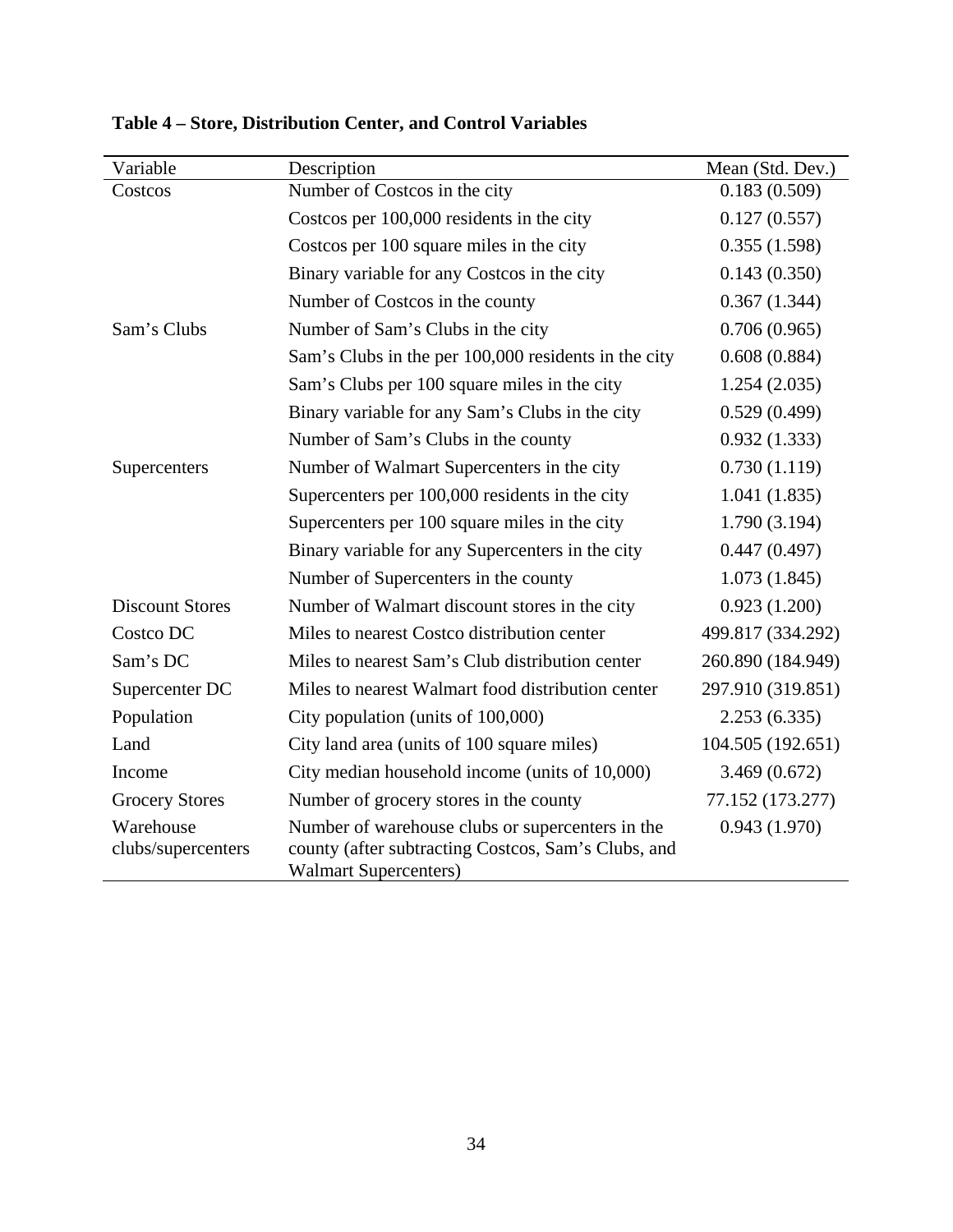**Table 4 – Store, Distribution Center, and Control Variables**

| Variable | Description | Mean (Std. Dev.) |
|---|---|---|
| Costcos | Number of Costcos in the city | 0.183 (0.509) |
| | Costcos per 100,000 residents in the city | 0.127 (0.557) |
| | Costcos per 100 square miles in the city | 0.355 (1.598) |
| | Binary variable for any Costcos in the city | 0.143 (0.350) |
| | Number of Costcos in the county | 0.367 (1.344) |
| Sam's Clubs | Number of Sam's Clubs in the city | 0.706 (0.965) |
| | Sam's Clubs in the per 100,000 residents in the city | 0.608 (0.884) |
| | Sam's Clubs per 100 square miles in the city | 1.254 (2.035) |
| | Binary variable for any Sam's Clubs in the city | 0.529 (0.499) |
| | Number of Sam's Clubs in the county | 0.932 (1.333) |
| Supercenters | Number of Walmart Supercenters in the city | 0.730 (1.119) |
| | Supercenters per 100,000 residents in the city | 1.041 (1.835) |
| | Supercenters per 100 square miles in the city | 1.790 (3.194) |
| | Binary variable for any Supercenters in the city | 0.447 (0.497) |
| | Number of Supercenters in the county | 1.073 (1.845) |
| Discount Stores | Number of Walmart discount stores in the city | 0.923 (1.200) |
| Costco DC | Miles to nearest Costco distribution center | 499.817 (334.292) |
| Sam's DC | Miles to nearest Sam's Club distribution center | 260.890 (184.949) |
| Supercenter DC | Miles to nearest Walmart food distribution center | 297.910 (319.851) |
| Population | City population (units of 100,000) | 2.253 (6.335) |
| Land | City land area (units of 100 square miles) | 104.505 (192.651) |
| Income | City median household income (units of 10,000) | 3.469 (0.672) |
| Grocery Stores | Number of grocery stores in the county | 77.152 (173.277) |
| Warehouse clubs/supercenters | Number of warehouse clubs or supercenters in the county (after subtracting Costcos, Sam's Clubs, and Walmart Supercenters) | 0.943 (1.970) |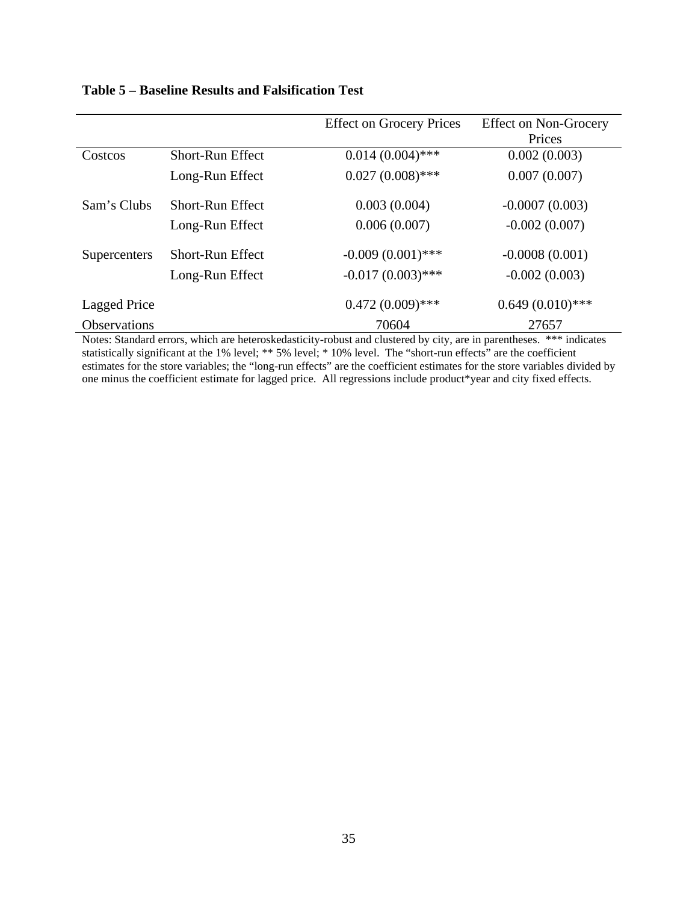**Table 5 – Baseline Results and Falsification Test**

| | | Effect on Grocery Prices | Effect on Non-Grocery Prices |
|---|---|---|---|
| Costcos | Short-Run Effect | 0.014 (0.004)*** | 0.002 (0.003) |
| | Long-Run Effect | 0.027 (0.008)*** | 0.007 (0.007) |
| Sam's Clubs | Short-Run Effect | 0.003 (0.004) | -0.0007 (0.003) |
| | Long-Run Effect | 0.006 (0.007) | -0.002 (0.007) |
| Supercenters | Short-Run Effect | -0.009 (0.001)*** | -0.0008 (0.001) |
| | Long-Run Effect | -0.017 (0.003)*** | -0.002 (0.003) |
| Lagged Price | | 0.472 (0.009)*** | 0.649 (0.010)*** |
| Observations | | 70604 | 27657 |

Notes: Standard errors, which are heteroskedasticity-robust and clustered by city, are in parentheses. *** indicates statistically significant at the 1% level; ** 5% level; * 10% level. The "short-run effects" are the coefficient estimates for the store variables; the "long-run effects" are the coefficient estimates for the store variables divided by one minus the coefficient estimate for lagged price. All regressions include product*year and city fixed effects.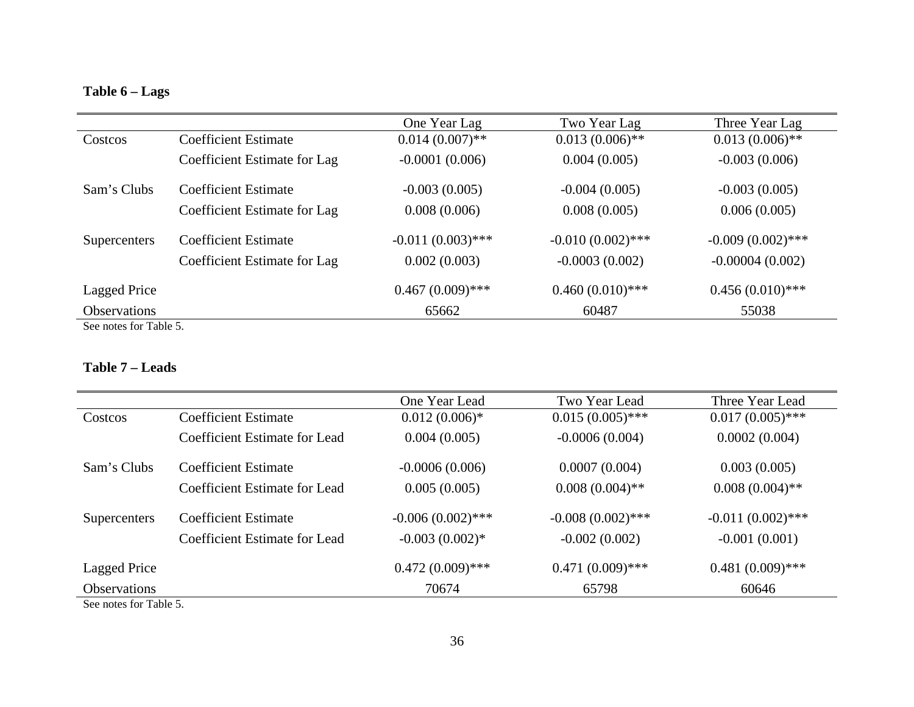**Table 6 – Lags**

| | | One Year Lag | Two Year Lag | Three Year Lag |
|---|---|---|---|---|
| Costcos | Coefficient Estimate | 0.014 (0.007)** | 0.013 (0.006)** | 0.013 (0.006)** |
| | Coefficient Estimate for Lag | -0.0001 (0.006) | 0.004 (0.005) | -0.003 (0.006) |
| Sam's Clubs | Coefficient Estimate | -0.003 (0.005) | -0.004 (0.005) | -0.003 (0.005) |
| | Coefficient Estimate for Lag | 0.008 (0.006) | 0.008 (0.005) | 0.006 (0.005) |
| Supercenters | Coefficient Estimate | -0.011 (0.003)*** | -0.010 (0.002)*** | -0.009 (0.002)*** |
| | Coefficient Estimate for Lag | 0.002 (0.003) | -0.0003 (0.002) | -0.00004 (0.002) |
| Lagged Price | | 0.467 (0.009)*** | 0.460 (0.010)*** | 0.456 (0.010)*** |
| Observations | | 65662 | 60487 | 55038 |

See notes for Table 5.

**Table 7 – Leads**

| | | One Year Lead | Two Year Lead | Three Year Lead |
|---|---|---|---|---|
| Costcos | Coefficient Estimate | 0.012 (0.006)* | 0.015 (0.005)*** | 0.017 (0.005)*** |
| | Coefficient Estimate for Lead | 0.004 (0.005) | -0.0006 (0.004) | 0.0002 (0.004) |
| Sam's Clubs | Coefficient Estimate | -0.0006 (0.006) | 0.0007 (0.004) | 0.003 (0.005) |
| | Coefficient Estimate for Lead | 0.005 (0.005) | 0.008 (0.004)** | 0.008 (0.004)** |
| Supercenters | Coefficient Estimate | -0.006 (0.002)*** | -0.008 (0.002)*** | -0.011 (0.002)*** |
| | Coefficient Estimate for Lead | -0.003 (0.002)* | -0.002 (0.002) | -0.001 (0.001) |
| Lagged Price | | 0.472 (0.009)*** | 0.471 (0.009)*** | 0.481 (0.009)*** |
| Observations | | 70674 | 65798 | 60646 |

See notes for Table 5.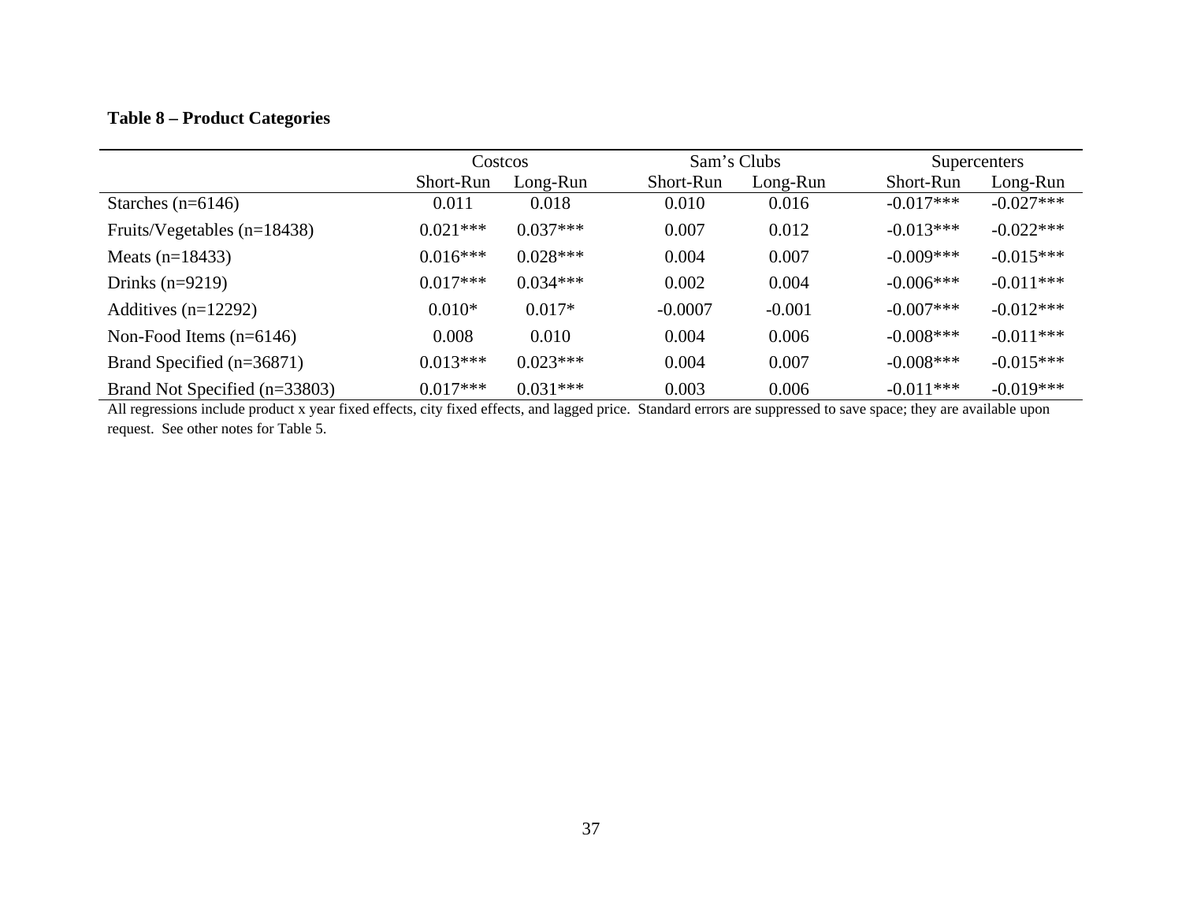**Table 8 – Product Categories**

| | Costcos | | Sam's Clubs | | Supercenters | |
|---|---|---|---|---|---|---|
| | Short-Run | Long-Run | Short-Run | Long-Run | Short-Run | Long-Run |
| Starches (n=6146) | 0.011 | 0.018 | 0.010 | 0.016 | -0.017*** | -0.027*** |
| Fruits/Vegetables (n=18438) | 0.021*** | 0.037*** | 0.007 | 0.012 | -0.013*** | -0.022*** |
| Meats (n=18433) | 0.016*** | 0.028*** | 0.004 | 0.007 | -0.009*** | -0.015*** |
| Drinks (n=9219) | 0.017*** | 0.034*** | 0.002 | 0.004 | -0.006*** | -0.011*** |
| Additives (n=12292) | 0.010* | 0.017* | -0.0007 | -0.001 | -0.007*** | -0.012*** |
| Non-Food Items (n=6146) | 0.008 | 0.010 | 0.004 | 0.006 | -0.008*** | -0.011*** |
| Brand Specified (n=36871) | 0.013*** | 0.023*** | 0.004 | 0.007 | -0.008*** | -0.015*** |
| Brand Not Specified (n=33803) | 0.017*** | 0.031*** | 0.003 | 0.006 | -0.011*** | -0.019*** |

All regressions include product x year fixed effects, city fixed effects, and lagged price. Standard errors are suppressed to save space; they are available upon request. See other notes for Table 5.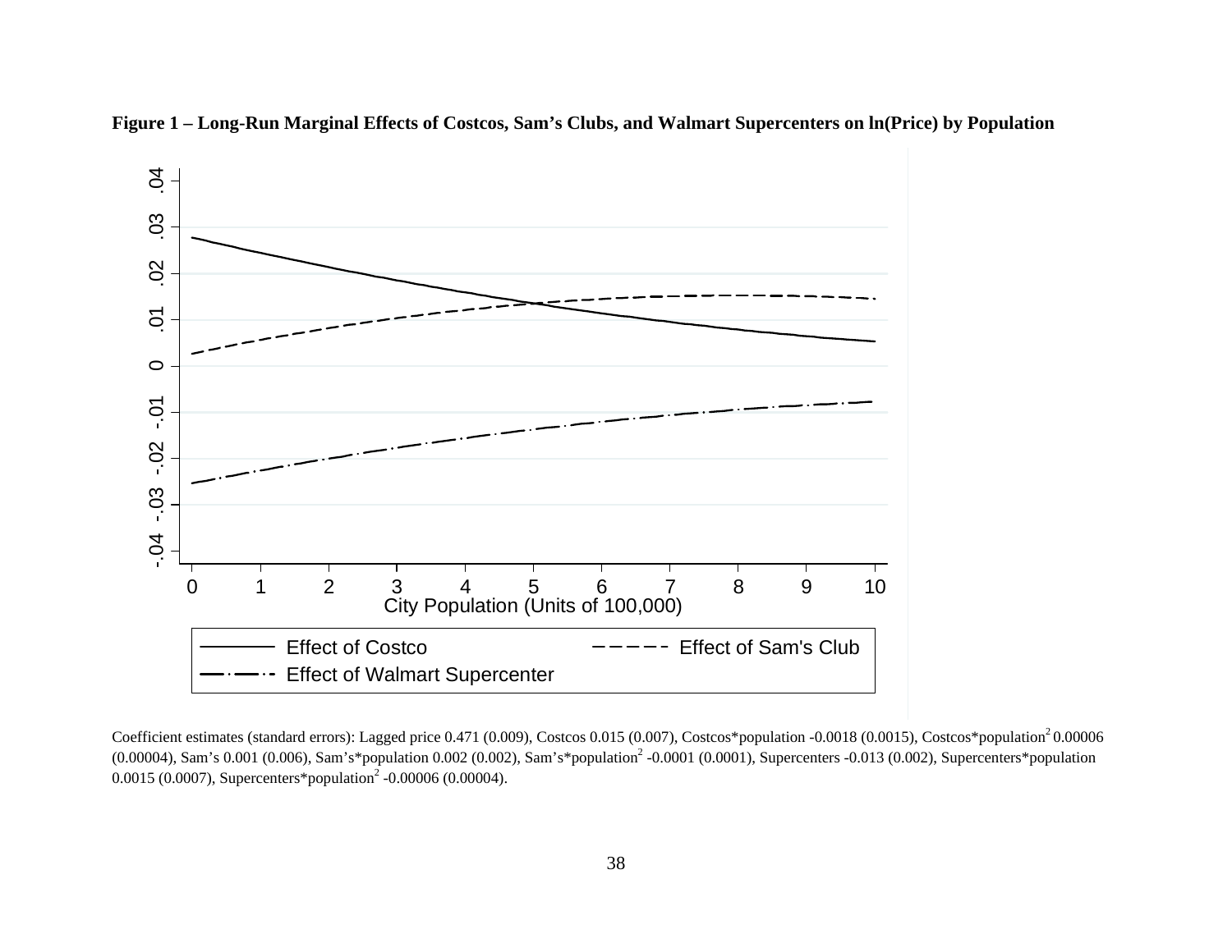**Figure 1 – Long-Run Marginal Effects of Costcos, Sam's Clubs, and Walmart Supercenters on ln(Price) by Population**

Coefficient estimates (standard errors): Lagged price 0.471 (0.009), Costcos 0.015 (0.007), Costcos*population -0.0018 (0.0015), Costcos*population[2] 0.00006 (0.00004), Sam's 0.001 (0.006), Sam's*population 0.002 (0.002), Sam's*population[2] -0.0001 (0.0001), Supercenters -0.013 (0.002), Supercenters*population 0.0015 (0.0007), Supercenters*population[2] -0.00006 (0.00004).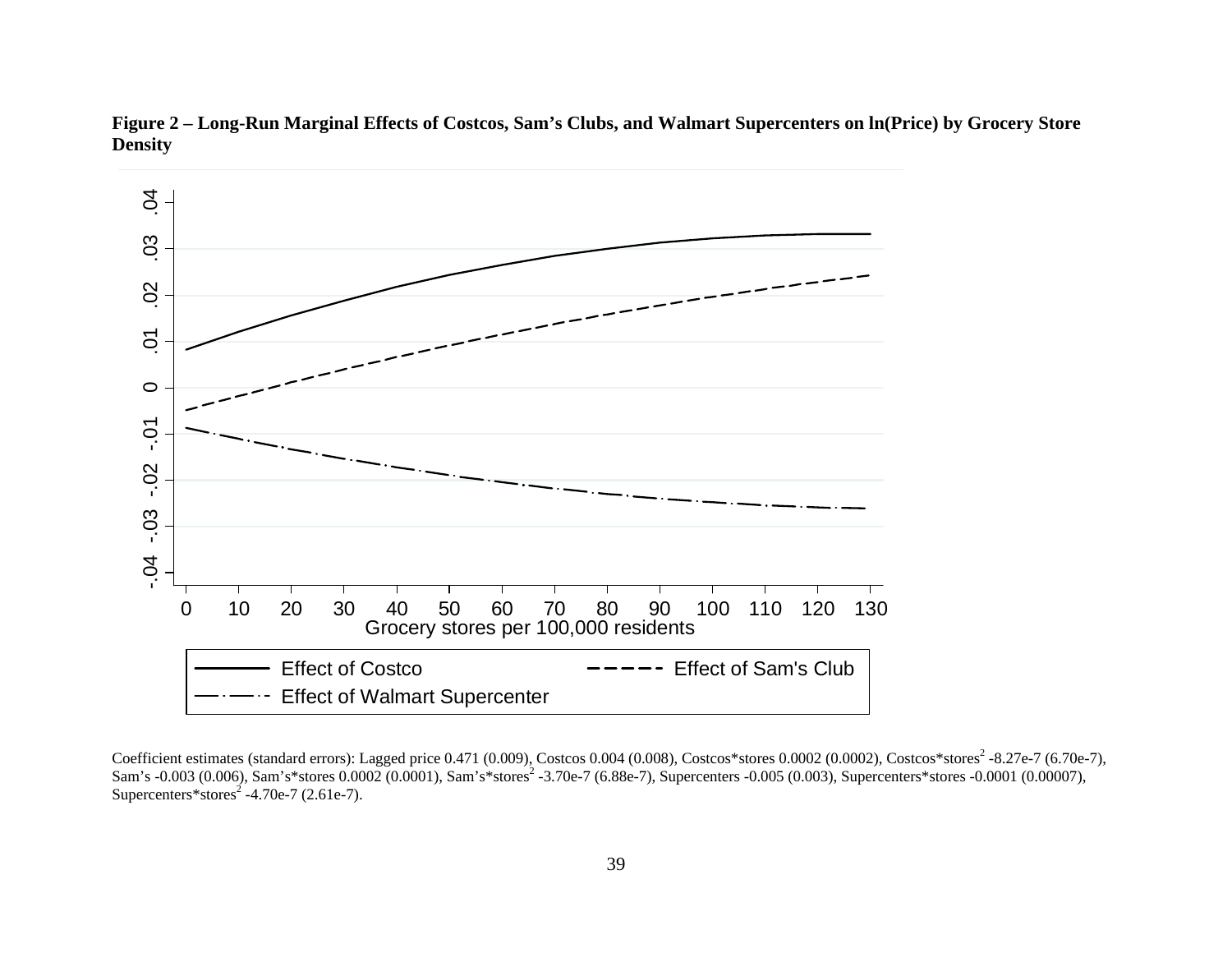**Figure 2 – Long-Run Marginal Effects of Costcos, Sam's Clubs, and Walmart Supercenters on ln(Price) by Grocery Store Density**

Coefficient estimates (standard errors): Lagged price 0.471 (0.009), Costcos 0.004 (0.008), Costcos*stores 0.0002 (0.0002), Costcos*stores$^2$ -8.27e-7 (6.70e-7), Sam's -0.003 (0.006), Sam's*stores 0.0002 (0.0001), Sam's*stores$^2$ -3.70e-7 (6.88e-7), Supercenters -0.005 (0.003), Supercenters*stores -0.0001 (0.00007), Supercenters*stores$^2$ -4.70e-7 (2.61e-7).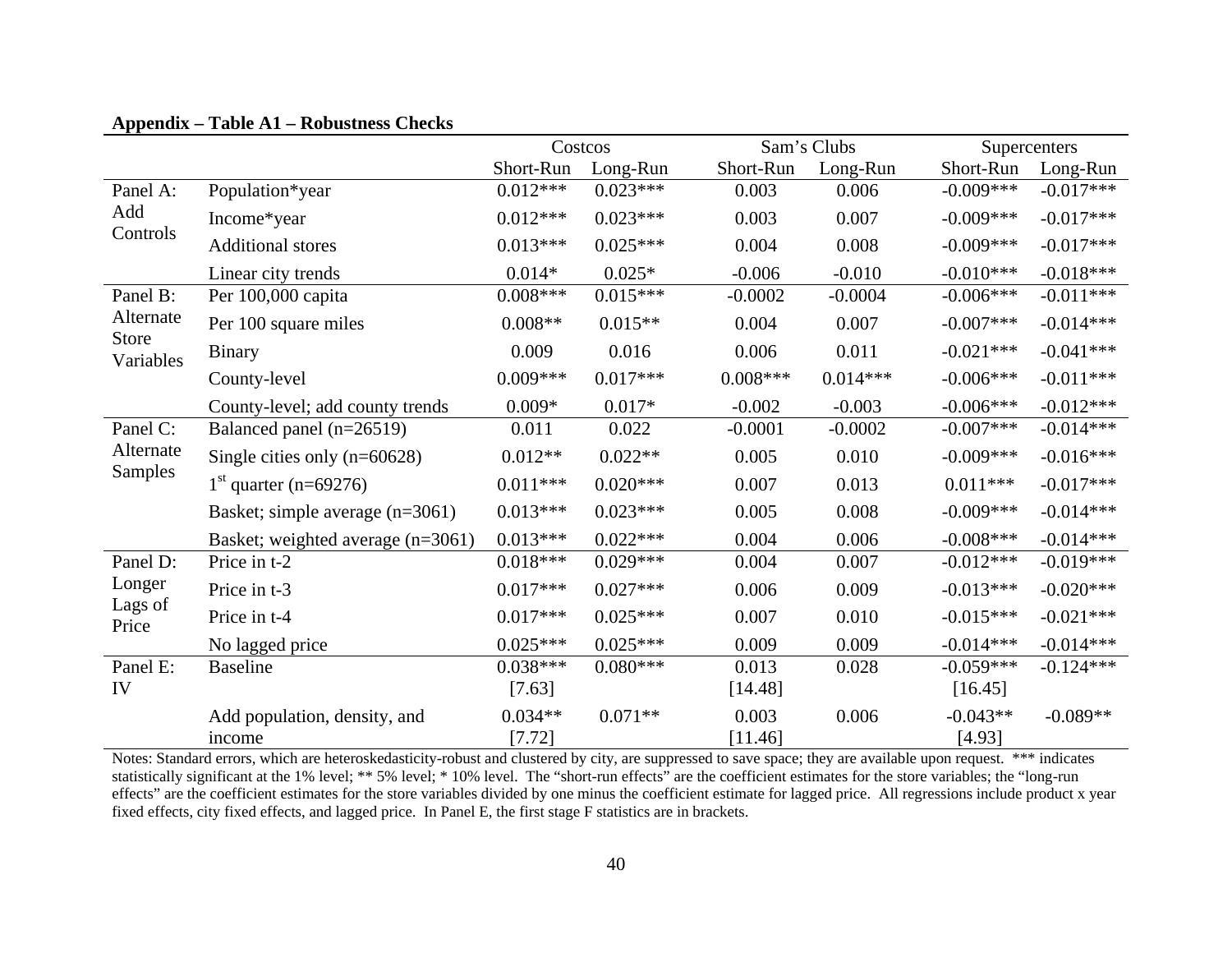**Appendix – Table A1 – Robustness Checks**

| | | Costcos | | Sam's Clubs | | Supercenters | |
|---|---|---|---|---|---|---|---|
| | | Short-Run | Long-Run | Short-Run | Long-Run | Short-Run | Long-Run |
| Panel A: Add Controls | Population*year | 0.012*** | 0.023*** | 0.003 | 0.006 | -0.009*** | -0.017*** |
| | Income*year | 0.012*** | 0.023*** | 0.003 | 0.007 | -0.009*** | -0.017*** |
| | Additional stores | 0.013*** | 0.025*** | 0.004 | 0.008 | -0.009*** | -0.017*** |
| | Linear city trends | 0.014* | 0.025* | -0.006 | -0.010 | -0.010*** | -0.018*** |
| Panel B: Alternate Store Variables | Per 100,000 capita | 0.008*** | 0.015*** | -0.0002 | -0.0004 | -0.006*** | -0.011*** |
| | Per 100 square miles | 0.008** | 0.015** | 0.004 | 0.007 | -0.007*** | -0.014*** |
| | Binary | 0.009 | 0.016 | 0.006 | 0.011 | -0.021*** | -0.041*** |
| | County-level | 0.009*** | 0.017*** | 0.008*** | 0.014*** | -0.006*** | -0.011*** |
| | County-level; add county trends | 0.009* | 0.017* | -0.002 | -0.003 | -0.006*** | -0.012*** |
| Panel C: Alternate Samples | Balanced panel (n=26519) | 0.011 | 0.022 | -0.0001 | -0.0002 | -0.007*** | -0.014*** |
| | Single cities only (n=60628) | 0.012** | 0.022** | 0.005 | 0.010 | -0.009*** | -0.016*** |
| | 1st quarter (n=69276) | 0.011*** | 0.020*** | 0.007 | 0.013 | 0.011*** | -0.017*** |
| | Basket; simple average (n=3061) | 0.013*** | 0.023*** | 0.005 | 0.008 | -0.009*** | -0.014*** |
| | Basket; weighted average (n=3061) | 0.013*** | 0.022*** | 0.004 | 0.006 | -0.008*** | -0.014*** |
| Panel D: Longer Lags of Price | Price in t-2 | 0.018*** | 0.029*** | 0.004 | 0.007 | -0.012*** | -0.019*** |
| | Price in t-3 | 0.017*** | 0.027*** | 0.006 | 0.009 | -0.013*** | -0.020*** |
| | Price in t-4 | 0.017*** | 0.025*** | 0.007 | 0.010 | -0.015*** | -0.021*** |
| | No lagged price | 0.025*** | 0.025*** | 0.009 | 0.009 | -0.014*** | -0.014*** |
| Panel E: IV | Baseline | 0.038*** [7.63] | 0.080*** | 0.013 [14.48] | 0.028 | -0.059*** [16.45] | -0.124*** |
| | Add population, density, and income | 0.034** [7.72] | 0.071** | 0.003 [11.46] | 0.006 | -0.043** [4.93] | -0.089** |

Notes: Standard errors, which are heteroskedasticity-robust and clustered by city, are suppressed to save space; they are available upon request. *** indicates statistically significant at the 1% level; ** 5% level; * 10% level. The "short-run effects" are the coefficient estimates for the store variables; the "long-run effects" are the coefficient estimates for the store variables divided by one minus the coefficient estimate for lagged price. All regressions include product x year fixed effects, city fixed effects, and lagged price. In Panel E, the first stage F statistics are in brackets.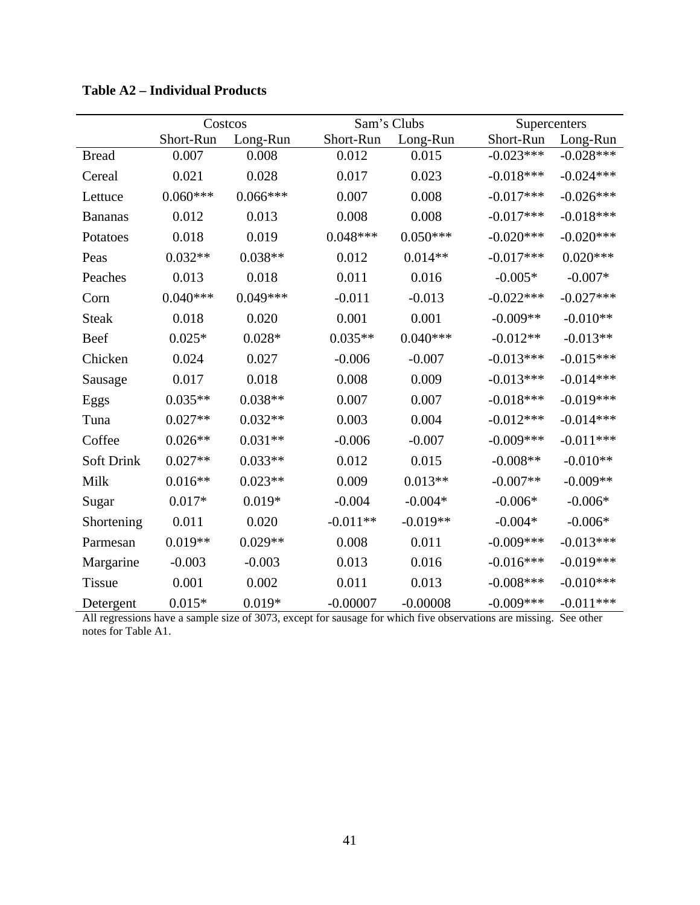**Table A2 – Individual Products**

| | Costcos | | Sam's Clubs | | Supercenters | |
|---|---|---|---|---|---|---|
| | Short-Run | Long-Run | Short-Run | Long-Run | Short-Run | Long-Run |
| Bread | 0.007 | 0.008 | 0.012 | 0.015 | -0.023*** | -0.028*** |
| Cereal | 0.021 | 0.028 | 0.017 | 0.023 | -0.018*** | -0.024*** |
| Lettuce | 0.060*** | 0.066*** | 0.007 | 0.008 | -0.017*** | -0.026*** |
| Bananas | 0.012 | 0.013 | 0.008 | 0.008 | -0.017*** | -0.018*** |
| Potatoes | 0.018 | 0.019 | 0.048*** | 0.050*** | -0.020*** | -0.020*** |
| Peas | 0.032** | 0.038** | 0.012 | 0.014** | -0.017*** | 0.020*** |
| Peaches | 0.013 | 0.018 | 0.011 | 0.016 | -0.005* | -0.007* |
| Corn | 0.040*** | 0.049*** | -0.011 | -0.013 | -0.022*** | -0.027*** |
| Steak | 0.018 | 0.020 | 0.001 | 0.001 | -0.009** | -0.010** |
| Beef | 0.025* | 0.028* | 0.035** | 0.040*** | -0.012** | -0.013** |
| Chicken | 0.024 | 0.027 | -0.006 | -0.007 | -0.013*** | -0.015*** |
| Sausage | 0.017 | 0.018 | 0.008 | 0.009 | -0.013*** | -0.014*** |
| Eggs | 0.035** | 0.038** | 0.007 | 0.007 | -0.018*** | -0.019*** |
| Tuna | 0.027** | 0.032** | 0.003 | 0.004 | -0.012*** | -0.014*** |
| Coffee | 0.026** | 0.031** | -0.006 | -0.007 | -0.009*** | -0.011*** |
| Soft Drink | 0.027** | 0.033** | 0.012 | 0.015 | -0.008** | -0.010** |
| Milk | 0.016** | 0.023** | 0.009 | 0.013** | -0.007** | -0.009** |
| Sugar | 0.017* | 0.019* | -0.004 | -0.004* | -0.006* | -0.006* |
| Shortening | 0.011 | 0.020 | -0.011** | -0.019** | -0.004* | -0.006* |
| Parmesan | 0.019** | 0.029** | 0.008 | 0.011 | -0.009*** | -0.013*** |
| Margarine | -0.003 | -0.003 | 0.013 | 0.016 | -0.016*** | -0.019*** |
| Tissue | 0.001 | 0.002 | 0.011 | 0.013 | -0.008*** | -0.010*** |
| Detergent | 0.015* | 0.019* | -0.00007 | -0.00008 | -0.009*** | -0.011*** |

All regressions have a sample size of 3073, except for sausage for which five observations are missing. See other notes for Table A1.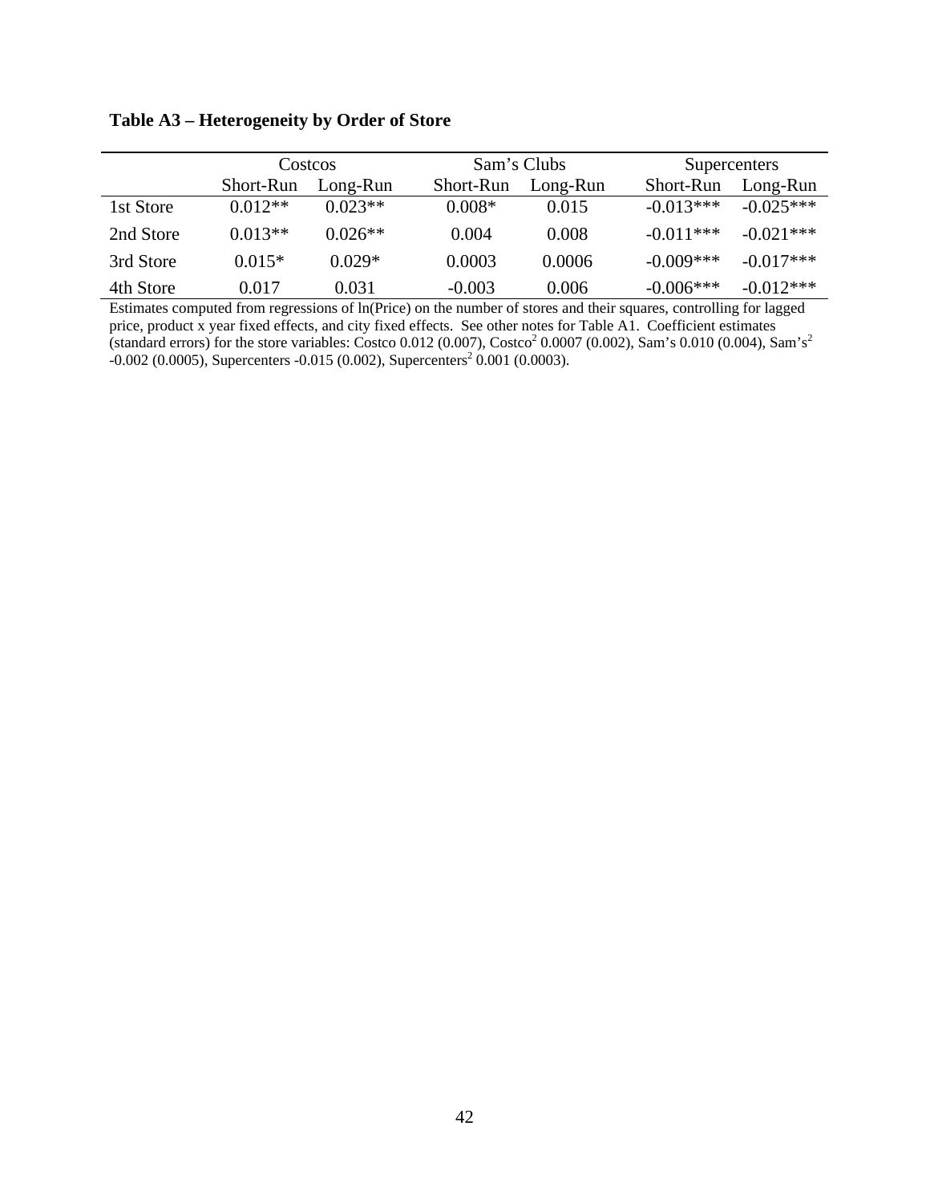**Table A3 – Heterogeneity by Order of Store**

| | Costcos | | Sam's Clubs | | Supercenters | |
|---|---|---|---|---|---|---|
| | Short-Run | Long-Run | Short-Run | Long-Run | Short-Run | Long-Run |
| 1st Store | 0.012** | 0.023** | 0.008* | 0.015 | -0.013*** | -0.025*** |
| 2nd Store | 0.013** | 0.026** | 0.004 | 0.008 | -0.011*** | -0.021*** |
| 3rd Store | 0.015* | 0.029* | 0.0003 | 0.0006 | -0.009*** | -0.017*** |
| 4th Store | 0.017 | 0.031 | -0.003 | 0.006 | -0.006*** | -0.012*** |

Estimates computed from regressions of ln(Price) on the number of stores and their squares, controlling for lagged price, product x year fixed effects, and city fixed effects. See other notes for Table A1. Coefficient estimates (standard errors) for the store variables: Costco 0.012 (0.007), $\text{Costco}^2$ 0.0007 (0.002), Sam's 0.010 (0.004), $\text{Sam's}^2$ -0.002 (0.0005), Supercenters -0.015 (0.002), $\text{Supercenters}^2$ 0.001 (0.0003).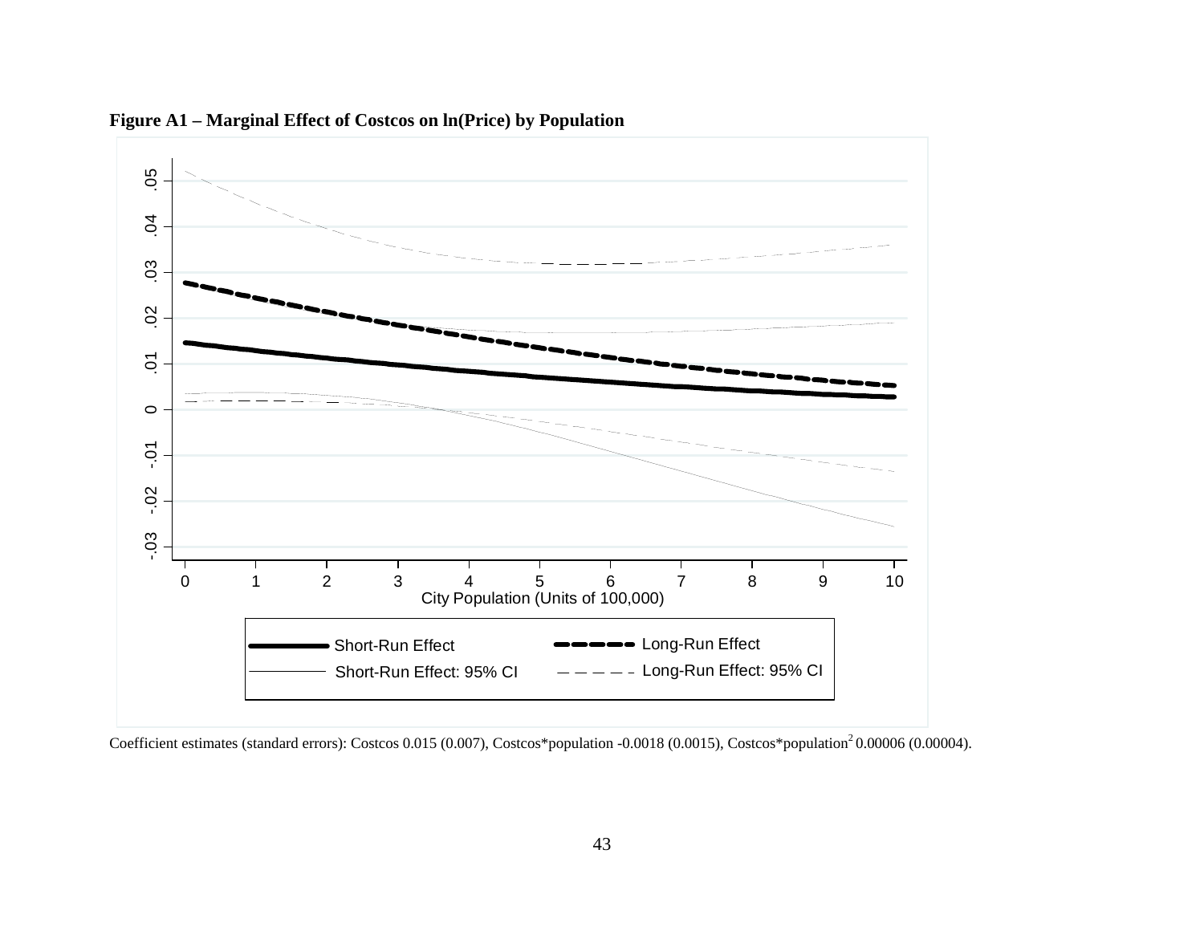**Figure A1 – Marginal Effect of Costcos on ln(Price) by Population**

Coefficient estimates (standard errors): Costcos 0.015 (0.007), Costcos*population -0.0018 (0.0015), Costcos*population$^2$ 0.00006 (0.00004).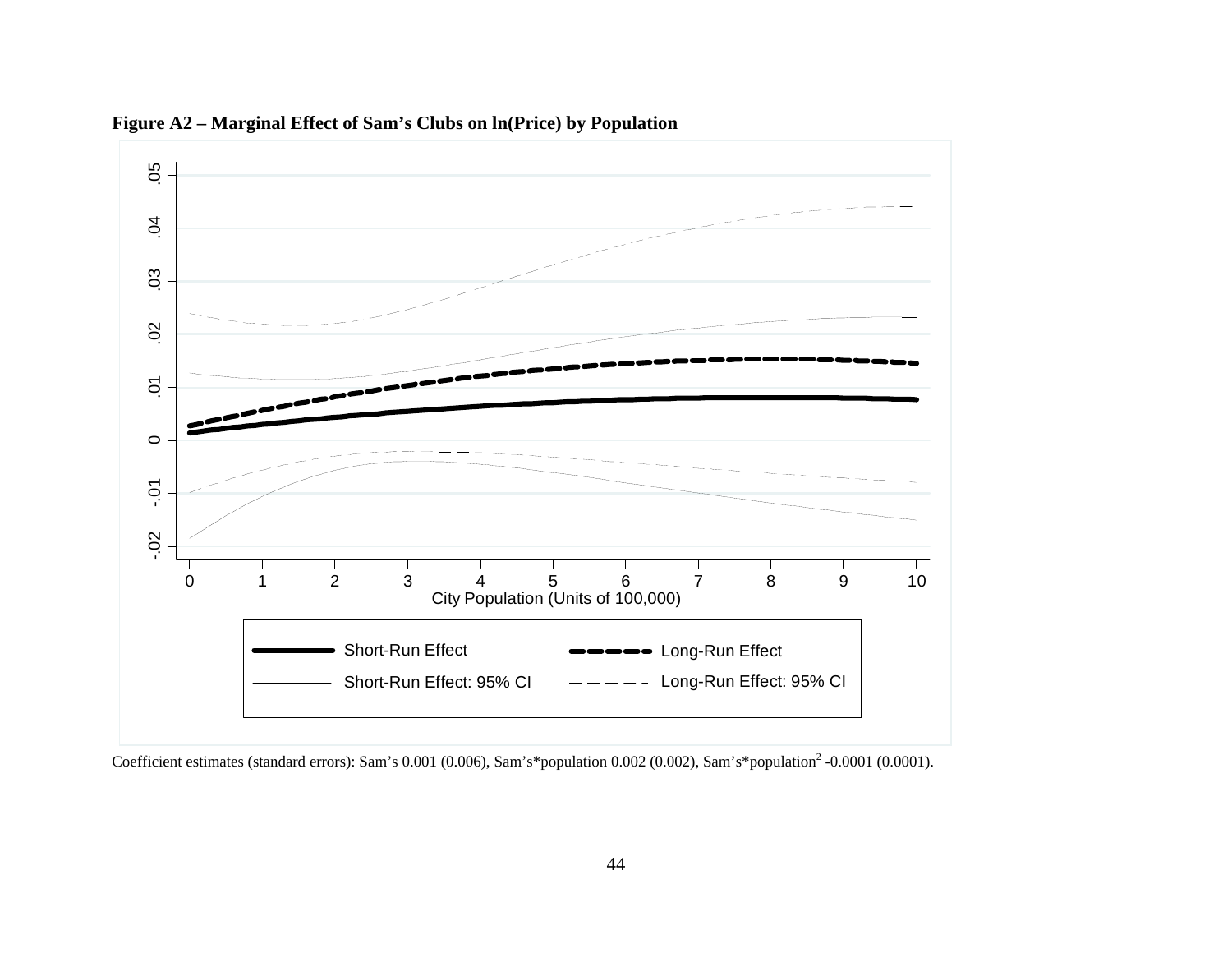**Figure A2 – Marginal Effect of Sam's Clubs on ln(Price) by Population**

Coefficient estimates (standard errors): Sam's 0.001 (0.006), Sam's*population 0.002 (0.002), Sam's*population$^2$ -0.0001 (0.0001).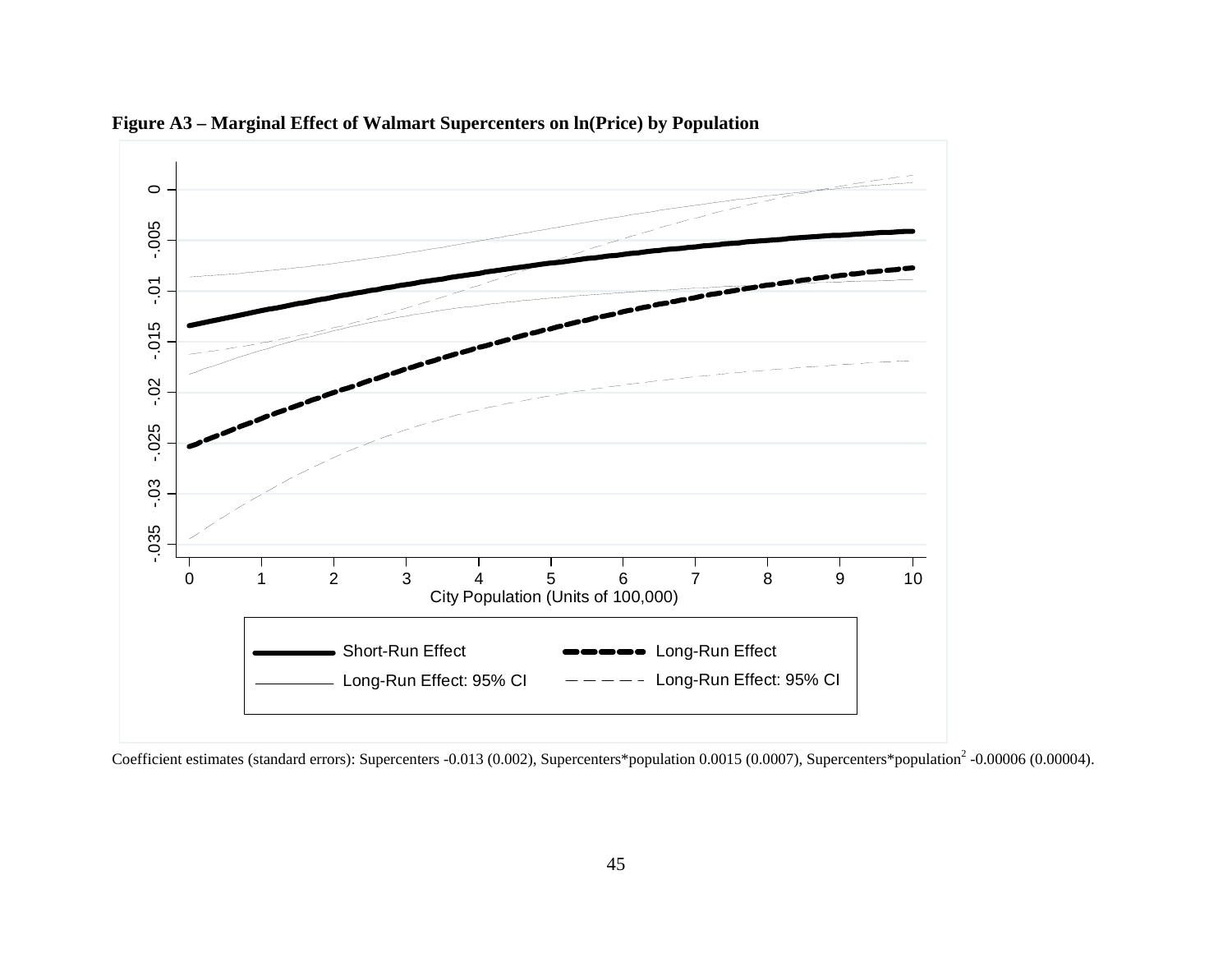**Figure A3 – Marginal Effect of Walmart Supercenters on ln(Price) by Population**

Coefficient estimates (standard errors): Supercenters -0.013 (0.002), Supercenters*population 0.0015 (0.0007), Supercenters*population$^2$ -0.00006 (0.00004).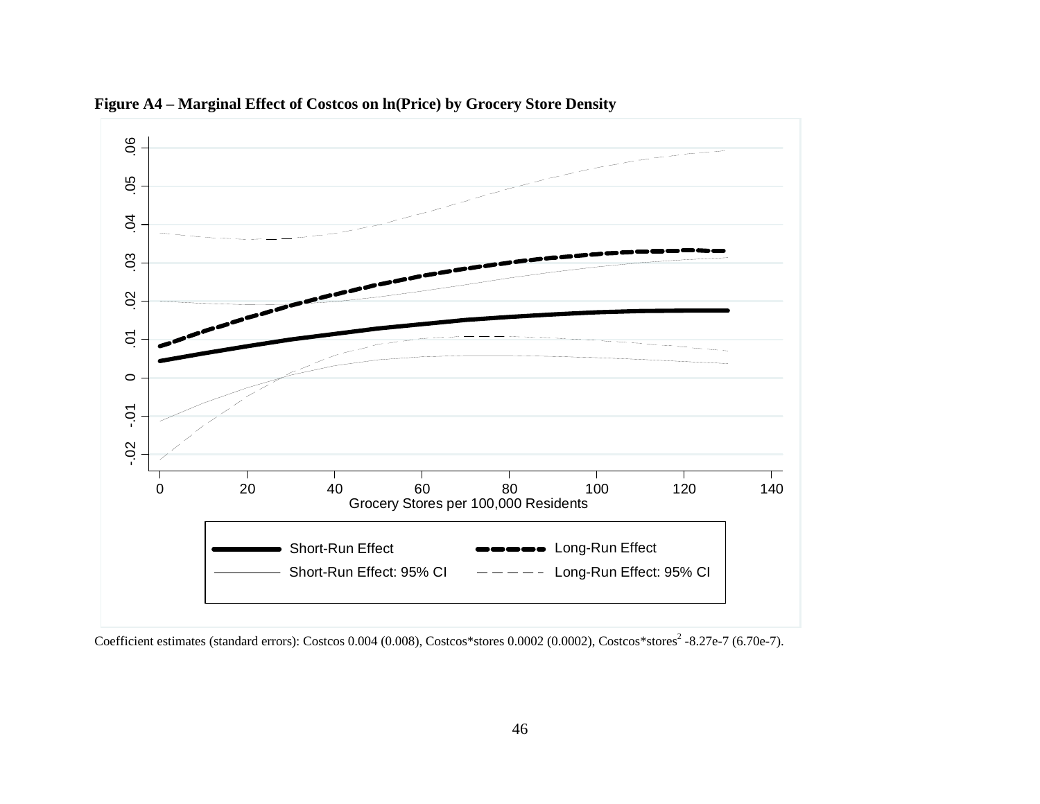**Figure A4 – Marginal Effect of Costcos on ln(Price) by Grocery Store Density**

Coefficient estimates (standard errors): Costcos 0.004 (0.008), Costcos*stores 0.0002 (0.0002), Costcos*stores$^2$ -8.27e-7 (6.70e-7).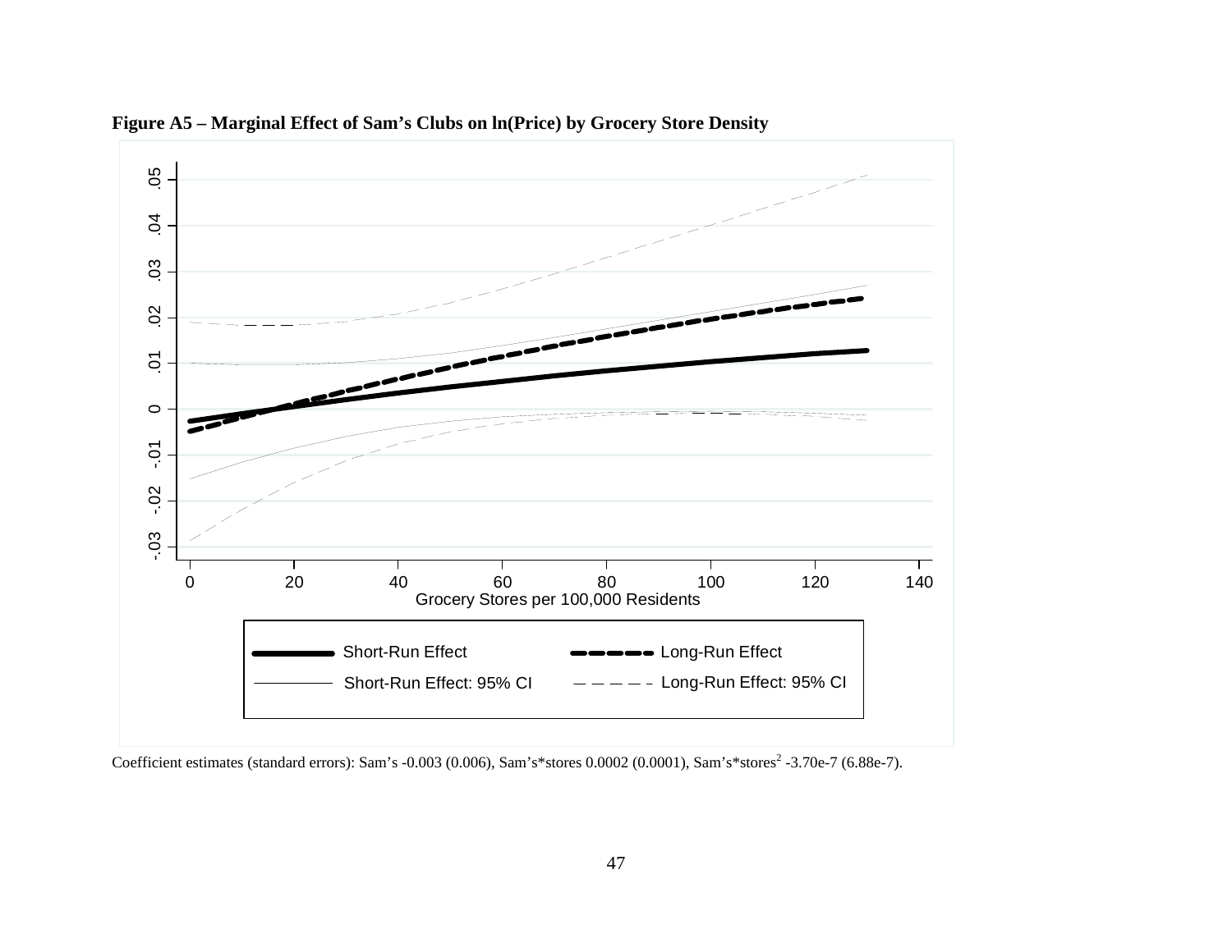**Figure A5 – Marginal Effect of Sam's Clubs on ln(Price) by Grocery Store Density**

Coefficient estimates (standard errors): Sam's -0.003 (0.006), Sam's*stores 0.0002 (0.0001), Sam's*stores$^2$ -3.70e-7 (6.88e-7).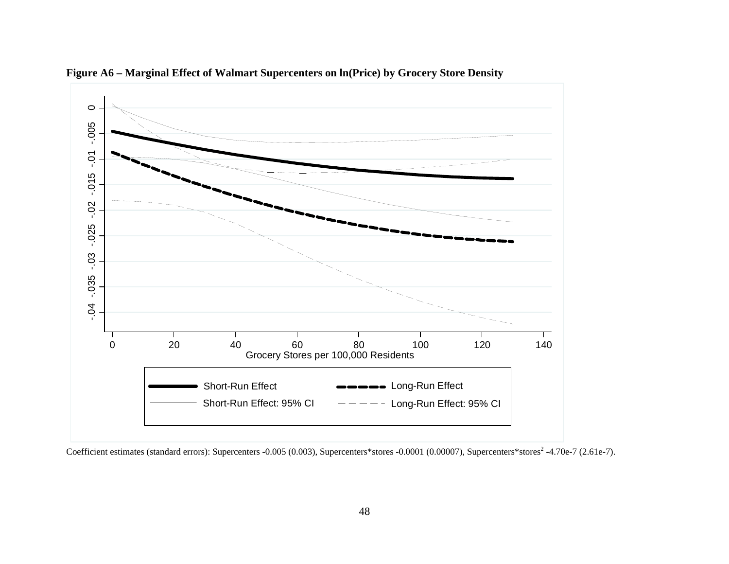**Figure A6 – Marginal Effect of Walmart Supercenters on ln(Price) by Grocery Store Density**

0
-.005
-.01
-.015
-.02
-.025
-.03
-.035
-.04

0 20 40 60 80 100 120 140

Grocery Stores per 100,000 Residents

Short-Run Effect
Long-Run Effect
Short-Run Effect: 95% CI
Long-Run Effect: 95% CI

Coefficient estimates (standard errors): Supercenters -0.005 (0.003), Supercenters*stores -0.0001 (0.00007), Supercenters*stores$^2$ -4.70e-7 (2.61e-7).